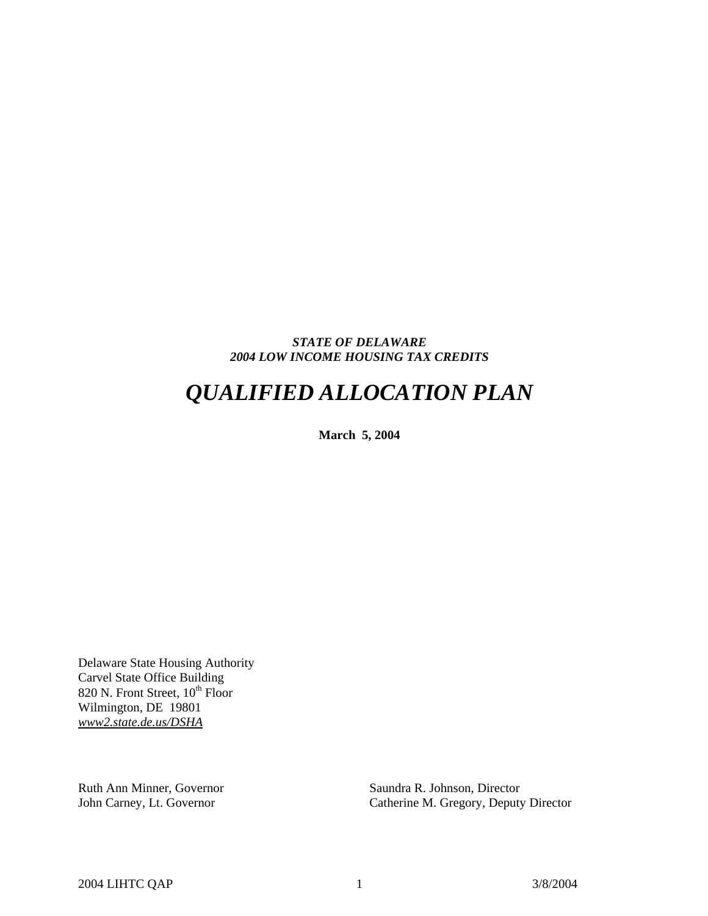***STATE OF DELAWARE***
***2004 LOW INCOME HOUSING TAX CREDITS***

# *QUALIFIED ALLOCATION PLAN*

**March 5, 2004**

Delaware State Housing Authority
Carvel State Office Building
820 N. Front Street, 10th Floor
Wilmington, DE 19801
*www2.state.de.us/DSHA*

Ruth Ann Minner, Governor
John Carney, Lt. Governor

Saundra R. Johnson, Director
Catherine M. Gregory, Deputy Director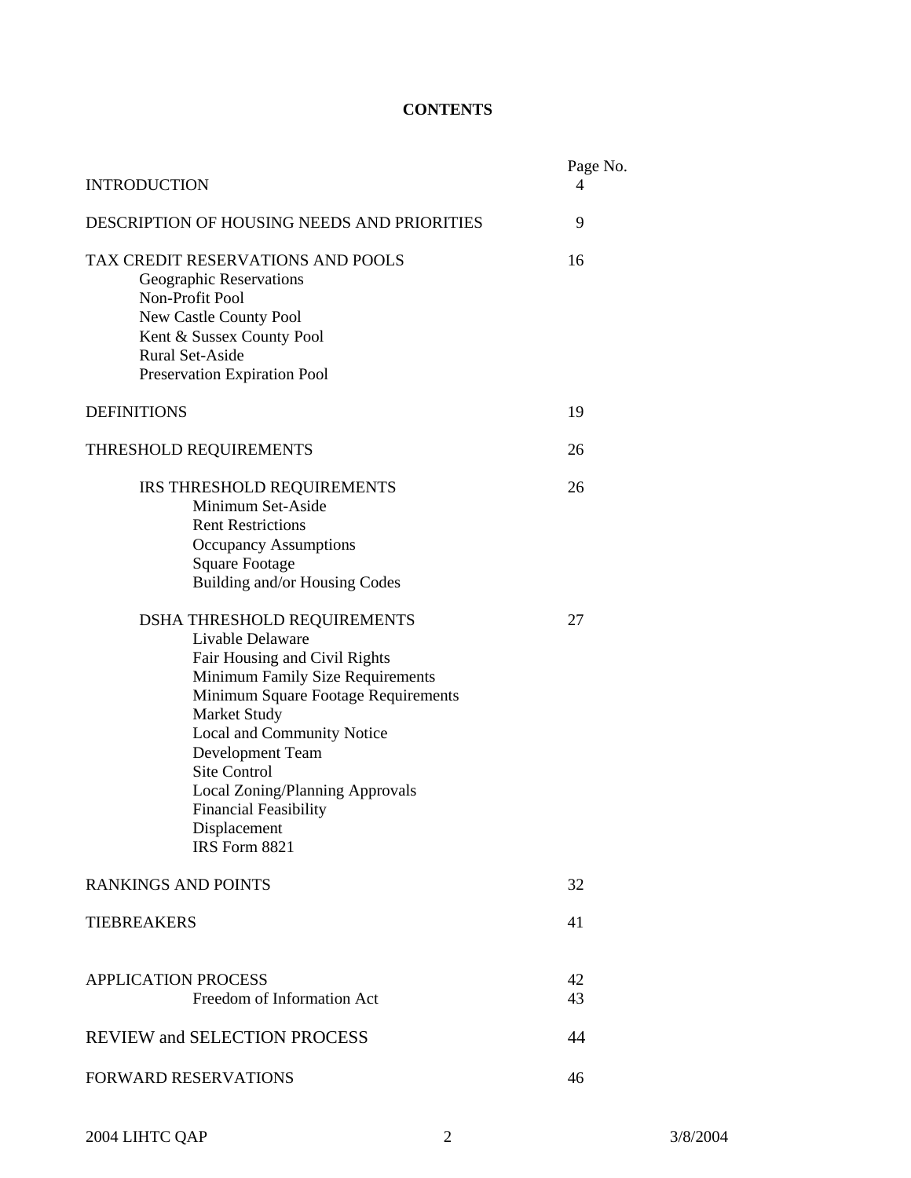**CONTENTS**

| | Page No. |
|---|---|
| INTRODUCTION | 4 |
| DESCRIPTION OF HOUSING NEEDS AND PRIORITIES | 9 |
| TAX CREDIT RESERVATIONS AND POOLS | 16 |
| Geographic Reservations | |
| Non-Profit Pool | |
| New Castle County Pool | |
| Kent & Sussex County Pool | |
| Rural Set-Aside | |
| Preservation Expiration Pool | |
| DEFINITIONS | 19 |
| THRESHOLD REQUIREMENTS | 26 |
| IRS THRESHOLD REQUIREMENTS | 26 |
| Minimum Set-Aside | |
| Rent Restrictions | |
| Occupancy Assumptions | |
| Square Footage | |
| Building and/or Housing Codes | |
| DSHA THRESHOLD REQUIREMENTS | 27 |
| Livable Delaware | |
| Fair Housing and Civil Rights | |
| Minimum Family Size Requirements | |
| Minimum Square Footage Requirements | |
| Market Study | |
| Local and Community Notice | |
| Development Team | |
| Site Control | |
| Local Zoning/Planning Approvals | |
| Financial Feasibility | |
| Displacement | |
| IRS Form 8821 | |
| RANKINGS AND POINTS | 32 |
| TIEBREAKERS | 41 |
| APPLICATION PROCESS | 42 |
| Freedom of Information Act | 43 |
| REVIEW and SELECTION PROCESS | 44 |
| FORWARD RESERVATIONS | 46 |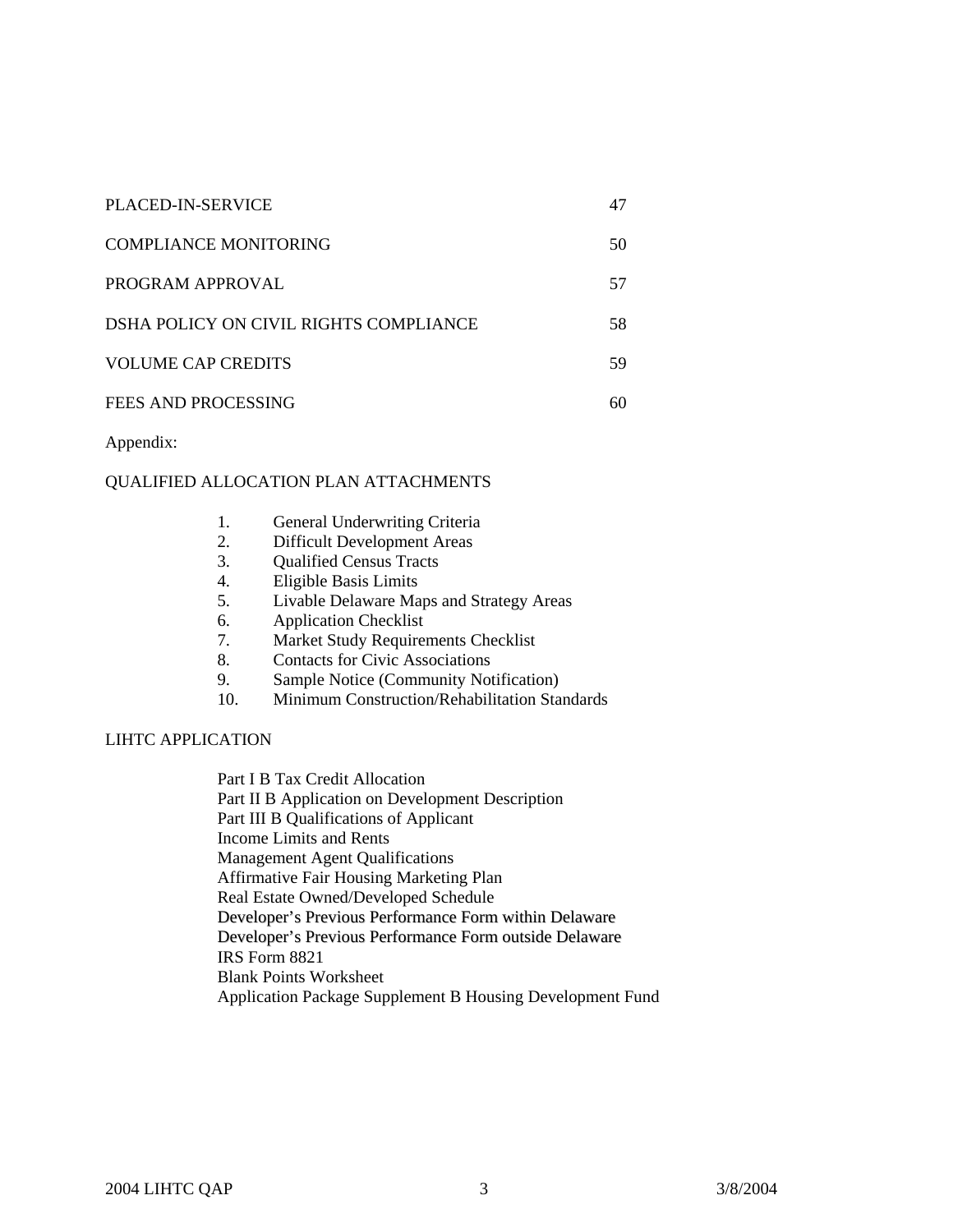| | |
|---|---|
| PLACED-IN-SERVICE | 47 |
| COMPLIANCE MONITORING | 50 |
| PROGRAM APPROVAL | 57 |
| DSHA POLICY ON CIVIL RIGHTS COMPLIANCE | 58 |
| VOLUME CAP CREDITS | 59 |
| FEES AND PROCESSING | 60 |

Appendix:

QUALIFIED ALLOCATION PLAN ATTACHMENTS

1. General Underwriting Criteria
2. Difficult Development Areas
3. Qualified Census Tracts
4. Eligible Basis Limits
5. Livable Delaware Maps and Strategy Areas
6. Application Checklist
7. Market Study Requirements Checklist
8. Contacts for Civic Associations
9. Sample Notice (Community Notification)
10. Minimum Construction/Rehabilitation Standards

LIHTC APPLICATION

- Part I B Tax Credit Allocation
- Part II B Application on Development Description
- Part III B Qualifications of Applicant
- Income Limits and Rents
- Management Agent Qualifications
- Affirmative Fair Housing Marketing Plan
- Real Estate Owned/Developed Schedule
- Developer's Previous Performance Form within Delaware
- Developer's Previous Performance Form outside Delaware
- IRS Form 8821
- Blank Points Worksheet
- Application Package Supplement B Housing Development Fund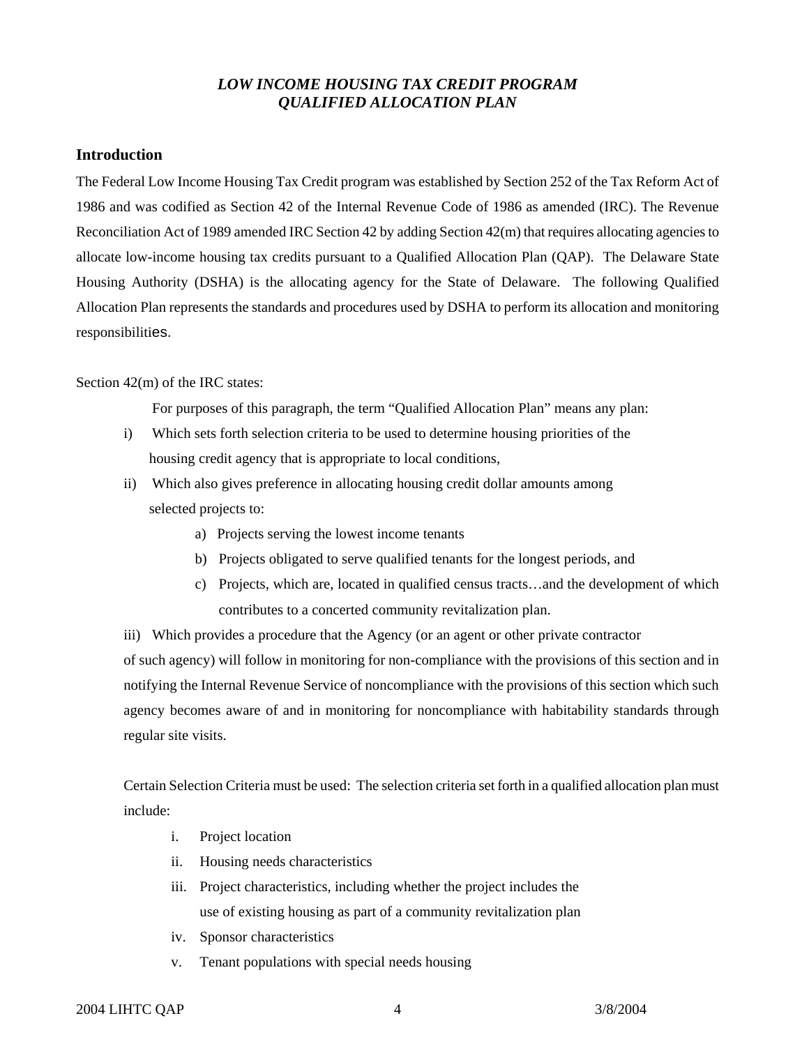*LOW INCOME HOUSING TAX CREDIT PROGRAM*
*QUALIFIED ALLOCATION PLAN*

## Introduction

The Federal Low Income Housing Tax Credit program was established by Section 252 of the Tax Reform Act of 1986 and was codified as Section 42 of the Internal Revenue Code of 1986 as amended (IRC). The Revenue Reconciliation Act of 1989 amended IRC Section 42 by adding Section 42(m) that requires allocating agencies to allocate low-income housing tax credits pursuant to a Qualified Allocation Plan (QAP). The Delaware State Housing Authority (DSHA) is the allocating agency for the State of Delaware. The following Qualified Allocation Plan represents the standards and procedures used by DSHA to perform its allocation and monitoring responsibilities.

Section 42(m) of the IRC states:

For purposes of this paragraph, the term "Qualified Allocation Plan" means any plan:

i) Which sets forth selection criteria to be used to determine housing priorities of the housing credit agency that is appropriate to local conditions,

ii) Which also gives preference in allocating housing credit dollar amounts among selected projects to:

   a) Projects serving the lowest income tenants

   b) Projects obligated to serve qualified tenants for the longest periods, and

   c) Projects, which are, located in qualified census tracts…and the development of which contributes to a concerted community revitalization plan.

iii) Which provides a procedure that the Agency (or an agent or other private contractor of such agency) will follow in monitoring for non-compliance with the provisions of this section and in notifying the Internal Revenue Service of noncompliance with the provisions of this section which such agency becomes aware of and in monitoring for noncompliance with habitability standards through regular site visits.

Certain Selection Criteria must be used: The selection criteria set forth in a qualified allocation plan must include:

i. Project location
ii. Housing needs characteristics
iii. Project characteristics, including whether the project includes the use of existing housing as part of a community revitalization plan
iv. Sponsor characteristics
v. Tenant populations with special needs housing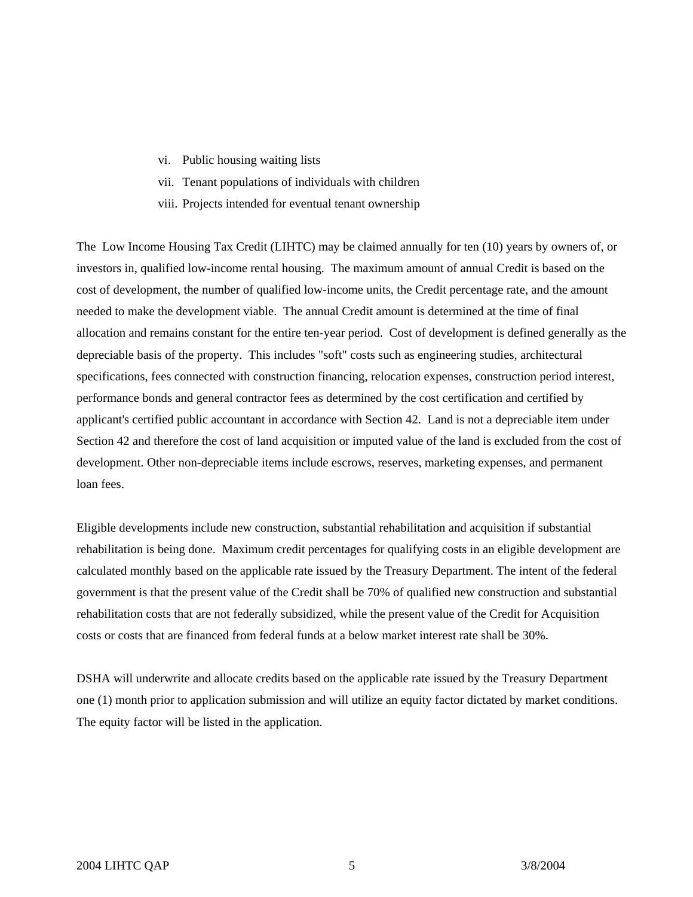vi. Public housing waiting lists
vii. Tenant populations of individuals with children
viii. Projects intended for eventual tenant ownership

The Low Income Housing Tax Credit (LIHTC) may be claimed annually for ten (10) years by owners of, or investors in, qualified low-income rental housing. The maximum amount of annual Credit is based on the cost of development, the number of qualified low-income units, the Credit percentage rate, and the amount needed to make the development viable. The annual Credit amount is determined at the time of final allocation and remains constant for the entire ten-year period. Cost of development is defined generally as the depreciable basis of the property. This includes "soft" costs such as engineering studies, architectural specifications, fees connected with construction financing, relocation expenses, construction period interest, performance bonds and general contractor fees as determined by the cost certification and certified by applicant's certified public accountant in accordance with Section 42. Land is not a depreciable item under Section 42 and therefore the cost of land acquisition or imputed value of the land is excluded from the cost of development. Other non-depreciable items include escrows, reserves, marketing expenses, and permanent loan fees.

Eligible developments include new construction, substantial rehabilitation and acquisition if substantial rehabilitation is being done. Maximum credit percentages for qualifying costs in an eligible development are calculated monthly based on the applicable rate issued by the Treasury Department. The intent of the federal government is that the present value of the Credit shall be 70% of qualified new construction and substantial rehabilitation costs that are not federally subsidized, while the present value of the Credit for Acquisition costs or costs that are financed from federal funds at a below market interest rate shall be 30%.

DSHA will underwrite and allocate credits based on the applicable rate issued by the Treasury Department one (1) month prior to application submission and will utilize an equity factor dictated by market conditions. The equity factor will be listed in the application.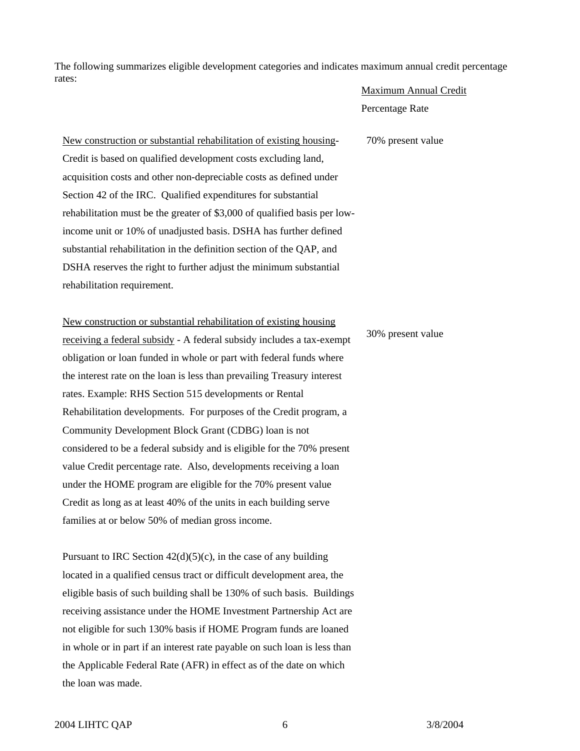The following summarizes eligible development categories and indicates maximum annual credit percentage rates:

| | Maximum Annual Credit Percentage Rate |
|---|---|
| New construction or substantial rehabilitation of existing housing- Credit is based on qualified development costs excluding land, acquisition costs and other non-depreciable costs as defined under Section 42 of the IRC. Qualified expenditures for substantial rehabilitation must be the greater of $3,000 of qualified basis per low-income unit or 10% of unadjusted basis. DSHA has further defined substantial rehabilitation in the definition section of the QAP, and DSHA reserves the right to further adjust the minimum substantial rehabilitation requirement. | 70% present value |
| New construction or substantial rehabilitation of existing housing receiving a federal subsidy - A federal subsidy includes a tax-exempt obligation or loan funded in whole or part with federal funds where the interest rate on the loan is less than prevailing Treasury interest rates. Example: RHS Section 515 developments or Rental Rehabilitation developments. For purposes of the Credit program, a Community Development Block Grant (CDBG) loan is not considered to be a federal subsidy and is eligible for the 70% present value Credit percentage rate. Also, developments receiving a loan under the HOME program are eligible for the 70% present value Credit as long as at least 40% of the units in each building serve families at or below 50% of median gross income. | 30% present value |

Pursuant to IRC Section 42(d)(5)(c), in the case of any building located in a qualified census tract or difficult development area, the eligible basis of such building shall be 130% of such basis. Buildings receiving assistance under the HOME Investment Partnership Act are not eligible for such 130% basis if HOME Program funds are loaned in whole or in part if an interest rate payable on such loan is less than the Applicable Federal Rate (AFR) in effect as of the date on which the loan was made.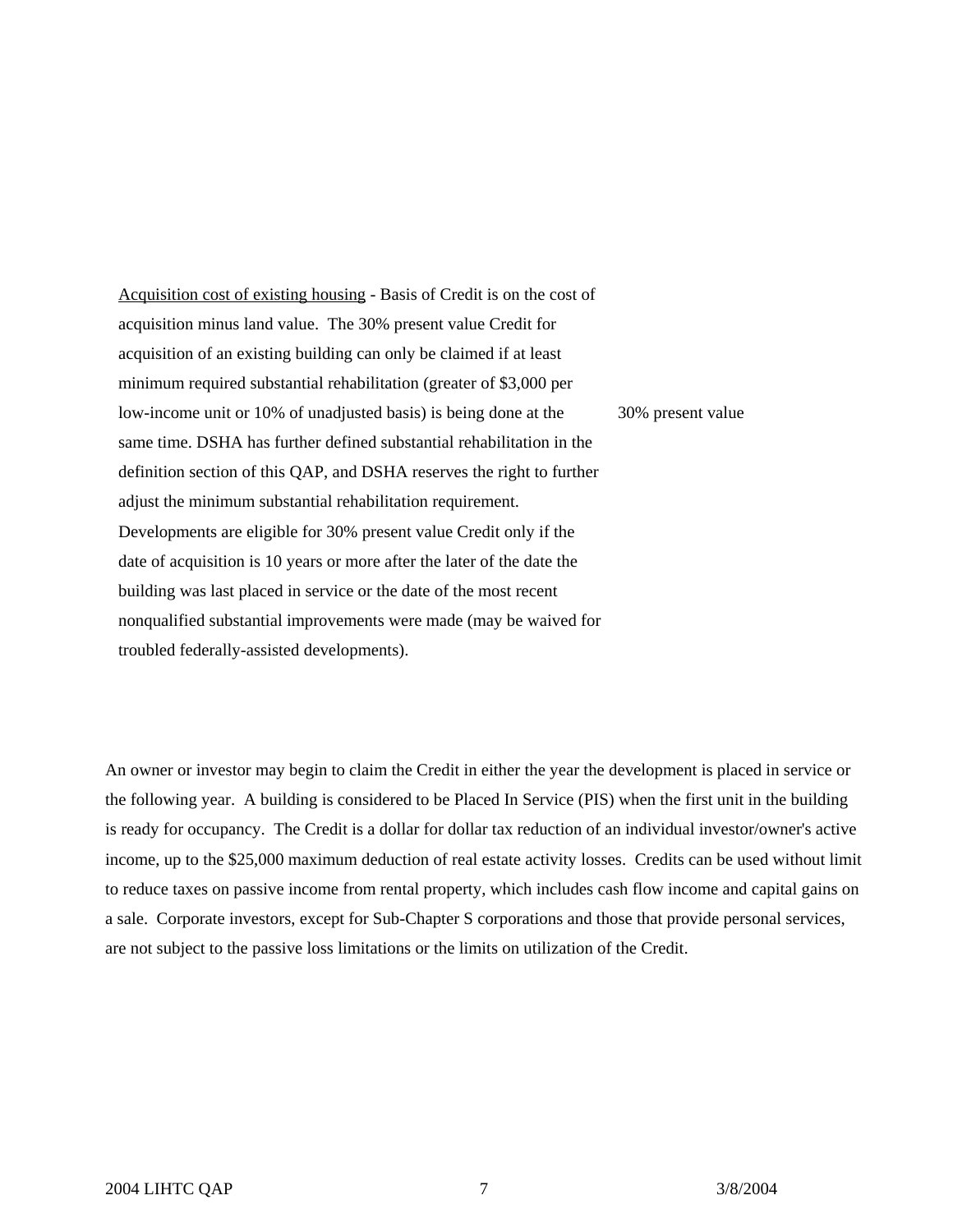Acquisition cost of existing housing - Basis of Credit is on the cost of acquisition minus land value. The 30% present value Credit for acquisition of an existing building can only be claimed if at least minimum required substantial rehabilitation (greater of $3,000 per low-income unit or 10% of unadjusted basis) is being done at the same time. DSHA has further defined substantial rehabilitation in the definition section of this QAP, and DSHA reserves the right to further adjust the minimum substantial rehabilitation requirement. Developments are eligible for 30% present value Credit only if the date of acquisition is 10 years or more after the later of the date the building was last placed in service or the date of the most recent nonqualified substantial improvements were made (may be waived for troubled federally-assisted developments).

30% present value

An owner or investor may begin to claim the Credit in either the year the development is placed in service or the following year. A building is considered to be Placed In Service (PIS) when the first unit in the building is ready for occupancy. The Credit is a dollar for dollar tax reduction of an individual investor/owner's active income, up to the $25,000 maximum deduction of real estate activity losses. Credits can be used without limit to reduce taxes on passive income from rental property, which includes cash flow income and capital gains on a sale. Corporate investors, except for Sub-Chapter S corporations and those that provide personal services, are not subject to the passive loss limitations or the limits on utilization of the Credit.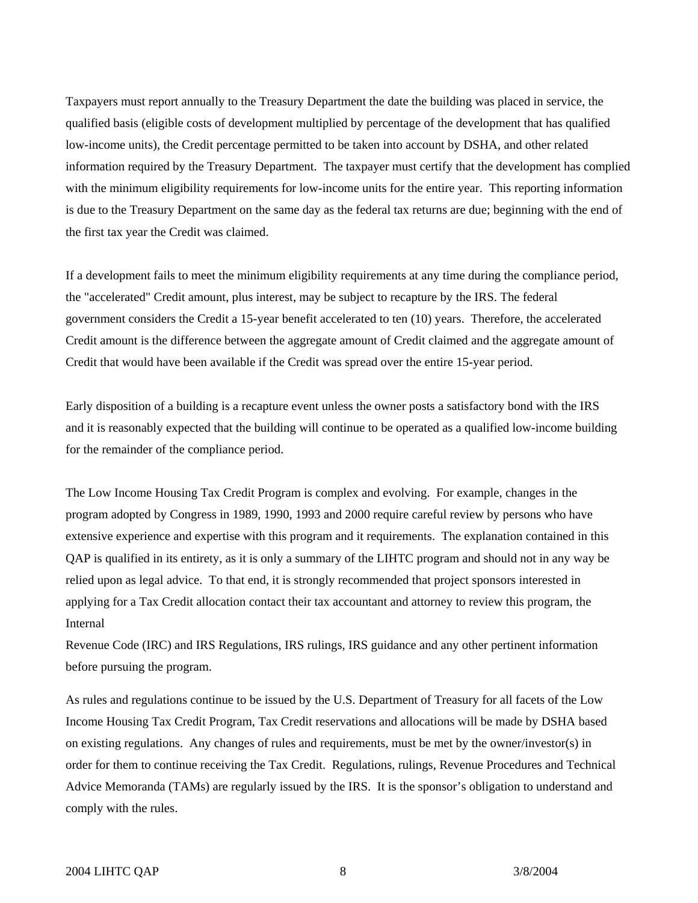Taxpayers must report annually to the Treasury Department the date the building was placed in service, the qualified basis (eligible costs of development multiplied by percentage of the development that has qualified low-income units), the Credit percentage permitted to be taken into account by DSHA, and other related information required by the Treasury Department. The taxpayer must certify that the development has complied with the minimum eligibility requirements for low-income units for the entire year. This reporting information is due to the Treasury Department on the same day as the federal tax returns are due; beginning with the end of the first tax year the Credit was claimed.

If a development fails to meet the minimum eligibility requirements at any time during the compliance period, the "accelerated" Credit amount, plus interest, may be subject to recapture by the IRS. The federal government considers the Credit a 15-year benefit accelerated to ten (10) years. Therefore, the accelerated Credit amount is the difference between the aggregate amount of Credit claimed and the aggregate amount of Credit that would have been available if the Credit was spread over the entire 15-year period.

Early disposition of a building is a recapture event unless the owner posts a satisfactory bond with the IRS and it is reasonably expected that the building will continue to be operated as a qualified low-income building for the remainder of the compliance period.

The Low Income Housing Tax Credit Program is complex and evolving. For example, changes in the program adopted by Congress in 1989, 1990, 1993 and 2000 require careful review by persons who have extensive experience and expertise with this program and it requirements. The explanation contained in this QAP is qualified in its entirety, as it is only a summary of the LIHTC program and should not in any way be relied upon as legal advice. To that end, it is strongly recommended that project sponsors interested in applying for a Tax Credit allocation contact their tax accountant and attorney to review this program, the Internal Revenue Code (IRC) and IRS Regulations, IRS rulings, IRS guidance and any other pertinent information before pursuing the program.

As rules and regulations continue to be issued by the U.S. Department of Treasury for all facets of the Low Income Housing Tax Credit Program, Tax Credit reservations and allocations will be made by DSHA based on existing regulations. Any changes of rules and requirements, must be met by the owner/investor(s) in order for them to continue receiving the Tax Credit. Regulations, rulings, Revenue Procedures and Technical Advice Memoranda (TAMs) are regularly issued by the IRS. It is the sponsor's obligation to understand and comply with the rules.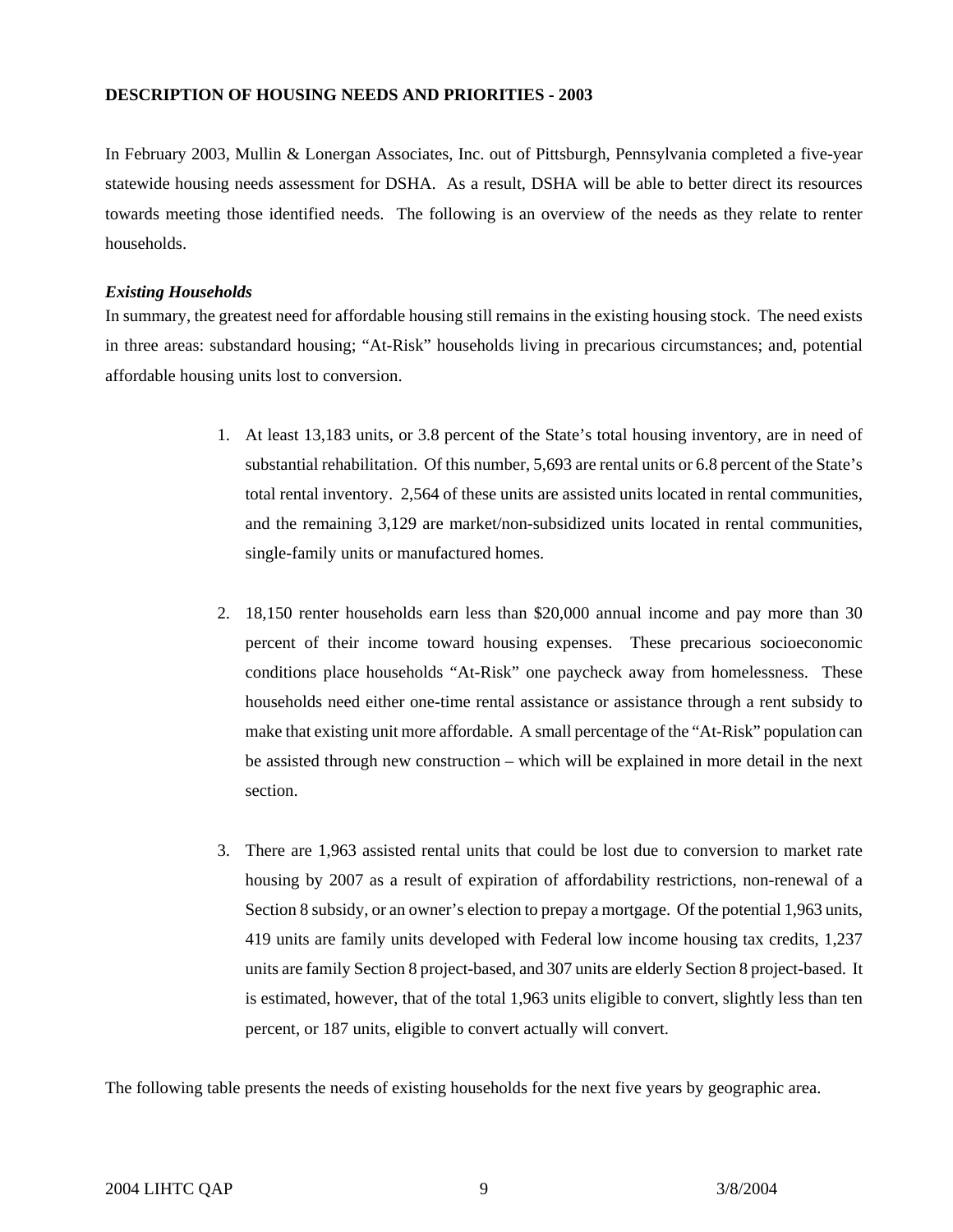## DESCRIPTION OF HOUSING NEEDS AND PRIORITIES - 2003

In February 2003, Mullin & Lonergan Associates, Inc. out of Pittsburgh, Pennsylvania completed a five-year statewide housing needs assessment for DSHA. As a result, DSHA will be able to better direct its resources towards meeting those identified needs. The following is an overview of the needs as they relate to renter households.

### *Existing Households*

In summary, the greatest need for affordable housing still remains in the existing housing stock. The need exists in three areas: substandard housing; "At-Risk" households living in precarious circumstances; and, potential affordable housing units lost to conversion.

1. At least 13,183 units, or 3.8 percent of the State's total housing inventory, are in need of substantial rehabilitation. Of this number, 5,693 are rental units or 6.8 percent of the State's total rental inventory. 2,564 of these units are assisted units located in rental communities, and the remaining 3,129 are market/non-subsidized units located in rental communities, single-family units or manufactured homes.

2. 18,150 renter households earn less than $20,000 annual income and pay more than 30 percent of their income toward housing expenses. These precarious socioeconomic conditions place households "At-Risk" one paycheck away from homelessness. These households need either one-time rental assistance or assistance through a rent subsidy to make that existing unit more affordable. A small percentage of the "At-Risk" population can be assisted through new construction – which will be explained in more detail in the next section.

3. There are 1,963 assisted rental units that could be lost due to conversion to market rate housing by 2007 as a result of expiration of affordability restrictions, non-renewal of a Section 8 subsidy, or an owner's election to prepay a mortgage. Of the potential 1,963 units, 419 units are family units developed with Federal low income housing tax credits, 1,237 units are family Section 8 project-based, and 307 units are elderly Section 8 project-based. It is estimated, however, that of the total 1,963 units eligible to convert, slightly less than ten percent, or 187 units, eligible to convert actually will convert.

The following table presents the needs of existing households for the next five years by geographic area.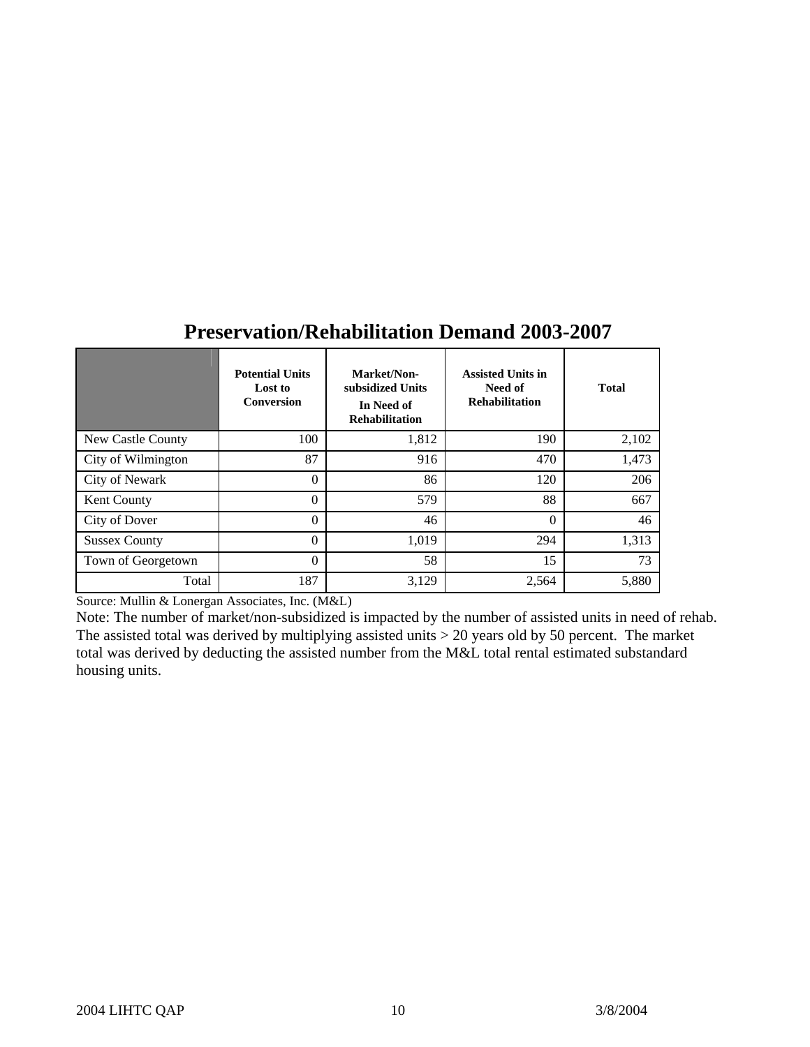## Preservation/Rehabilitation Demand 2003-2007

| | Potential Units Lost to Conversion | Market/Non-subsidized Units In Need of Rehabilitation | Assisted Units in Need of Rehabilitation | Total |
|---|---|---|---|---|
| New Castle County | 100 | 1,812 | 190 | 2,102 |
| City of Wilmington | 87 | 916 | 470 | 1,473 |
| City of Newark | 0 | 86 | 120 | 206 |
| Kent County | 0 | 579 | 88 | 667 |
| City of Dover | 0 | 46 | 0 | 46 |
| Sussex County | 0 | 1,019 | 294 | 1,313 |
| Town of Georgetown | 0 | 58 | 15 | 73 |
| Total | 187 | 3,129 | 2,564 | 5,880 |

Source: Mullin & Lonergan Associates, Inc. (M&L)

Note: The number of market/non-subsidized is impacted by the number of assisted units in need of rehab. The assisted total was derived by multiplying assisted units > 20 years old by 50 percent. The market total was derived by deducting the assisted number from the M&L total rental estimated substandard housing units.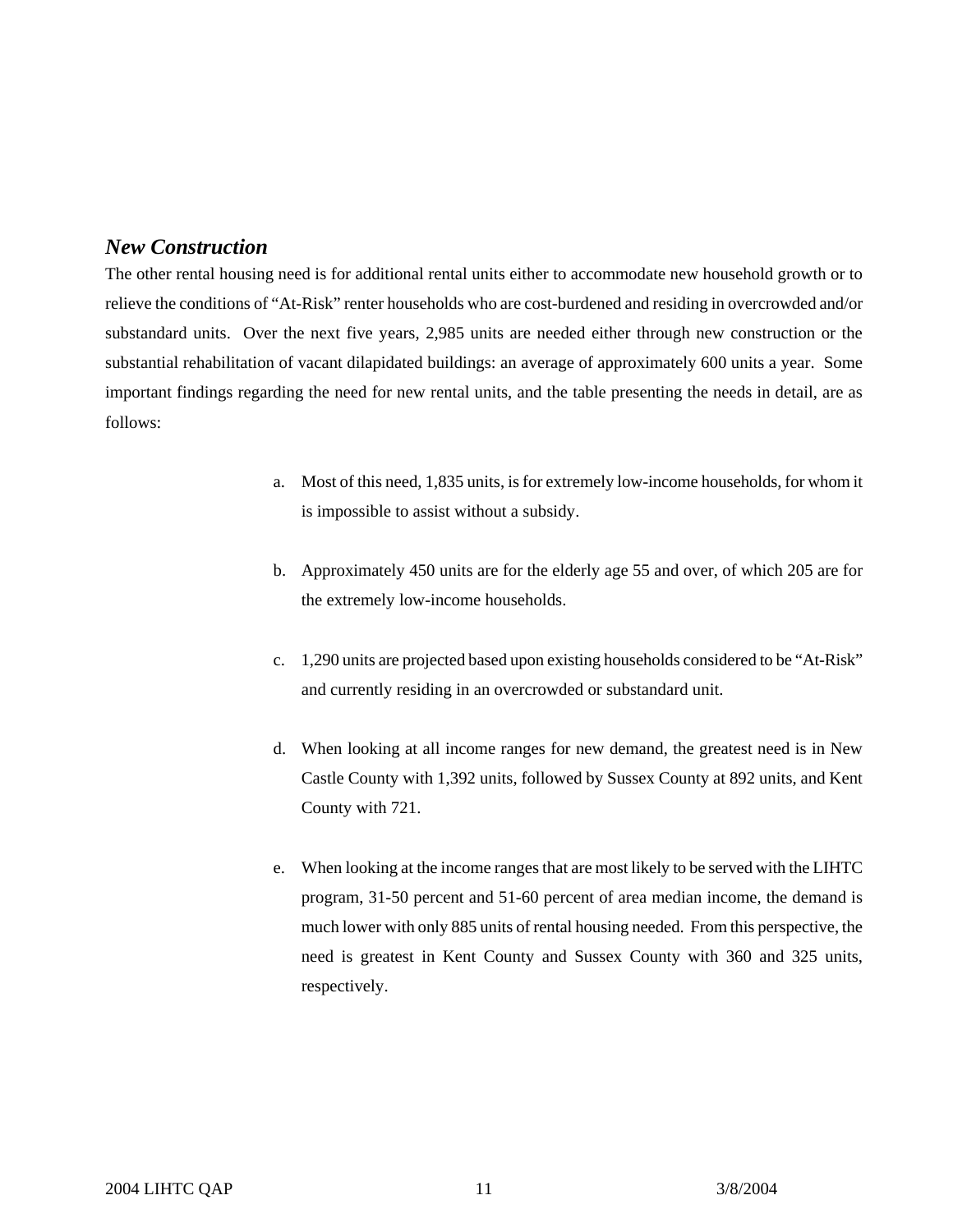### *New Construction*

The other rental housing need is for additional rental units either to accommodate new household growth or to relieve the conditions of "At-Risk" renter households who are cost-burdened and residing in overcrowded and/or substandard units. Over the next five years, 2,985 units are needed either through new construction or the substantial rehabilitation of vacant dilapidated buildings: an average of approximately 600 units a year. Some important findings regarding the need for new rental units, and the table presenting the needs in detail, are as follows:

a. Most of this need, 1,835 units, is for extremely low-income households, for whom it is impossible to assist without a subsidy.

b. Approximately 450 units are for the elderly age 55 and over, of which 205 are for the extremely low-income households.

c. 1,290 units are projected based upon existing households considered to be "At-Risk" and currently residing in an overcrowded or substandard unit.

d. When looking at all income ranges for new demand, the greatest need is in New Castle County with 1,392 units, followed by Sussex County at 892 units, and Kent County with 721.

e. When looking at the income ranges that are most likely to be served with the LIHTC program, 31-50 percent and 51-60 percent of area median income, the demand is much lower with only 885 units of rental housing needed. From this perspective, the need is greatest in Kent County and Sussex County with 360 and 325 units, respectively.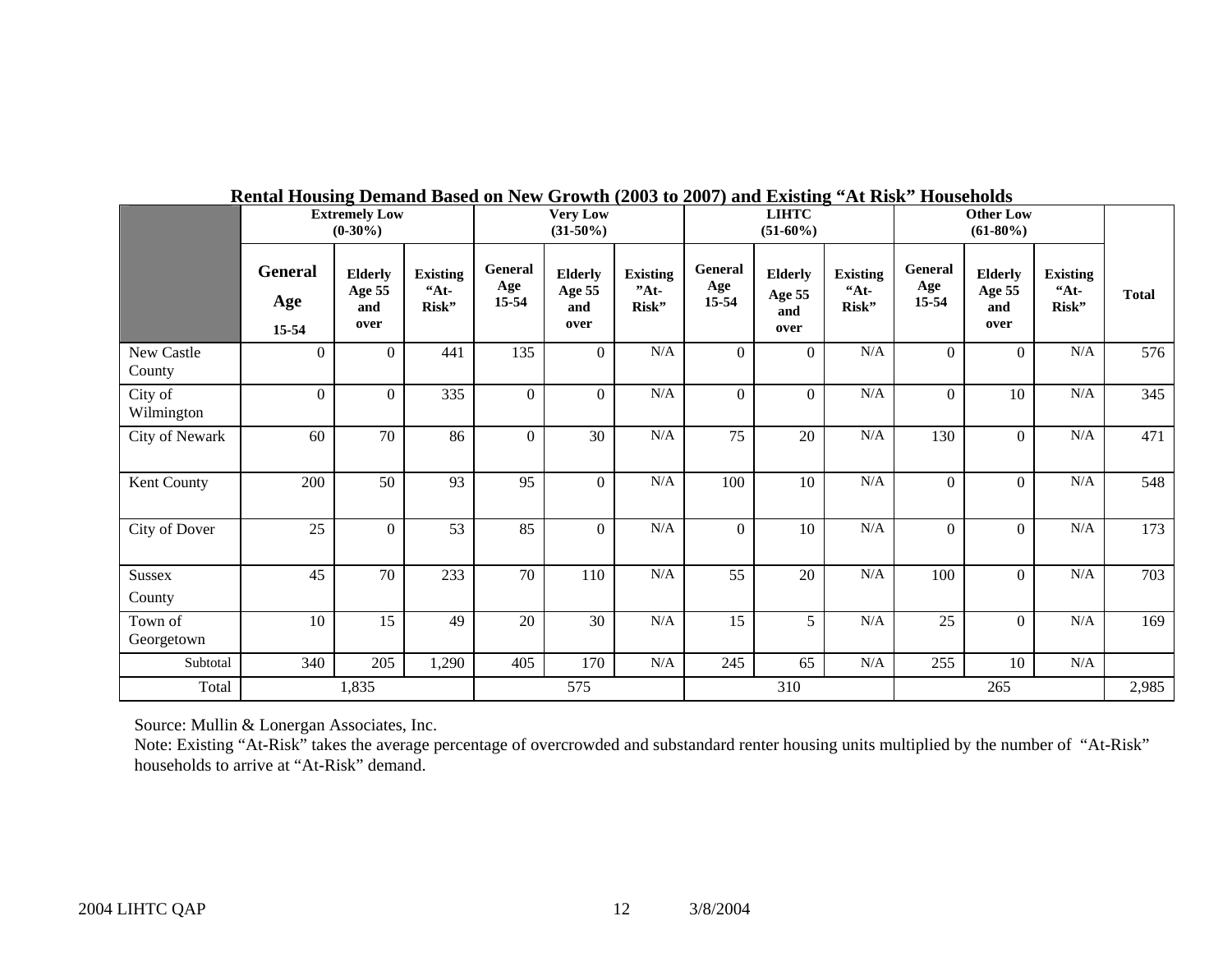**Rental Housing Demand Based on New Growth (2003 to 2007) and Existing "At Risk" Households**

| | Extremely Low (0-30%) | | | Very Low (31-50%) | | | LIHTC (51-60%) | | | Other Low (61-80%) | | | Total |
|---|---|---|---|---|---|---|---|---|---|---|---|---|---|
| | General Age 15-54 | Elderly Age 55 and over | Existing "At-Risk" | General Age 15-54 | Elderly Age 55 and over | Existing "At-Risk" | General Age 15-54 | Elderly Age 55 and over | Existing "At-Risk" | General Age 15-54 | Elderly Age 55 and over | Existing "At-Risk" | |
| New Castle County | 0 | 0 | 441 | 135 | 0 | N/A | 0 | 0 | N/A | 0 | 0 | N/A | 576 |
| City of Wilmington | 0 | 0 | 335 | 0 | 0 | N/A | 0 | 0 | N/A | 0 | 10 | N/A | 345 |
| City of Newark | 60 | 70 | 86 | 0 | 30 | N/A | 75 | 20 | N/A | 130 | 0 | N/A | 471 |
| Kent County | 200 | 50 | 93 | 95 | 0 | N/A | 100 | 10 | N/A | 0 | 0 | N/A | 548 |
| City of Dover | 25 | 0 | 53 | 85 | 0 | N/A | 0 | 10 | N/A | 0 | 0 | N/A | 173 |
| Sussex County | 45 | 70 | 233 | 70 | 110 | N/A | 55 | 20 | N/A | 100 | 0 | N/A | 703 |
| Town of Georgetown | 10 | 15 | 49 | 20 | 30 | N/A | 15 | 5 | N/A | 25 | 0 | N/A | 169 |
| Subtotal | 340 | 205 | 1,290 | 405 | 170 | N/A | 245 | 65 | N/A | 255 | 10 | N/A | |
| Total | 1,835 | | | 575 | | | 310 | | | 265 | | | 2,985 |

Source: Mullin & Lonergan Associates, Inc.

Note: Existing "At-Risk" takes the average percentage of overcrowded and substandard renter housing units multiplied by the number of "At-Risk" households to arrive at "At-Risk" demand.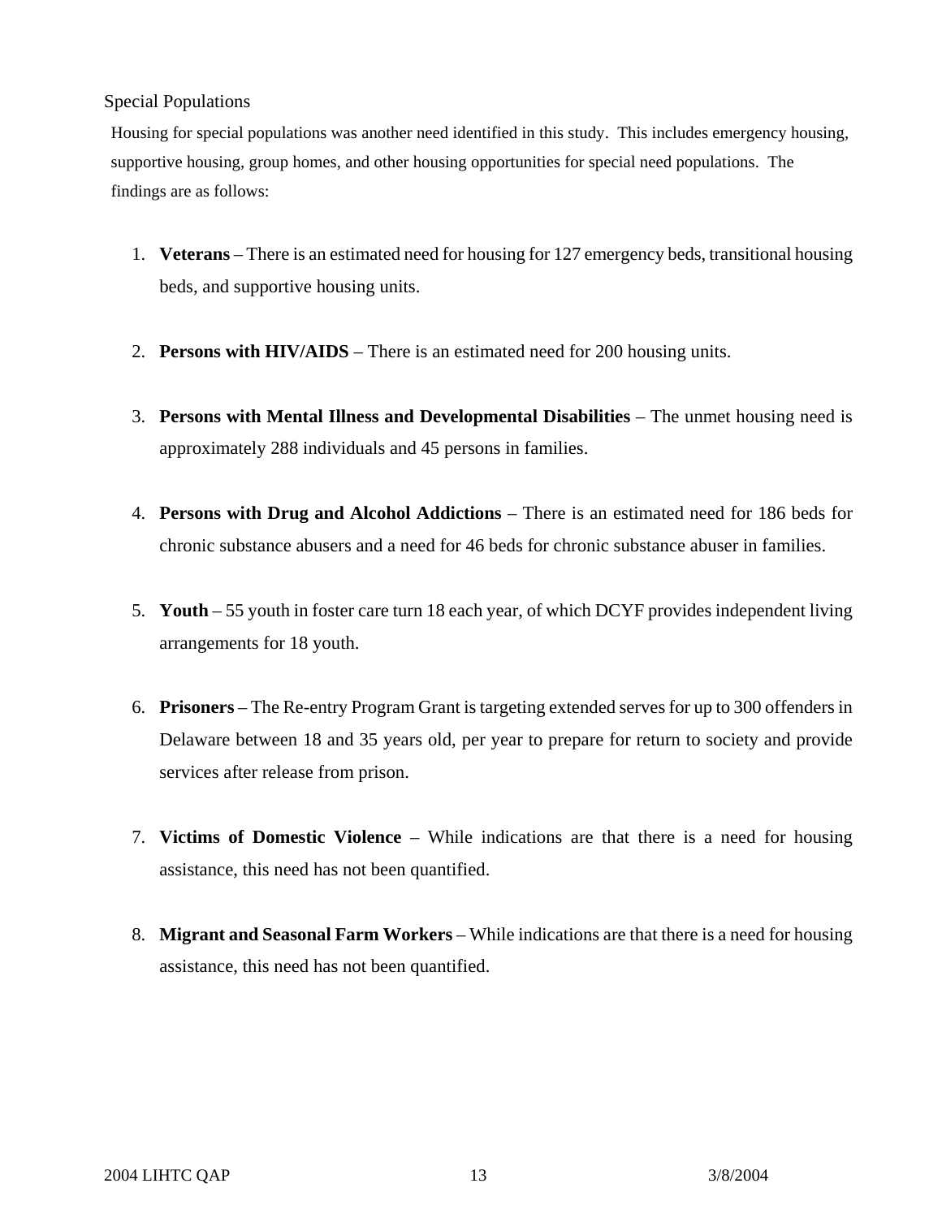## Special Populations

Housing for special populations was another need identified in this study. This includes emergency housing, supportive housing, group homes, and other housing opportunities for special need populations. The findings are as follows:

1. **Veterans** – There is an estimated need for housing for 127 emergency beds, transitional housing beds, and supportive housing units.

2. **Persons with HIV/AIDS** – There is an estimated need for 200 housing units.

3. **Persons with Mental Illness and Developmental Disabilities** – The unmet housing need is approximately 288 individuals and 45 persons in families.

4. **Persons with Drug and Alcohol Addictions** – There is an estimated need for 186 beds for chronic substance abusers and a need for 46 beds for chronic substance abuser in families.

5. **Youth** – 55 youth in foster care turn 18 each year, of which DCYF provides independent living arrangements for 18 youth.

6. **Prisoners** – The Re-entry Program Grant is targeting extended serves for up to 300 offenders in Delaware between 18 and 35 years old, per year to prepare for return to society and provide services after release from prison.

7. **Victims of Domestic Violence** – While indications are that there is a need for housing assistance, this need has not been quantified.

8. **Migrant and Seasonal Farm Workers** – While indications are that there is a need for housing assistance, this need has not been quantified.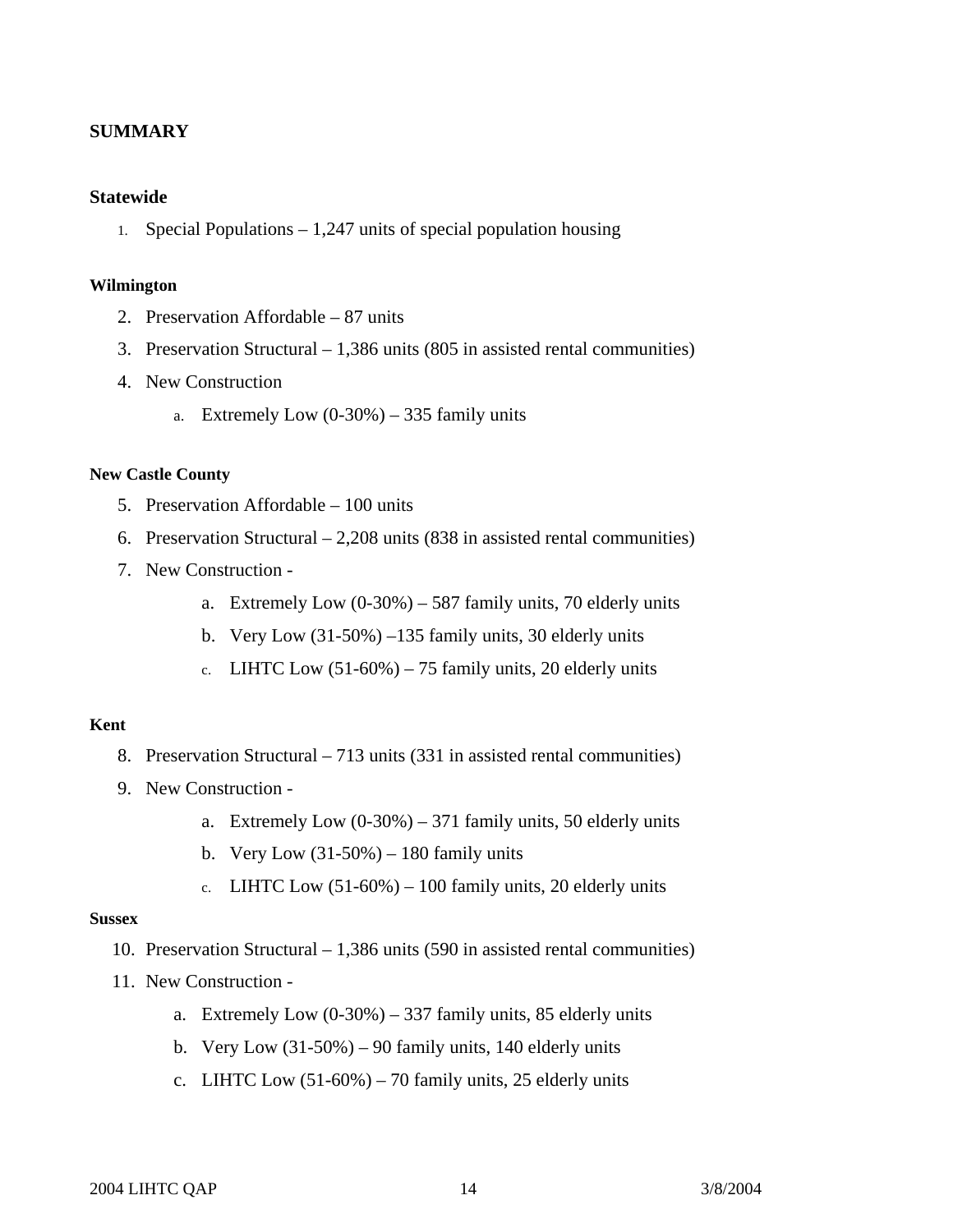## SUMMARY

### Statewide

1. Special Populations – 1,247 units of special population housing

#### Wilmington

2. Preservation Affordable – 87 units
3. Preservation Structural – 1,386 units (805 in assisted rental communities)
4. New Construction
    a. Extremely Low (0-30%) – 335 family units

#### New Castle County

5. Preservation Affordable – 100 units
6. Preservation Structural – 2,208 units (838 in assisted rental communities)
7. New Construction -
    a. Extremely Low (0-30%) – 587 family units, 70 elderly units
    b. Very Low (31-50%) –135 family units, 30 elderly units
    c. LIHTC Low (51-60%) – 75 family units, 20 elderly units

#### Kent

8. Preservation Structural – 713 units (331 in assisted rental communities)
9. New Construction -
    a. Extremely Low (0-30%) – 371 family units, 50 elderly units
    b. Very Low (31-50%) – 180 family units
    c. LIHTC Low (51-60%) – 100 family units, 20 elderly units

#### Sussex

10. Preservation Structural – 1,386 units (590 in assisted rental communities)
11. New Construction -
    a. Extremely Low (0-30%) – 337 family units, 85 elderly units
    b. Very Low (31-50%) – 90 family units, 140 elderly units
    c. LIHTC Low (51-60%) – 70 family units, 25 elderly units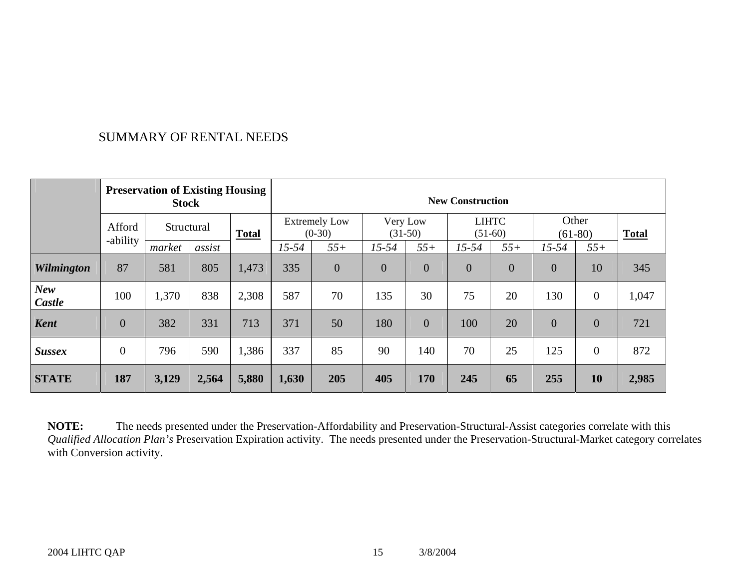SUMMARY OF RENTAL NEEDS

| | Preservation of Existing Housing Stock | | | | New Construction | | | | | | | | |
|---|---|---|---|---|---|---|---|---|---|---|---|---|---|
| | Afford -ability | Structural | | Total | Extremely Low (0-30) | | Very Low (31-50) | | LIHTC (51-60) | | Other (61-80) | | Total |
| | | *market* | *assist* | | *15-54* | *55+* | *15-54* | *55+* | *15-54* | *55+* | *15-54* | *55+* | |
| ***Wilmington*** | 87 | 581 | 805 | 1,473 | 335 | 0 | 0 | 0 | 0 | 0 | 0 | 10 | 345 |
| ***New Castle*** | 100 | 1,370 | 838 | 2,308 | 587 | 70 | 135 | 30 | 75 | 20 | 130 | 0 | 1,047 |
| ***Kent*** | 0 | 382 | 331 | 713 | 371 | 50 | 180 | 0 | 100 | 20 | 0 | 0 | 721 |
| ***Sussex*** | 0 | 796 | 590 | 1,386 | 337 | 85 | 90 | 140 | 70 | 25 | 125 | 0 | 872 |
| **STATE** | **187** | **3,129** | **2,564** | **5,880** | **1,630** | **205** | **405** | **170** | **245** | **65** | **255** | **10** | **2,985** |

**NOTE:** The needs presented under the Preservation-Affordability and Preservation-Structural-Assist categories correlate with this *Qualified Allocation Plan's* Preservation Expiration activity. The needs presented under the Preservation-Structural-Market category correlates with Conversion activity.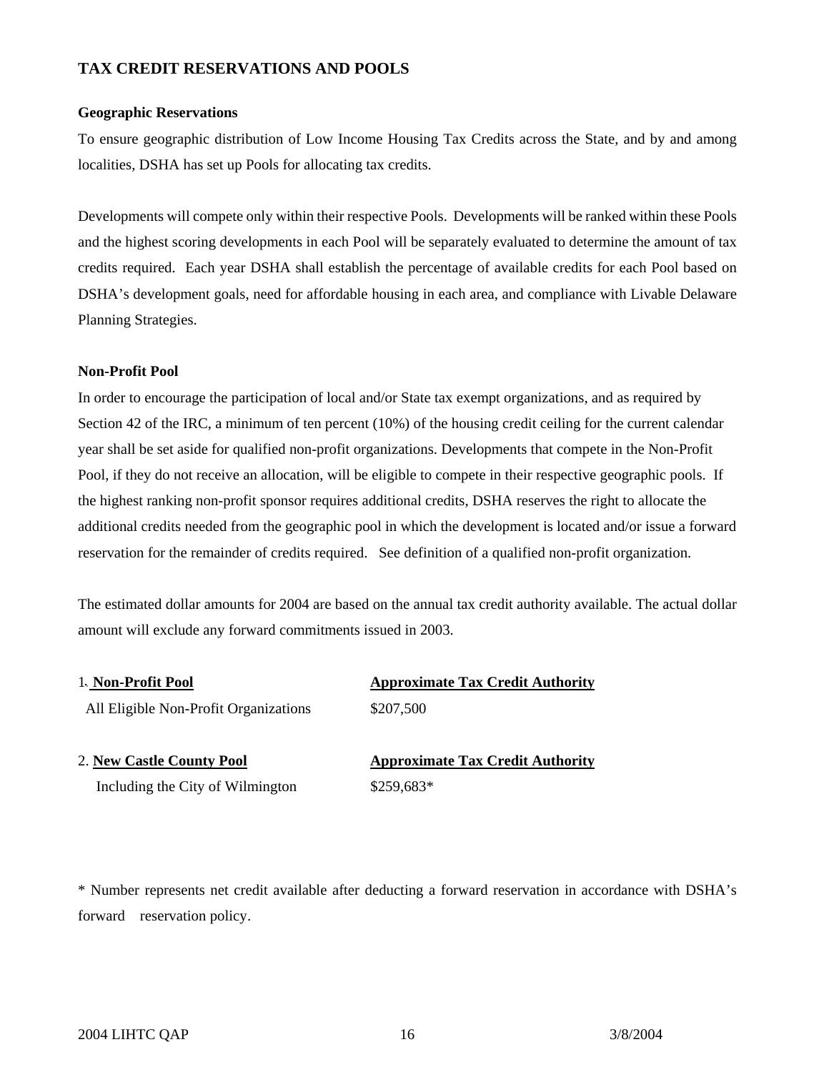## TAX CREDIT RESERVATIONS AND POOLS

### Geographic Reservations

To ensure geographic distribution of Low Income Housing Tax Credits across the State, and by and among localities, DSHA has set up Pools for allocating tax credits.

Developments will compete only within their respective Pools. Developments will be ranked within these Pools and the highest scoring developments in each Pool will be separately evaluated to determine the amount of tax credits required. Each year DSHA shall establish the percentage of available credits for each Pool based on DSHA's development goals, need for affordable housing in each area, and compliance with Livable Delaware Planning Strategies.

### Non-Profit Pool

In order to encourage the participation of local and/or State tax exempt organizations, and as required by Section 42 of the IRC, a minimum of ten percent (10%) of the housing credit ceiling for the current calendar year shall be set aside for qualified non-profit organizations. Developments that compete in the Non-Profit Pool, if they do not receive an allocation, will be eligible to compete in their respective geographic pools. If the highest ranking non-profit sponsor requires additional credits, DSHA reserves the right to allocate the additional credits needed from the geographic pool in which the development is located and/or issue a forward reservation for the remainder of credits required. See definition of a qualified non-profit organization.

The estimated dollar amounts for 2004 are based on the annual tax credit authority available. The actual dollar amount will exclude any forward commitments issued in 2003.

| 1. **Non-Profit Pool** | **Approximate Tax Credit Authority** |
|---|---|
| All Eligible Non-Profit Organizations | $207,500 |

| 2. **New Castle County Pool** | **Approximate Tax Credit Authority** |
|---|---|
| Including the City of Wilmington | $259,683* |

* Number represents net credit available after deducting a forward reservation in accordance with DSHA's forward reservation policy.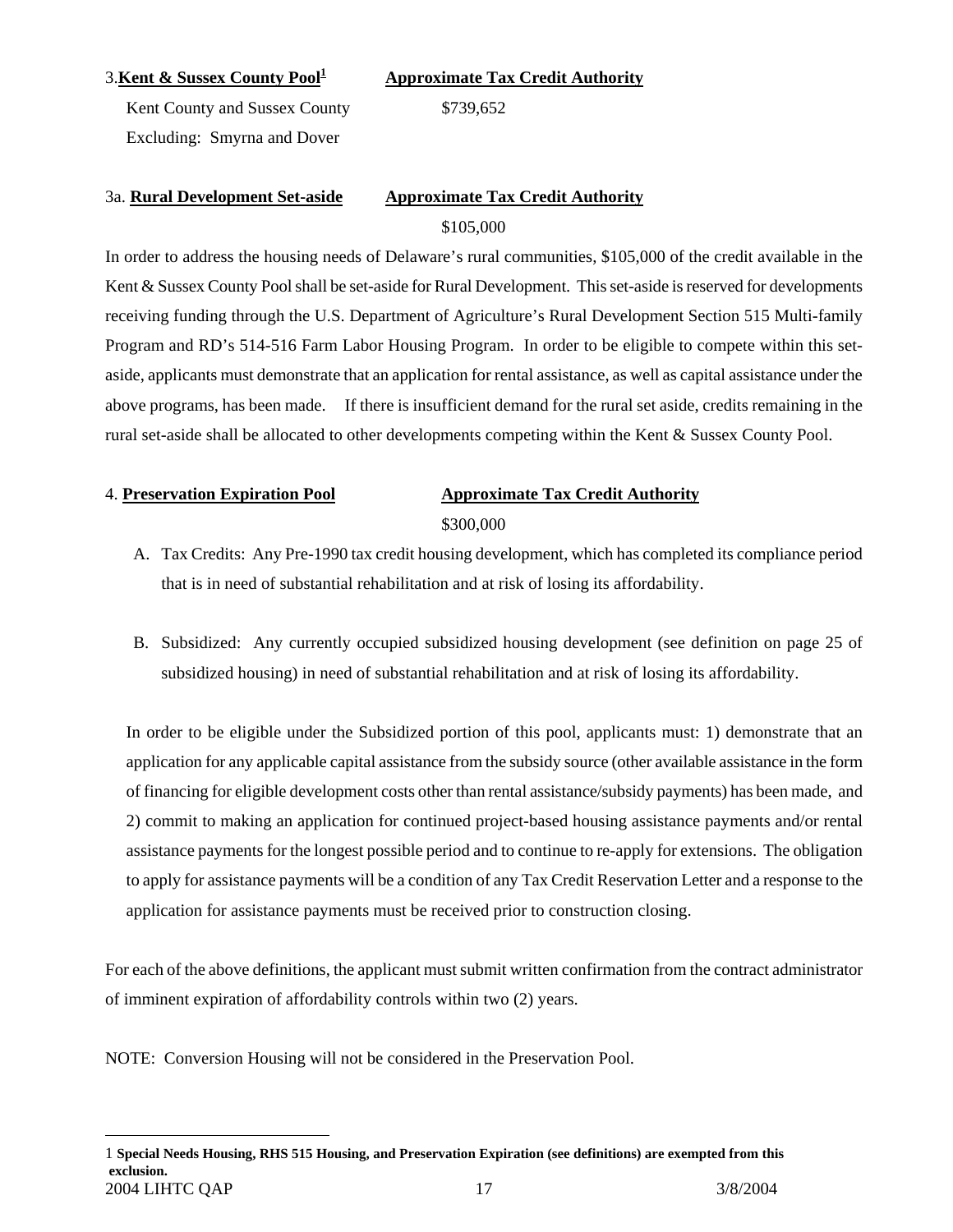3. **Kent & Sussex County Pool**[1] **Approximate Tax Credit Authority**

Kent County and Sussex County $739,652

Excluding: Smyrna and Dover

3a. **Rural Development Set-aside** **Approximate Tax Credit Authority**

$105,000

In order to address the housing needs of Delaware's rural communities, $105,000 of the credit available in the Kent & Sussex County Pool shall be set-aside for Rural Development. This set-aside is reserved for developments receiving funding through the U.S. Department of Agriculture's Rural Development Section 515 Multi-family Program and RD's 514-516 Farm Labor Housing Program. In order to be eligible to compete within this set-aside, applicants must demonstrate that an application for rental assistance, as well as capital assistance under the above programs, has been made. If there is insufficient demand for the rural set aside, credits remaining in the rural set-aside shall be allocated to other developments competing within the Kent & Sussex County Pool.

4. **Preservation Expiration Pool** **Approximate Tax Credit Authority**

$300,000

A. Tax Credits: Any Pre-1990 tax credit housing development, which has completed its compliance period that is in need of substantial rehabilitation and at risk of losing its affordability.

B. Subsidized: Any currently occupied subsidized housing development (see definition on page 25 of subsidized housing) in need of substantial rehabilitation and at risk of losing its affordability.

In order to be eligible under the Subsidized portion of this pool, applicants must: 1) demonstrate that an application for any applicable capital assistance from the subsidy source (other available assistance in the form of financing for eligible development costs other than rental assistance/subsidy payments) has been made, and 2) commit to making an application for continued project-based housing assistance payments and/or rental assistance payments for the longest possible period and to continue to re-apply for extensions. The obligation to apply for assistance payments will be a condition of any Tax Credit Reservation Letter and a response to the application for assistance payments must be received prior to construction closing.

For each of the above definitions, the applicant must submit written confirmation from the contract administrator of imminent expiration of affordability controls within two (2) years.

NOTE: Conversion Housing will not be considered in the Preservation Pool.

---

[1] **Special Needs Housing, RHS 515 Housing, and Preservation Expiration (see definitions) are exempted from this exclusion.**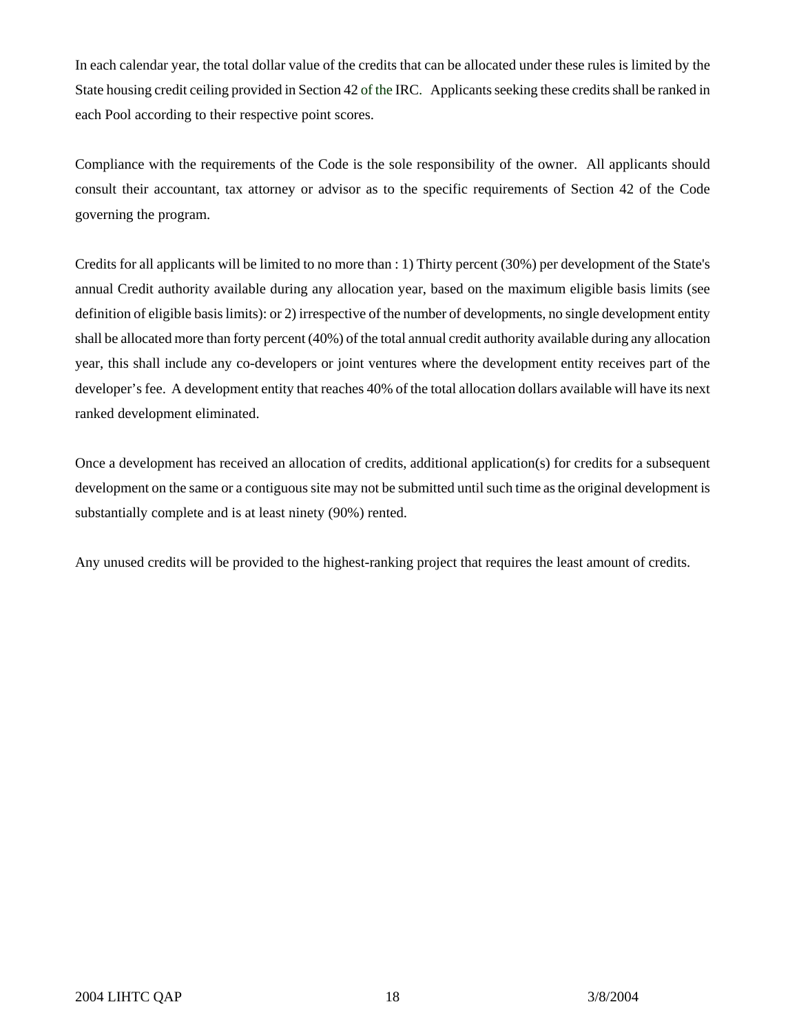In each calendar year, the total dollar value of the credits that can be allocated under these rules is limited by the State housing credit ceiling provided in Section 42 of the IRC. Applicants seeking these credits shall be ranked in each Pool according to their respective point scores.

Compliance with the requirements of the Code is the sole responsibility of the owner. All applicants should consult their accountant, tax attorney or advisor as to the specific requirements of Section 42 of the Code governing the program.

Credits for all applicants will be limited to no more than : 1) Thirty percent (30%) per development of the State's annual Credit authority available during any allocation year, based on the maximum eligible basis limits (see definition of eligible basis limits): or 2) irrespective of the number of developments, no single development entity shall be allocated more than forty percent (40%) of the total annual credit authority available during any allocation year, this shall include any co-developers or joint ventures where the development entity receives part of the developer's fee. A development entity that reaches 40% of the total allocation dollars available will have its next ranked development eliminated.

Once a development has received an allocation of credits, additional application(s) for credits for a subsequent development on the same or a contiguous site may not be submitted until such time as the original development is substantially complete and is at least ninety (90%) rented.

Any unused credits will be provided to the highest-ranking project that requires the least amount of credits.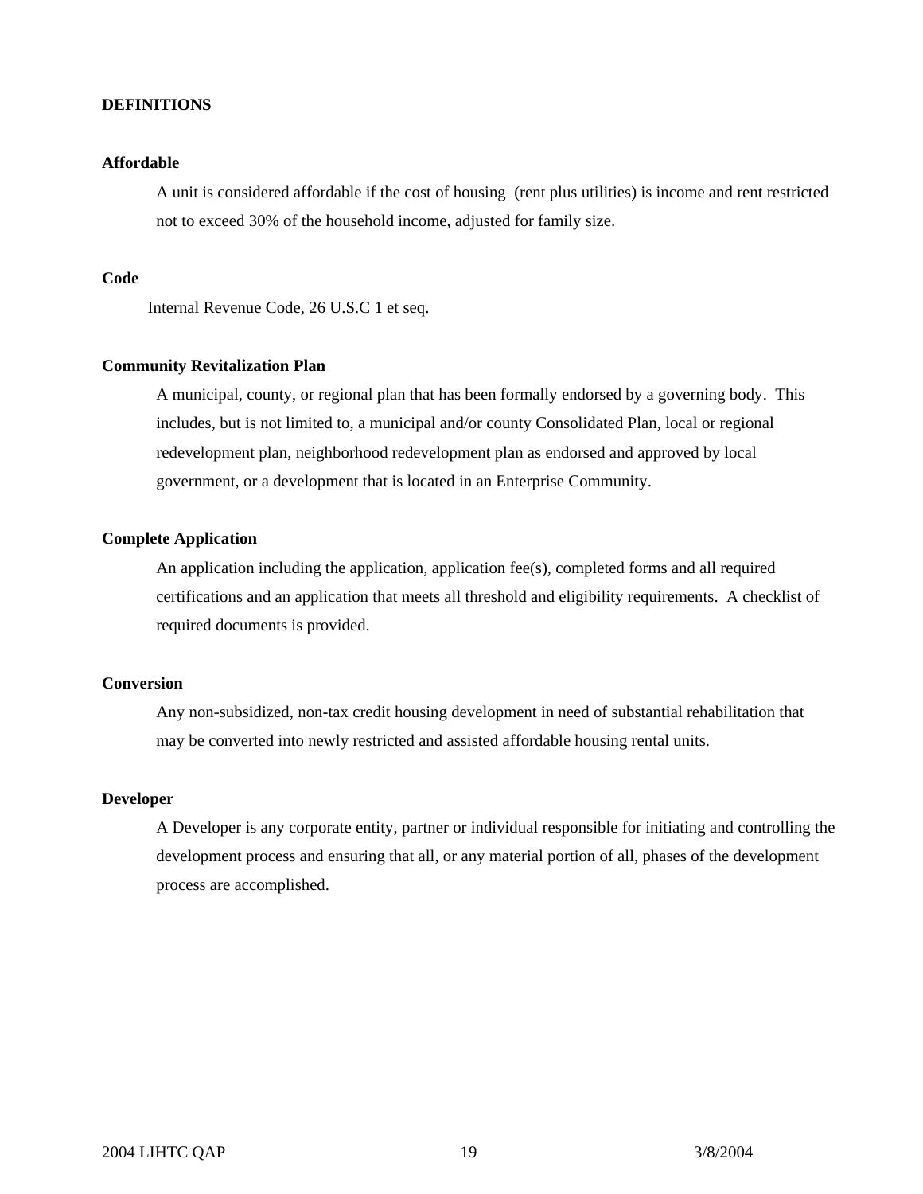## DEFINITIONS

**Affordable**

A unit is considered affordable if the cost of housing (rent plus utilities) is income and rent restricted not to exceed 30% of the household income, adjusted for family size.

**Code**

Internal Revenue Code, 26 U.S.C 1 et seq.

**Community Revitalization Plan**

A municipal, county, or regional plan that has been formally endorsed by a governing body. This includes, but is not limited to, a municipal and/or county Consolidated Plan, local or regional redevelopment plan, neighborhood redevelopment plan as endorsed and approved by local government, or a development that is located in an Enterprise Community.

**Complete Application**

An application including the application, application fee(s), completed forms and all required certifications and an application that meets all threshold and eligibility requirements. A checklist of required documents is provided.

**Conversion**

Any non-subsidized, non-tax credit housing development in need of substantial rehabilitation that may be converted into newly restricted and assisted affordable housing rental units.

**Developer**

A Developer is any corporate entity, partner or individual responsible for initiating and controlling the development process and ensuring that all, or any material portion of all, phases of the development process are accomplished.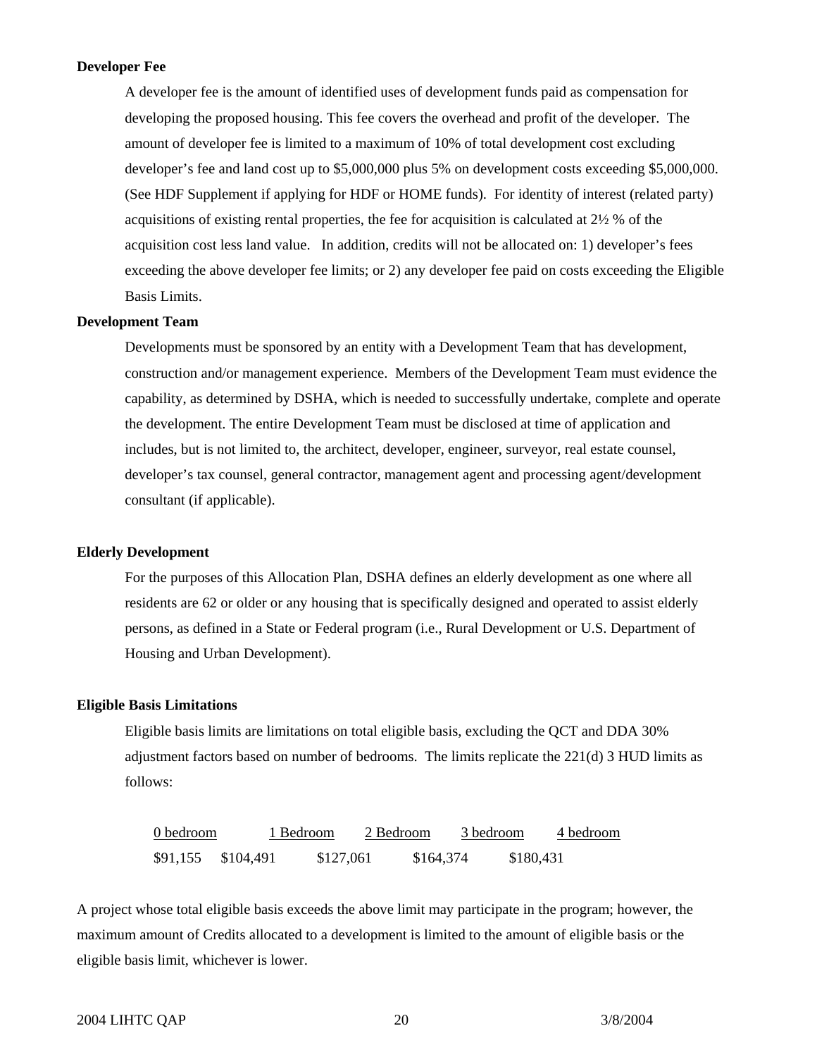**Developer Fee**

A developer fee is the amount of identified uses of development funds paid as compensation for developing the proposed housing. This fee covers the overhead and profit of the developer. The amount of developer fee is limited to a maximum of 10% of total development cost excluding developer's fee and land cost up to $5,000,000 plus 5% on development costs exceeding $5,000,000. (See HDF Supplement if applying for HDF or HOME funds). For identity of interest (related party) acquisitions of existing rental properties, the fee for acquisition is calculated at 2½ % of the acquisition cost less land value. In addition, credits will not be allocated on: 1) developer's fees exceeding the above developer fee limits; or 2) any developer fee paid on costs exceeding the Eligible Basis Limits.

**Development Team**

Developments must be sponsored by an entity with a Development Team that has development, construction and/or management experience. Members of the Development Team must evidence the capability, as determined by DSHA, which is needed to successfully undertake, complete and operate the development. The entire Development Team must be disclosed at time of application and includes, but is not limited to, the architect, developer, engineer, surveyor, real estate counsel, developer's tax counsel, general contractor, management agent and processing agent/development consultant (if applicable).

**Elderly Development**

For the purposes of this Allocation Plan, DSHA defines an elderly development as one where all residents are 62 or older or any housing that is specifically designed and operated to assist elderly persons, as defined in a State or Federal program (i.e., Rural Development or U.S. Department of Housing and Urban Development).

**Eligible Basis Limitations**

Eligible basis limits are limitations on total eligible basis, excluding the QCT and DDA 30% adjustment factors based on number of bedrooms. The limits replicate the 221(d) 3 HUD limits as follows:

| 0 bedroom | 1 Bedroom | 2 Bedroom | 3 bedroom | 4 bedroom |
|---|---|---|---|---|
| $91,155 | $104,491 | $127,061 | $164,374 | $180,431 |

A project whose total eligible basis exceeds the above limit may participate in the program; however, the maximum amount of Credits allocated to a development is limited to the amount of eligible basis or the eligible basis limit, whichever is lower.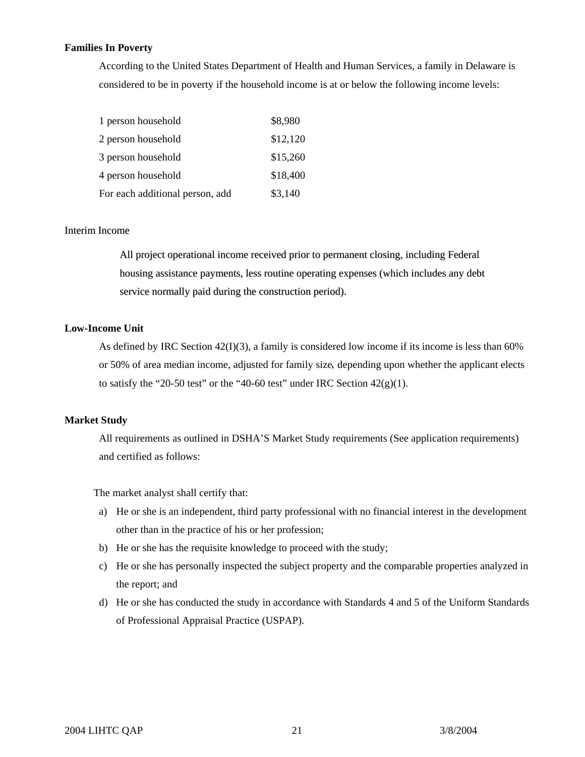**Families In Poverty**

According to the United States Department of Health and Human Services, a family in Delaware is considered to be in poverty if the household income is at or below the following income levels:

| | |
|---|---|
| 1 person household | $8,980 |
| 2 person household | $12,120 |
| 3 person household | $15,260 |
| 4 person household | $18,400 |
| For each additional person, add | $3,140 |

Interim Income

All project operational income received prior to permanent closing, including Federal housing assistance payments, less routine operating expenses (which includes any debt service normally paid during the construction period).

**Low-Income Unit**

As defined by IRC Section 42(I)(3), a family is considered low income if its income is less than 60% or 50% of area median income, adjusted for family size, depending upon whether the applicant elects to satisfy the "20-50 test" or the "40-60 test" under IRC Section 42(g)(1).

**Market Study**

All requirements as outlined in DSHA'S Market Study requirements (See application requirements) and certified as follows:

The market analyst shall certify that:

a) He or she is an independent, third party professional with no financial interest in the development other than in the practice of his or her profession;
b) He or she has the requisite knowledge to proceed with the study;
c) He or she has personally inspected the subject property and the comparable properties analyzed in the report; and
d) He or she has conducted the study in accordance with Standards 4 and 5 of the Uniform Standards of Professional Appraisal Practice (USPAP).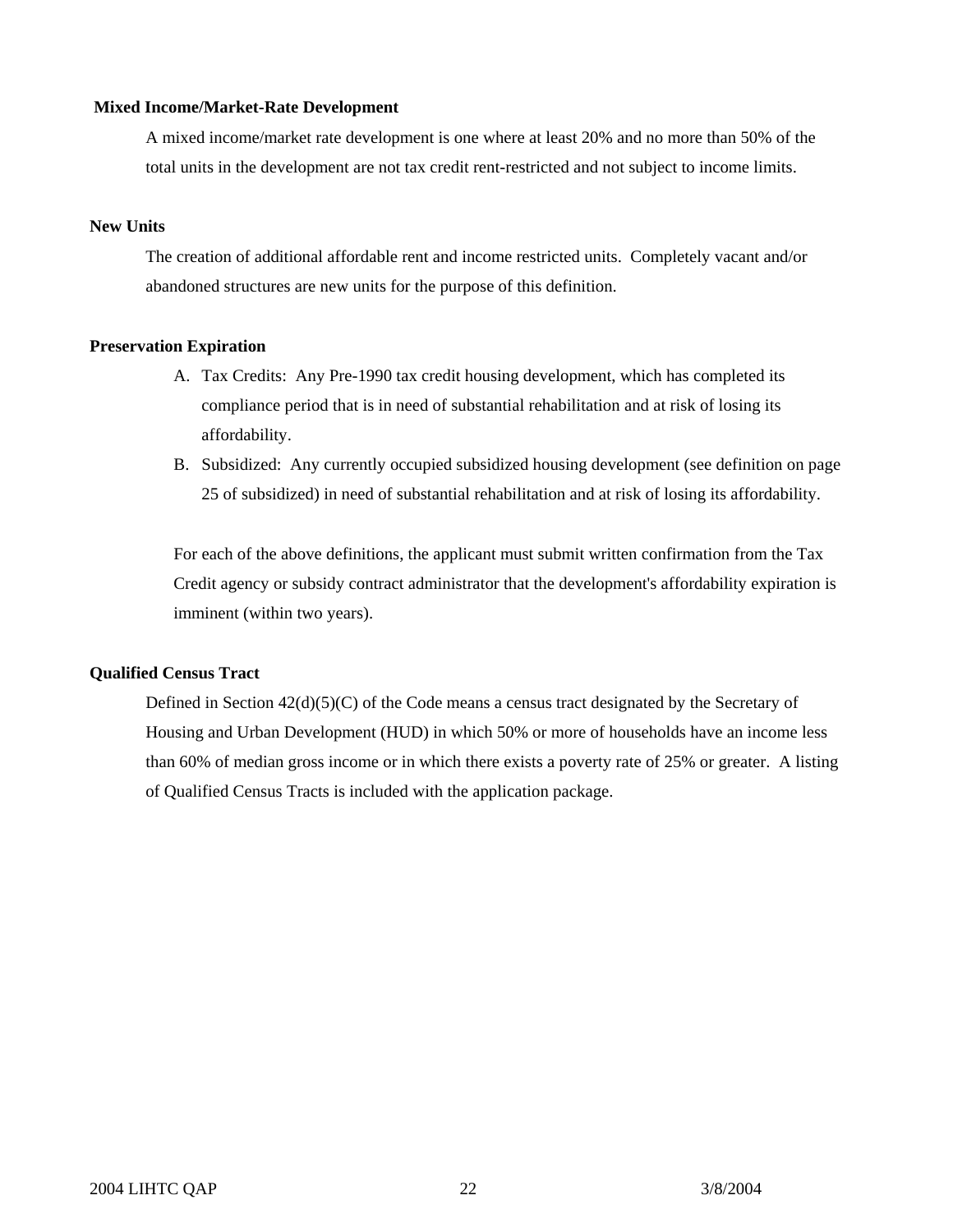**Mixed Income/Market-Rate Development**

A mixed income/market rate development is one where at least 20% and no more than 50% of the total units in the development are not tax credit rent-restricted and not subject to income limits.

**New Units**

The creation of additional affordable rent and income restricted units. Completely vacant and/or abandoned structures are new units for the purpose of this definition.

**Preservation Expiration**

A. Tax Credits: Any Pre-1990 tax credit housing development, which has completed its compliance period that is in need of substantial rehabilitation and at risk of losing its affordability.

B. Subsidized: Any currently occupied subsidized housing development (see definition on page 25 of subsidized) in need of substantial rehabilitation and at risk of losing its affordability.

For each of the above definitions, the applicant must submit written confirmation from the Tax Credit agency or subsidy contract administrator that the development's affordability expiration is imminent (within two years).

**Qualified Census Tract**

Defined in Section 42(d)(5)(C) of the Code means a census tract designated by the Secretary of Housing and Urban Development (HUD) in which 50% or more of households have an income less than 60% of median gross income or in which there exists a poverty rate of 25% or greater. A listing of Qualified Census Tracts is included with the application package.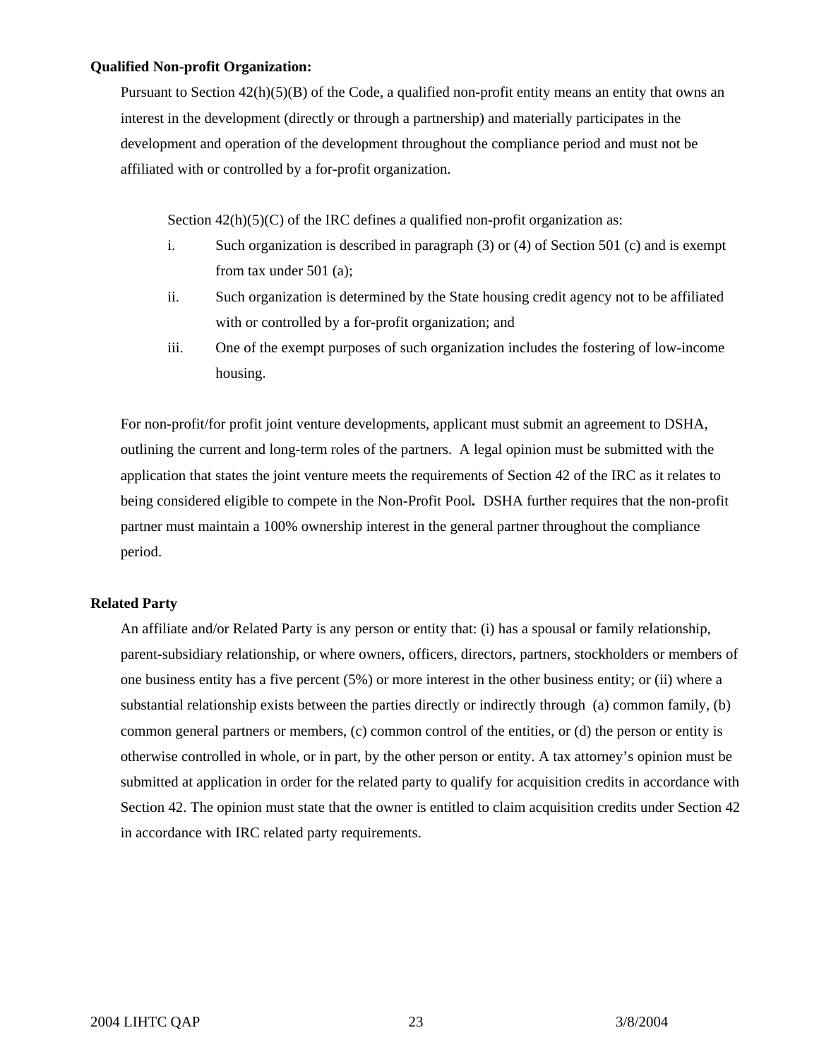**Qualified Non-profit Organization:**

Pursuant to Section 42(h)(5)(B) of the Code, a qualified non-profit entity means an entity that owns an interest in the development (directly or through a partnership) and materially participates in the development and operation of the development throughout the compliance period and must not be affiliated with or controlled by a for-profit organization.

Section 42(h)(5)(C) of the IRC defines a qualified non-profit organization as:

i. Such organization is described in paragraph (3) or (4) of Section 501 (c) and is exempt from tax under 501 (a);
ii. Such organization is determined by the State housing credit agency not to be affiliated with or controlled by a for-profit organization; and
iii. One of the exempt purposes of such organization includes the fostering of low-income housing.

For non-profit/for profit joint venture developments, applicant must submit an agreement to DSHA, outlining the current and long-term roles of the partners. A legal opinion must be submitted with the application that states the joint venture meets the requirements of Section 42 of the IRC as it relates to being considered eligible to compete in the Non-Profit Pool**.** DSHA further requires that the non-profit partner must maintain a 100% ownership interest in the general partner throughout the compliance period.

**Related Party**

An affiliate and/or Related Party is any person or entity that: (i) has a spousal or family relationship, parent-subsidiary relationship, or where owners, officers, directors, partners, stockholders or members of one business entity has a five percent (5%) or more interest in the other business entity; or (ii) where a substantial relationship exists between the parties directly or indirectly through (a) common family, (b) common general partners or members, (c) common control of the entities, or (d) the person or entity is otherwise controlled in whole, or in part, by the other person or entity. A tax attorney's opinion must be submitted at application in order for the related party to qualify for acquisition credits in accordance with Section 42. The opinion must state that the owner is entitled to claim acquisition credits under Section 42 in accordance with IRC related party requirements.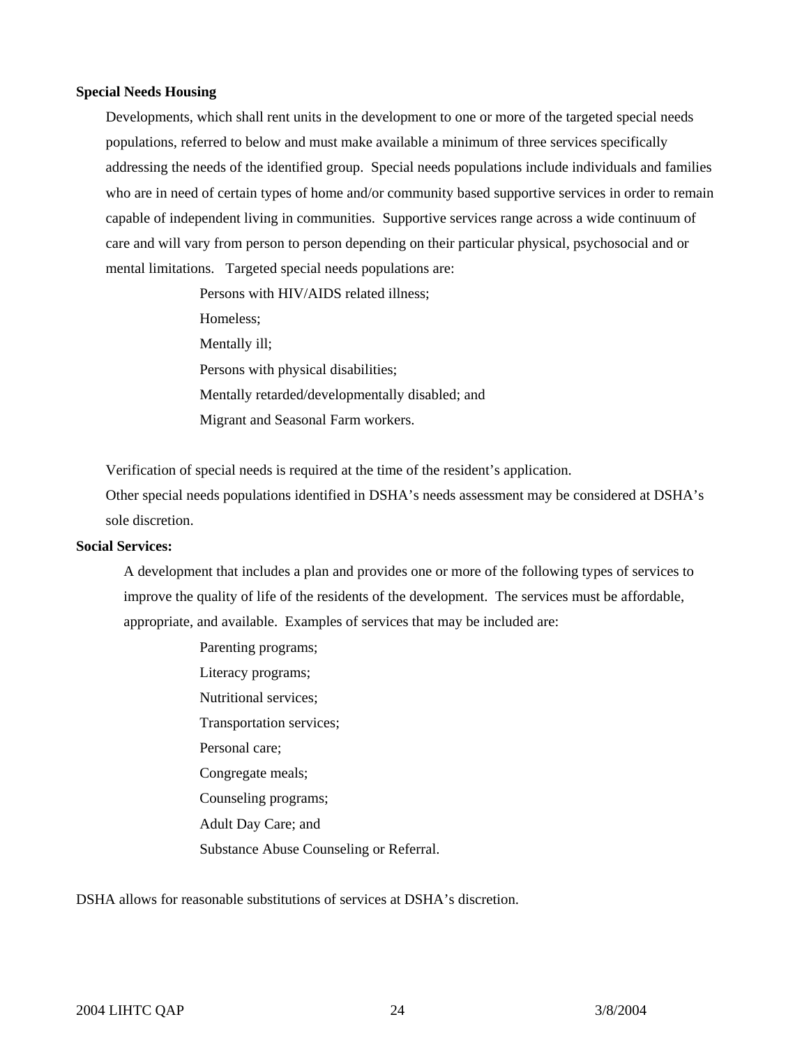**Special Needs Housing**

Developments, which shall rent units in the development to one or more of the targeted special needs populations, referred to below and must make available a minimum of three services specifically addressing the needs of the identified group. Special needs populations include individuals and families who are in need of certain types of home and/or community based supportive services in order to remain capable of independent living in communities. Supportive services range across a wide continuum of care and will vary from person to person depending on their particular physical, psychosocial and or mental limitations. Targeted special needs populations are:

- Persons with HIV/AIDS related illness;
- Homeless;
- Mentally ill;
- Persons with physical disabilities;
- Mentally retarded/developmentally disabled; and
- Migrant and Seasonal Farm workers.

Verification of special needs is required at the time of the resident's application.
Other special needs populations identified in DSHA's needs assessment may be considered at DSHA's sole discretion.

**Social Services:**

A development that includes a plan and provides one or more of the following types of services to improve the quality of life of the residents of the development. The services must be affordable, appropriate, and available. Examples of services that may be included are:

- Parenting programs;
- Literacy programs;
- Nutritional services;
- Transportation services;
- Personal care;
- Congregate meals;
- Counseling programs;
- Adult Day Care; and
- Substance Abuse Counseling or Referral.

DSHA allows for reasonable substitutions of services at DSHA's discretion.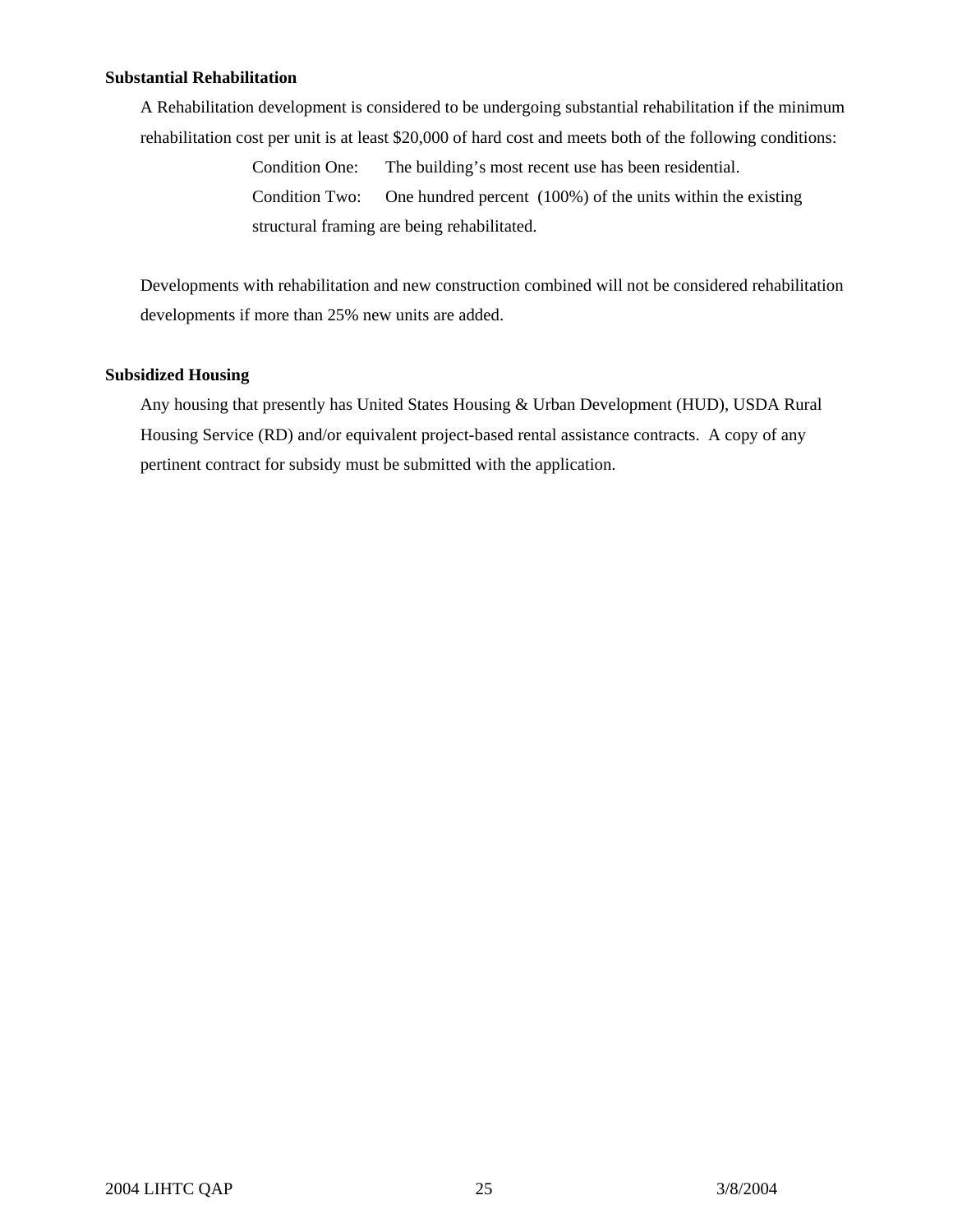**Substantial Rehabilitation**

A Rehabilitation development is considered to be undergoing substantial rehabilitation if the minimum rehabilitation cost per unit is at least $20,000 of hard cost and meets both of the following conditions:

Condition One: The building's most recent use has been residential.

Condition Two: One hundred percent (100%) of the units within the existing structural framing are being rehabilitated.

Developments with rehabilitation and new construction combined will not be considered rehabilitation developments if more than 25% new units are added.

**Subsidized Housing**

Any housing that presently has United States Housing & Urban Development (HUD), USDA Rural Housing Service (RD) and/or equivalent project-based rental assistance contracts. A copy of any pertinent contract for subsidy must be submitted with the application.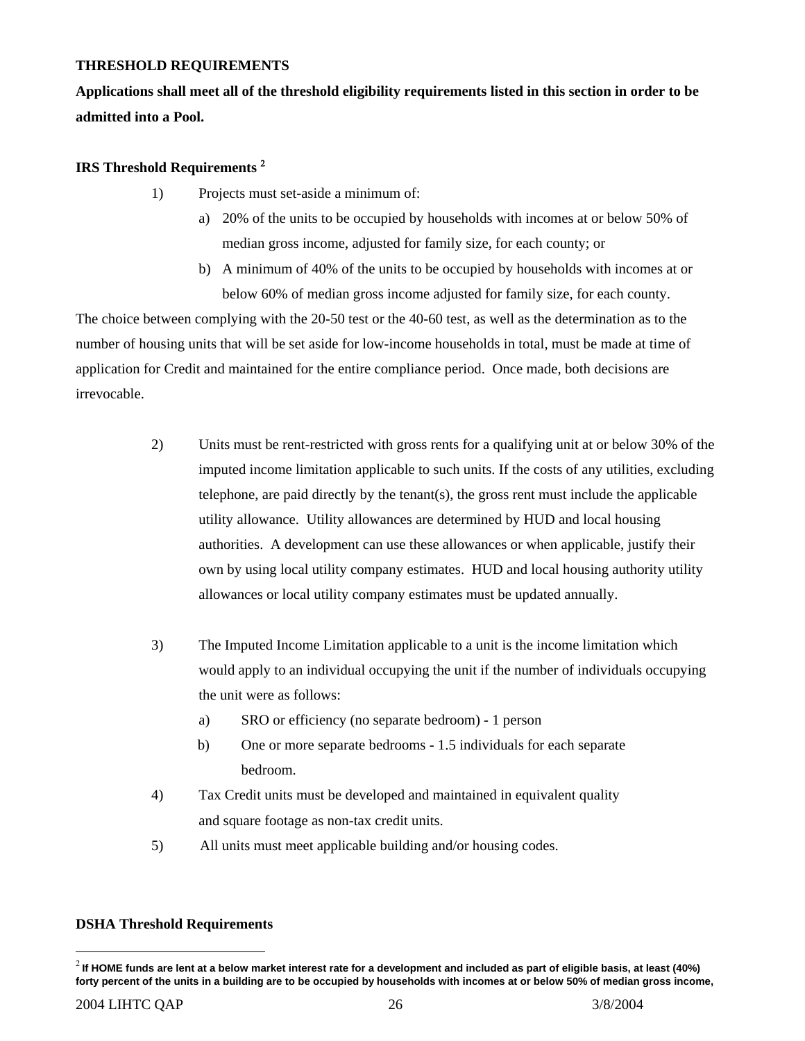**THRESHOLD REQUIREMENTS**

**Applications shall meet all of the threshold eligibility requirements listed in this section in order to be admitted into a Pool.**

**IRS Threshold Requirements [2]**

1) Projects must set-aside a minimum of:
   a) 20% of the units to be occupied by households with incomes at or below 50% of median gross income, adjusted for family size, for each county; or
   b) A minimum of 40% of the units to be occupied by households with incomes at or below 60% of median gross income adjusted for family size, for each county.

The choice between complying with the 20-50 test or the 40-60 test, as well as the determination as to the number of housing units that will be set aside for low-income households in total, must be made at time of application for Credit and maintained for the entire compliance period. Once made, both decisions are irrevocable.

2) Units must be rent-restricted with gross rents for a qualifying unit at or below 30% of the imputed income limitation applicable to such units. If the costs of any utilities, excluding telephone, are paid directly by the tenant(s), the gross rent must include the applicable utility allowance. Utility allowances are determined by HUD and local housing authorities. A development can use these allowances or when applicable, justify their own by using local utility company estimates. HUD and local housing authority utility allowances or local utility company estimates must be updated annually.

3) The Imputed Income Limitation applicable to a unit is the income limitation which would apply to an individual occupying the unit if the number of individuals occupying the unit were as follows:
   a) SRO or efficiency (no separate bedroom) - 1 person
   b) One or more separate bedrooms - 1.5 individuals for each separate bedroom.

4) Tax Credit units must be developed and maintained in equivalent quality and square footage as non-tax credit units.

5) All units must meet applicable building and/or housing codes.

**DSHA Threshold Requirements**

---

[2] **If HOME funds are lent at a below market interest rate for a development and included as part of eligible basis, at least (40%) forty percent of the units in a building are to be occupied by households with incomes at or below 50% of median gross income,**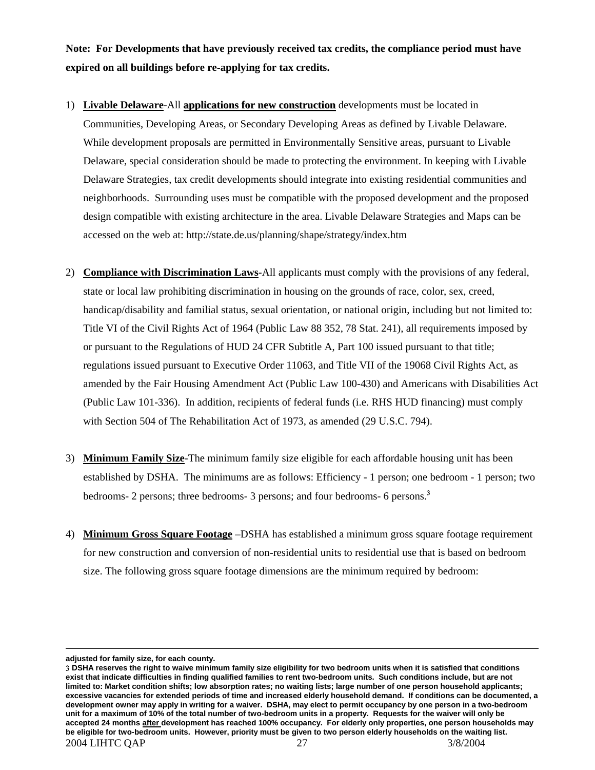**Note: For Developments that have previously received tax credits, the compliance period must have expired on all buildings before re-applying for tax credits.**

1) **Livable Delaware**-All **applications for new construction** developments must be located in Communities, Developing Areas, or Secondary Developing Areas as defined by Livable Delaware. While development proposals are permitted in Environmentally Sensitive areas, pursuant to Livable Delaware, special consideration should be made to protecting the environment. In keeping with Livable Delaware Strategies, tax credit developments should integrate into existing residential communities and neighborhoods. Surrounding uses must be compatible with the proposed development and the proposed design compatible with existing architecture in the area. Livable Delaware Strategies and Maps can be accessed on the web at: http://state.de.us/planning/shape/strategy/index.htm

2) **Compliance with Discrimination Laws**-All applicants must comply with the provisions of any federal, state or local law prohibiting discrimination in housing on the grounds of race, color, sex, creed, handicap/disability and familial status, sexual orientation, or national origin, including but not limited to: Title VI of the Civil Rights Act of 1964 (Public Law 88 352, 78 Stat. 241), all requirements imposed by or pursuant to the Regulations of HUD 24 CFR Subtitle A, Part 100 issued pursuant to that title; regulations issued pursuant to Executive Order 11063, and Title VII of the 19068 Civil Rights Act, as amended by the Fair Housing Amendment Act (Public Law 100-430) and Americans with Disabilities Act (Public Law 101-336). In addition, recipients of federal funds (i.e. RHS HUD financing) must comply with Section 504 of The Rehabilitation Act of 1973, as amended (29 U.S.C. 794).

3) **Minimum Family Size**-The minimum family size eligible for each affordable housing unit has been established by DSHA. The minimums are as follows: Efficiency - 1 person; one bedroom - 1 person; two bedrooms- 2 persons; three bedrooms- 3 persons; and four bedrooms- 6 persons.[3]

4) **Minimum Gross Square Footage** –DSHA has established a minimum gross square footage requirement for new construction and conversion of non-residential units to residential use that is based on bedroom size. The following gross square footage dimensions are the minimum required by bedroom:

---

**adjusted for family size, for each county.**

**3 DSHA reserves the right to waive minimum family size eligibility for two bedroom units when it is satisfied that conditions exist that indicate difficulties in finding qualified families to rent two-bedroom units. Such conditions include, but are not limited to: Market condition shifts; low absorption rates; no waiting lists; large number of one person household applicants; excessive vacancies for extended periods of time and increased elderly household demand. If conditions can be documented, a development owner may apply in writing for a waiver. DSHA, may elect to permit occupancy by one person in a two-bedroom unit for a maximum of 10% of the total number of two-bedroom units in a property. Requests for the waiver will only be accepted 24 months after development has reached 100% occupancy. For elderly only properties, one person households may be eligible for two-bedroom units. However, priority must be given to two person elderly households on the waiting list.**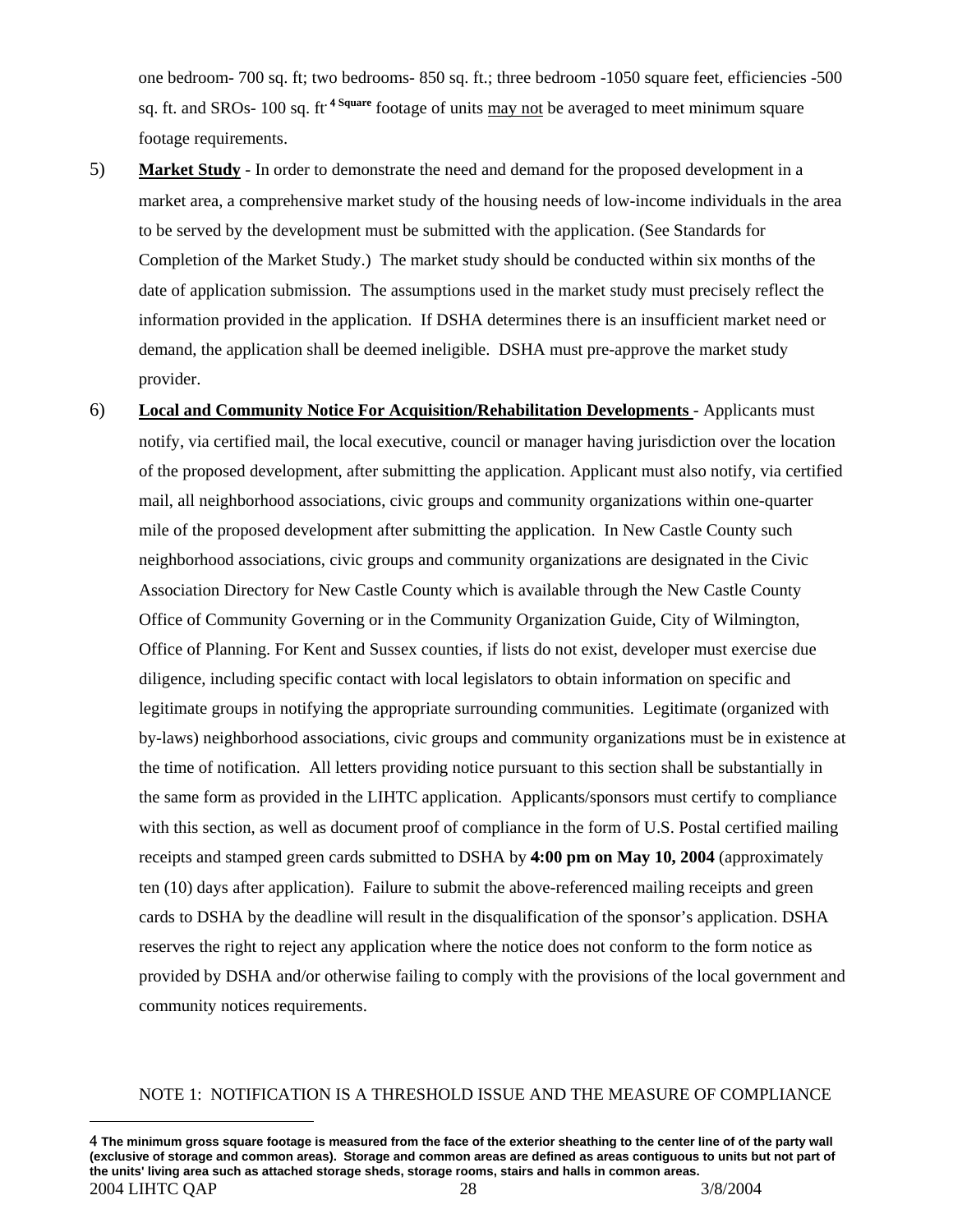one bedroom- 700 sq. ft; two bedrooms- 850 sq. ft.; three bedroom -1050 square feet, efficiencies -500 sq. ft. and SROs- 100 sq. ft.[4] Square footage of units may not be averaged to meet minimum square footage requirements.

5) **Market Study** - In order to demonstrate the need and demand for the proposed development in a market area, a comprehensive market study of the housing needs of low-income individuals in the area to be served by the development must be submitted with the application. (See Standards for Completion of the Market Study.) The market study should be conducted within six months of the date of application submission. The assumptions used in the market study must precisely reflect the information provided in the application. If DSHA determines there is an insufficient market need or demand, the application shall be deemed ineligible. DSHA must pre-approve the market study provider.

6) **Local and Community Notice For Acquisition/Rehabilitation Developments** - Applicants must notify, via certified mail, the local executive, council or manager having jurisdiction over the location of the proposed development, after submitting the application. Applicant must also notify, via certified mail, all neighborhood associations, civic groups and community organizations within one-quarter mile of the proposed development after submitting the application. In New Castle County such neighborhood associations, civic groups and community organizations are designated in the Civic Association Directory for New Castle County which is available through the New Castle County Office of Community Governing or in the Community Organization Guide, City of Wilmington, Office of Planning. For Kent and Sussex counties, if lists do not exist, developer must exercise due diligence, including specific contact with local legislators to obtain information on specific and legitimate groups in notifying the appropriate surrounding communities. Legitimate (organized with by-laws) neighborhood associations, civic groups and community organizations must be in existence at the time of notification. All letters providing notice pursuant to this section shall be substantially in the same form as provided in the LIHTC application. Applicants/sponsors must certify to compliance with this section, as well as document proof of compliance in the form of U.S. Postal certified mailing receipts and stamped green cards submitted to DSHA by **4:00 pm on May 10, 2004** (approximately ten (10) days after application). Failure to submit the above-referenced mailing receipts and green cards to DSHA by the deadline will result in the disqualification of the sponsor's application. DSHA reserves the right to reject any application where the notice does not conform to the form notice as provided by DSHA and/or otherwise failing to comply with the provisions of the local government and community notices requirements.

NOTE 1: NOTIFICATION IS A THRESHOLD ISSUE AND THE MEASURE OF COMPLIANCE

---

[4] **The minimum gross square footage is measured from the face of the exterior sheathing to the center line of of of the party wall (exclusive of storage and common areas). Storage and common areas are defined as areas contiguous to units but not part of the units' living area such as attached storage sheds, storage rooms, stairs and halls in common areas.**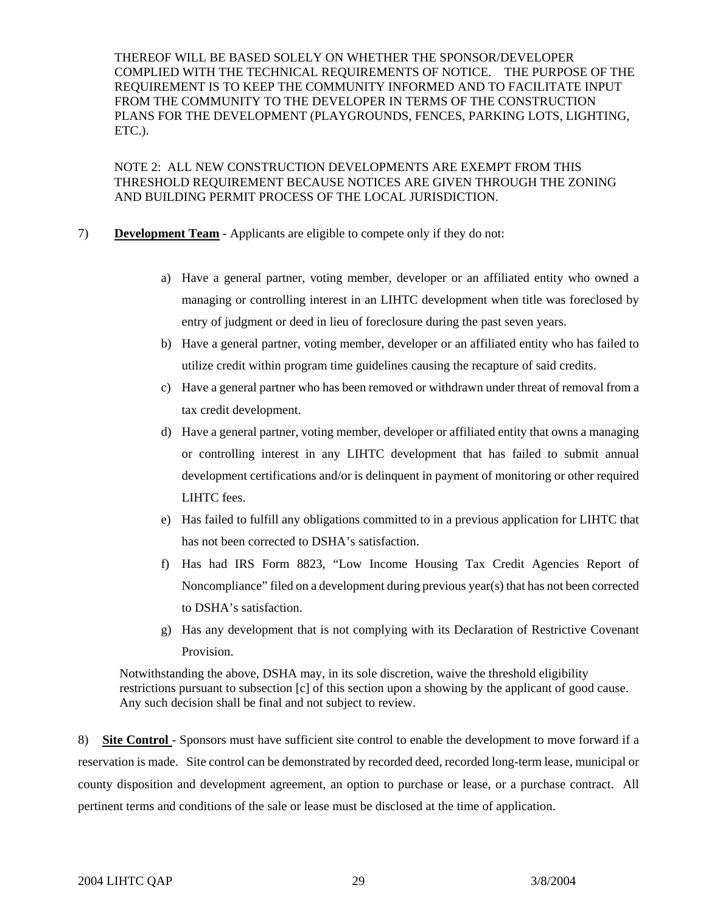THEREOF WILL BE BASED SOLELY ON WHETHER THE SPONSOR/DEVELOPER COMPLIED WITH THE TECHNICAL REQUIREMENTS OF NOTICE. THE PURPOSE OF THE REQUIREMENT IS TO KEEP THE COMMUNITY INFORMED AND TO FACILITATE INPUT FROM THE COMMUNITY TO THE DEVELOPER IN TERMS OF THE CONSTRUCTION PLANS FOR THE DEVELOPMENT (PLAYGROUNDS, FENCES, PARKING LOTS, LIGHTING, ETC.).

NOTE 2: ALL NEW CONSTRUCTION DEVELOPMENTS ARE EXEMPT FROM THIS THRESHOLD REQUIREMENT BECAUSE NOTICES ARE GIVEN THROUGH THE ZONING AND BUILDING PERMIT PROCESS OF THE LOCAL JURISDICTION.

7) **Development Team** - Applicants are eligible to compete only if they do not:

a) Have a general partner, voting member, developer or an affiliated entity who owned a managing or controlling interest in an LIHTC development when title was foreclosed by entry of judgment or deed in lieu of foreclosure during the past seven years.

b) Have a general partner, voting member, developer or an affiliated entity who has failed to utilize credit within program time guidelines causing the recapture of said credits.

c) Have a general partner who has been removed or withdrawn under threat of removal from a tax credit development.

d) Have a general partner, voting member, developer or affiliated entity that owns a managing or controlling interest in any LIHTC development that has failed to submit annual development certifications and/or is delinquent in payment of monitoring or other required LIHTC fees.

e) Has failed to fulfill any obligations committed to in a previous application for LIHTC that has not been corrected to DSHA's satisfaction.

f) Has had IRS Form 8823, "Low Income Housing Tax Credit Agencies Report of Noncompliance" filed on a development during previous year(s) that has not been corrected to DSHA's satisfaction.

g) Has any development that is not complying with its Declaration of Restrictive Covenant Provision.

Notwithstanding the above, DSHA may, in its sole discretion, waive the threshold eligibility restrictions pursuant to subsection [c] of this section upon a showing by the applicant of good cause. Any such decision shall be final and not subject to review.

8) **Site Control** - Sponsors must have sufficient site control to enable the development to move forward if a reservation is made. Site control can be demonstrated by recorded deed, recorded long-term lease, municipal or county disposition and development agreement, an option to purchase or lease, or a purchase contract. All pertinent terms and conditions of the sale or lease must be disclosed at the time of application.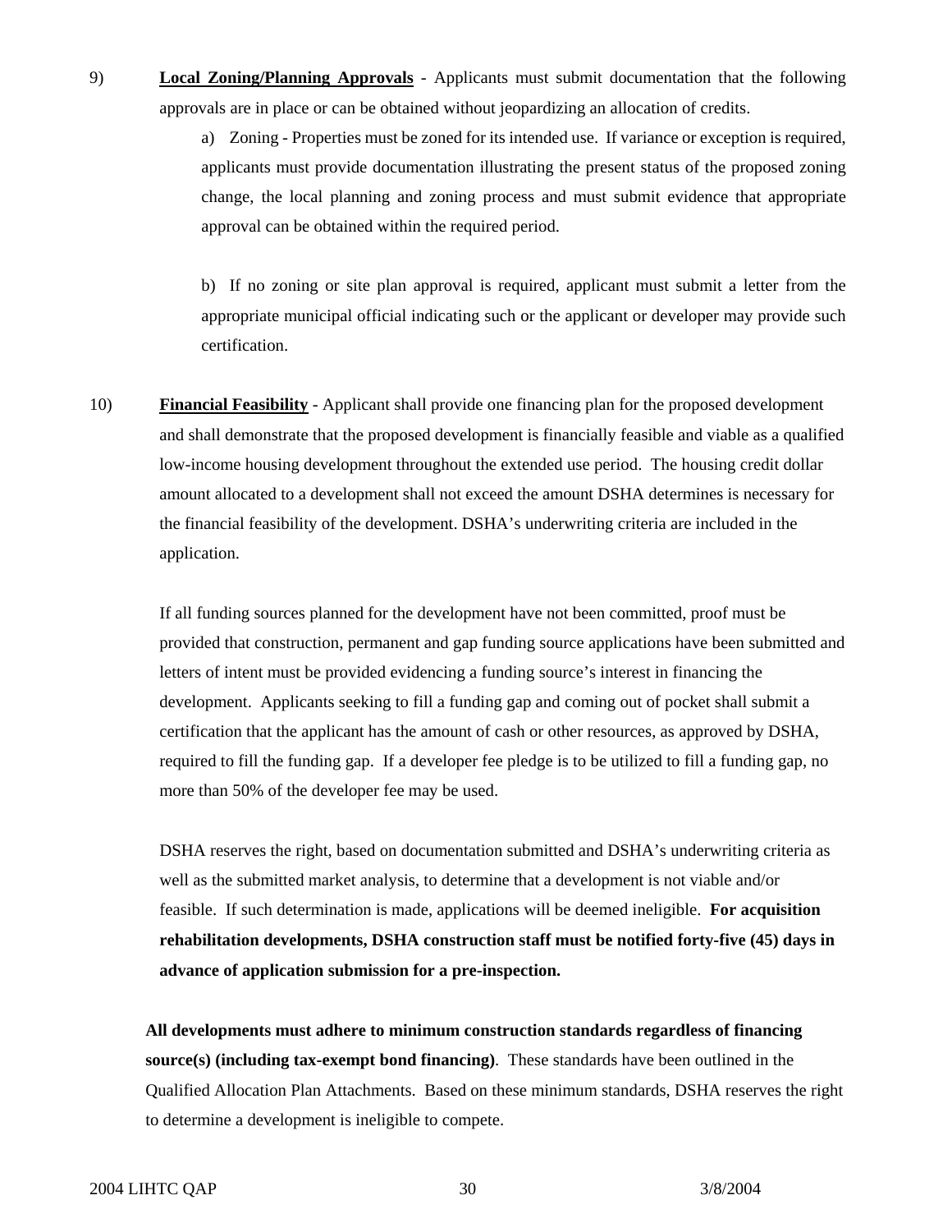9) **<u>Local Zoning/Planning Approvals</u>** - Applicants must submit documentation that the following approvals are in place or can be obtained without jeopardizing an allocation of credits.

a) Zoning - Properties must be zoned for its intended use. If variance or exception is required, applicants must provide documentation illustrating the present status of the proposed zoning change, the local planning and zoning process and must submit evidence that appropriate approval can be obtained within the required period.

b) If no zoning or site plan approval is required, applicant must submit a letter from the appropriate municipal official indicating such or the applicant or developer may provide such certification.

10) **<u>Financial Feasibility</u>** - Applicant shall provide one financing plan for the proposed development and shall demonstrate that the proposed development is financially feasible and viable as a qualified low-income housing development throughout the extended use period. The housing credit dollar amount allocated to a development shall not exceed the amount DSHA determines is necessary for the financial feasibility of the development. DSHA's underwriting criteria are included in the application.

If all funding sources planned for the development have not been committed, proof must be provided that construction, permanent and gap funding source applications have been submitted and letters of intent must be provided evidencing a funding source's interest in financing the development. Applicants seeking to fill a funding gap and coming out of pocket shall submit a certification that the applicant has the amount of cash or other resources, as approved by DSHA, required to fill the funding gap. If a developer fee pledge is to be utilized to fill a funding gap, no more than 50% of the developer fee may be used.

DSHA reserves the right, based on documentation submitted and DSHA's underwriting criteria as well as the submitted market analysis, to determine that a development is not viable and/or feasible. If such determination is made, applications will be deemed ineligible. **For acquisition rehabilitation developments, DSHA construction staff must be notified forty-five (45) days in advance of application submission for a pre-inspection.**

**All developments must adhere to minimum construction standards regardless of financing source(s) (including tax-exempt bond financing)**. These standards have been outlined in the Qualified Allocation Plan Attachments. Based on these minimum standards, DSHA reserves the right to determine a development is ineligible to compete.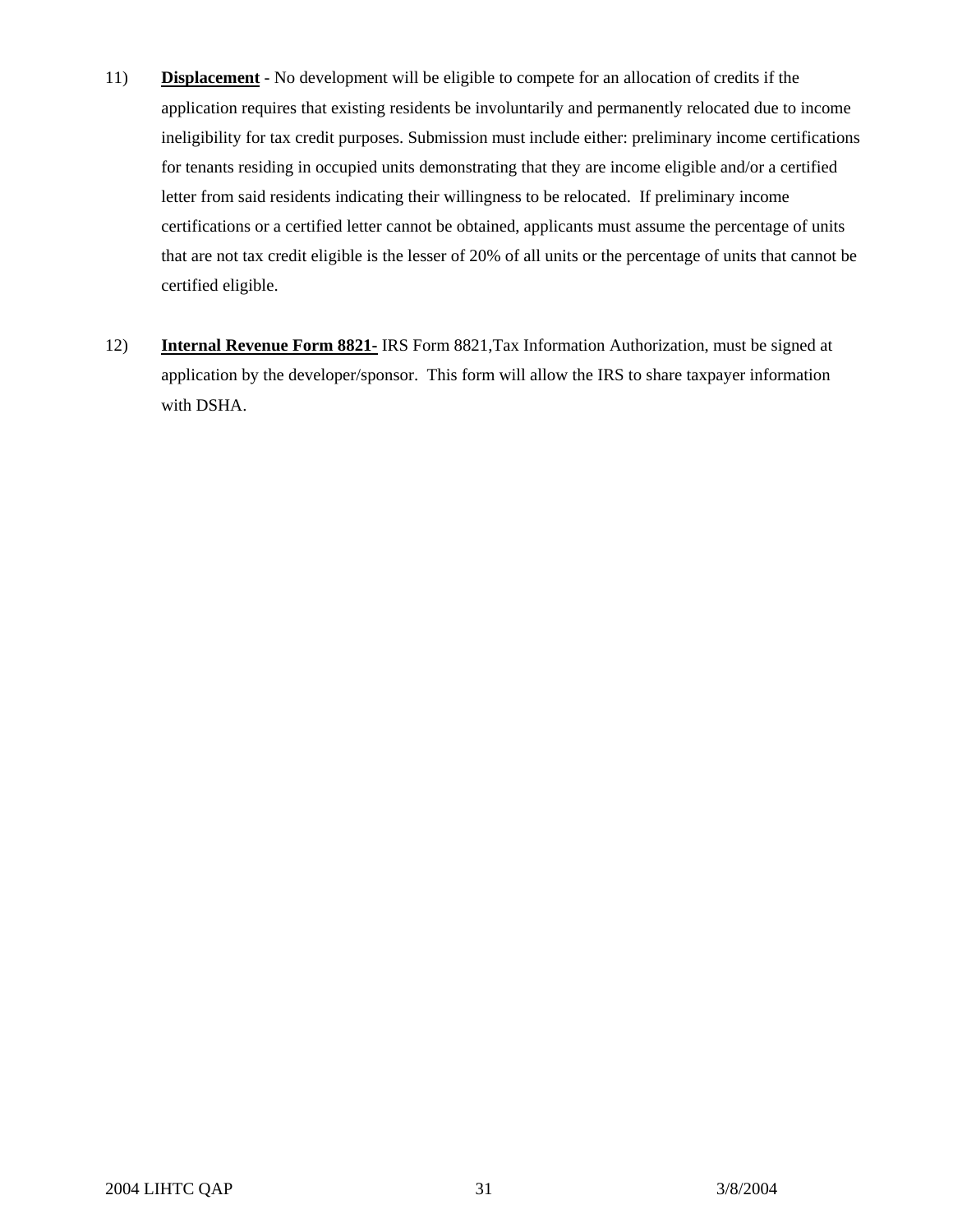11) **Displacement** - No development will be eligible to compete for an allocation of credits if the application requires that existing residents be involuntarily and permanently relocated due to income ineligibility for tax credit purposes. Submission must include either: preliminary income certifications for tenants residing in occupied units demonstrating that they are income eligible and/or a certified letter from said residents indicating their willingness to be relocated. If preliminary income certifications or a certified letter cannot be obtained, applicants must assume the percentage of units that are not tax credit eligible is the lesser of 20% of all units or the percentage of units that cannot be certified eligible.

12) **Internal Revenue Form 8821-** IRS Form 8821,Tax Information Authorization, must be signed at application by the developer/sponsor. This form will allow the IRS to share taxpayer information with DSHA.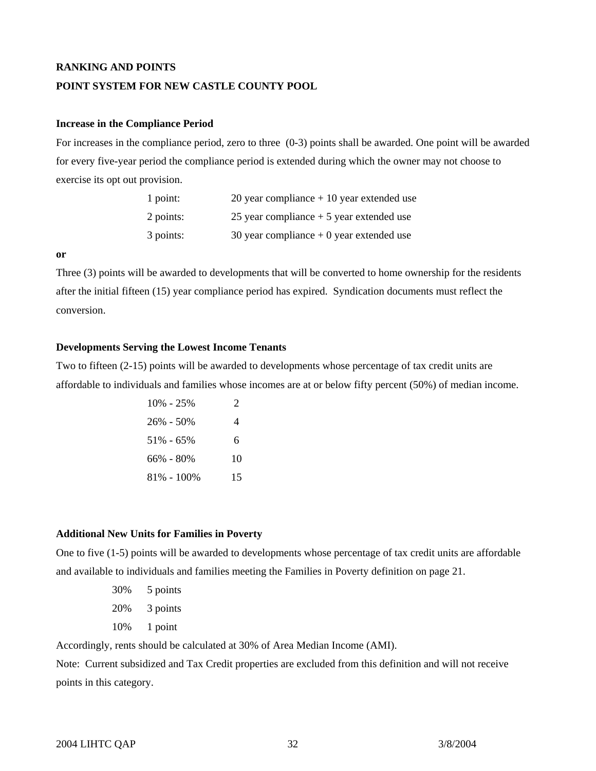**RANKING AND POINTS**

**POINT SYSTEM FOR NEW CASTLE COUNTY POOL**

**Increase in the Compliance Period**

For increases in the compliance period, zero to three (0-3) points shall be awarded. One point will be awarded for every five-year period the compliance period is extended during which the owner may not choose to exercise its opt out provision.

| | |
|---|---|
| 1 point: | 20 year compliance + 10 year extended use |
| 2 points: | 25 year compliance + 5 year extended use |
| 3 points: | 30 year compliance + 0 year extended use |

**or**

Three (3) points will be awarded to developments that will be converted to home ownership for the residents after the initial fifteen (15) year compliance period has expired. Syndication documents must reflect the conversion.

**Developments Serving the Lowest Income Tenants**

Two to fifteen (2-15) points will be awarded to developments whose percentage of tax credit units are affordable to individuals and families whose incomes are at or below fifty percent (50%) of median income.

| | |
|---|---|
| 10% - 25% | 2 |
| 26% - 50% | 4 |
| 51% - 65% | 6 |
| 66% - 80% | 10 |
| 81% - 100% | 15 |

**Additional New Units for Families in Poverty**

One to five (1-5) points will be awarded to developments whose percentage of tax credit units are affordable and available to individuals and families meeting the Families in Poverty definition on page 21.

| | |
|---|---|
| 30% | 5 points |
| 20% | 3 points |
| 10% | 1 point |

Accordingly, rents should be calculated at 30% of Area Median Income (AMI).

Note: Current subsidized and Tax Credit properties are excluded from this definition and will not receive points in this category.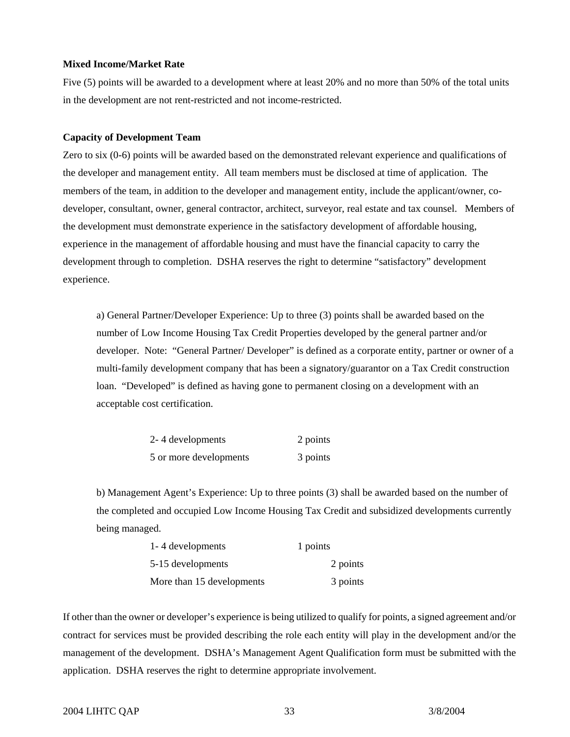**Mixed Income/Market Rate**

Five (5) points will be awarded to a development where at least 20% and no more than 50% of the total units in the development are not rent-restricted and not income-restricted.

**Capacity of Development Team**

Zero to six (0-6) points will be awarded based on the demonstrated relevant experience and qualifications of the developer and management entity. All team members must be disclosed at time of application. The members of the team, in addition to the developer and management entity, include the applicant/owner, co-developer, consultant, owner, general contractor, architect, surveyor, real estate and tax counsel. Members of the development must demonstrate experience in the satisfactory development of affordable housing, experience in the management of affordable housing and must have the financial capacity to carry the development through to completion. DSHA reserves the right to determine "satisfactory" development experience.

a) General Partner/Developer Experience: Up to three (3) points shall be awarded based on the number of Low Income Housing Tax Credit Properties developed by the general partner and/or developer. Note: "General Partner/ Developer" is defined as a corporate entity, partner or owner of a multi-family development company that has been a signatory/guarantor on a Tax Credit construction loan. "Developed" is defined as having gone to permanent closing on a development with an acceptable cost certification.

| | |
|---|---|
| 2- 4 developments | 2 points |
| 5 or more developments | 3 points |

b) Management Agent's Experience: Up to three points (3) shall be awarded based on the number of the completed and occupied Low Income Housing Tax Credit and subsidized developments currently being managed.

| | |
|---|---|
| 1- 4 developments | 1 points |
| 5-15 developments | 2 points |
| More than 15 developments | 3 points |

If other than the owner or developer's experience is being utilized to qualify for points, a signed agreement and/or contract for services must be provided describing the role each entity will play in the development and/or the management of the development. DSHA's Management Agent Qualification form must be submitted with the application. DSHA reserves the right to determine appropriate involvement.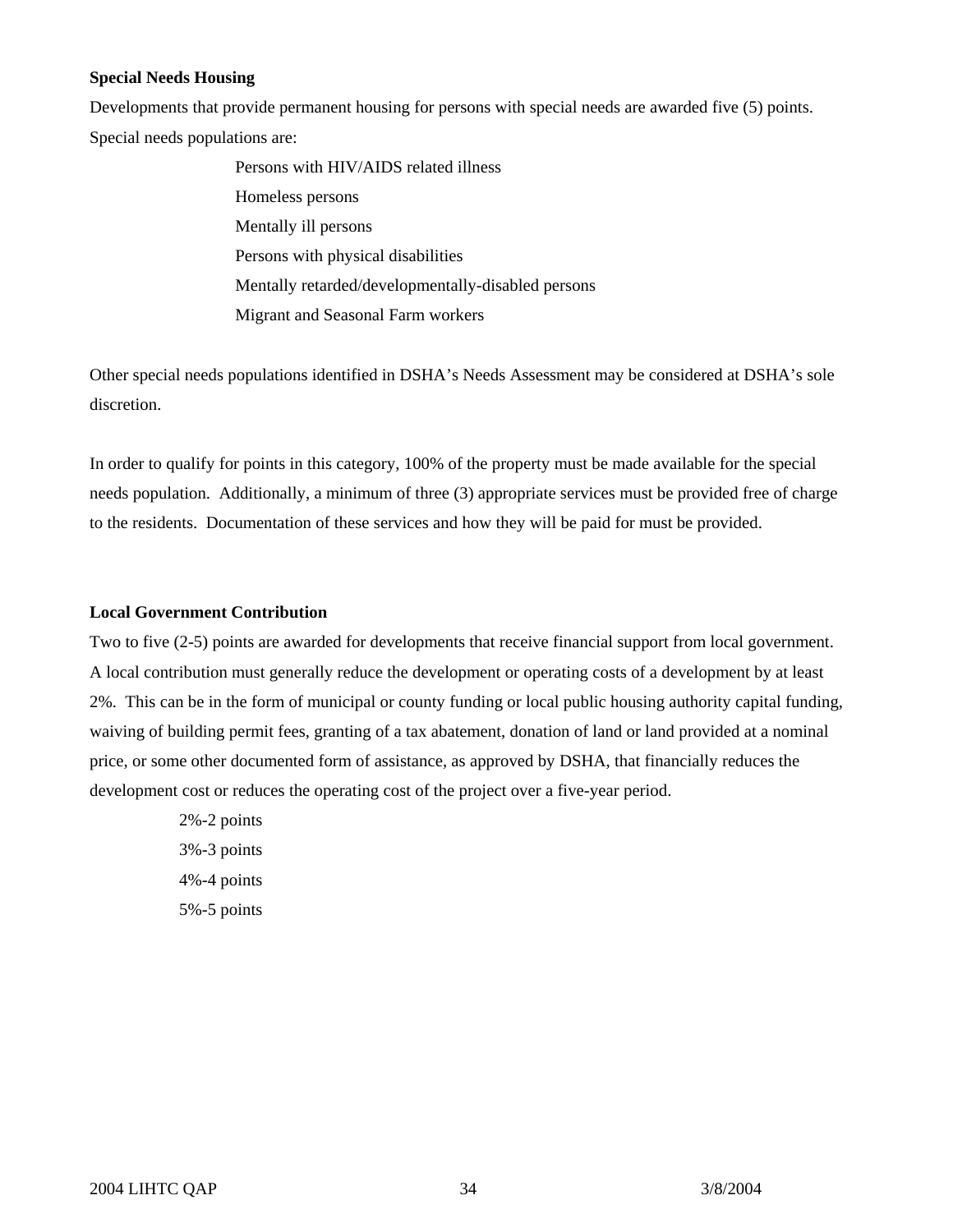**Special Needs Housing**

Developments that provide permanent housing for persons with special needs are awarded five (5) points. Special needs populations are:

- Persons with HIV/AIDS related illness
- Homeless persons
- Mentally ill persons
- Persons with physical disabilities
- Mentally retarded/developmentally-disabled persons
- Migrant and Seasonal Farm workers

Other special needs populations identified in DSHA's Needs Assessment may be considered at DSHA's sole discretion.

In order to qualify for points in this category, 100% of the property must be made available for the special needs population. Additionally, a minimum of three (3) appropriate services must be provided free of charge to the residents. Documentation of these services and how they will be paid for must be provided.

**Local Government Contribution**

Two to five (2-5) points are awarded for developments that receive financial support from local government. A local contribution must generally reduce the development or operating costs of a development by at least 2%. This can be in the form of municipal or county funding or local public housing authority capital funding, waiving of building permit fees, granting of a tax abatement, donation of land or land provided at a nominal price, or some other documented form of assistance, as approved by DSHA, that financially reduces the development cost or reduces the operating cost of the project over a five-year period.

- 2%-2 points
- 3%-3 points
- 4%-4 points
- 5%-5 points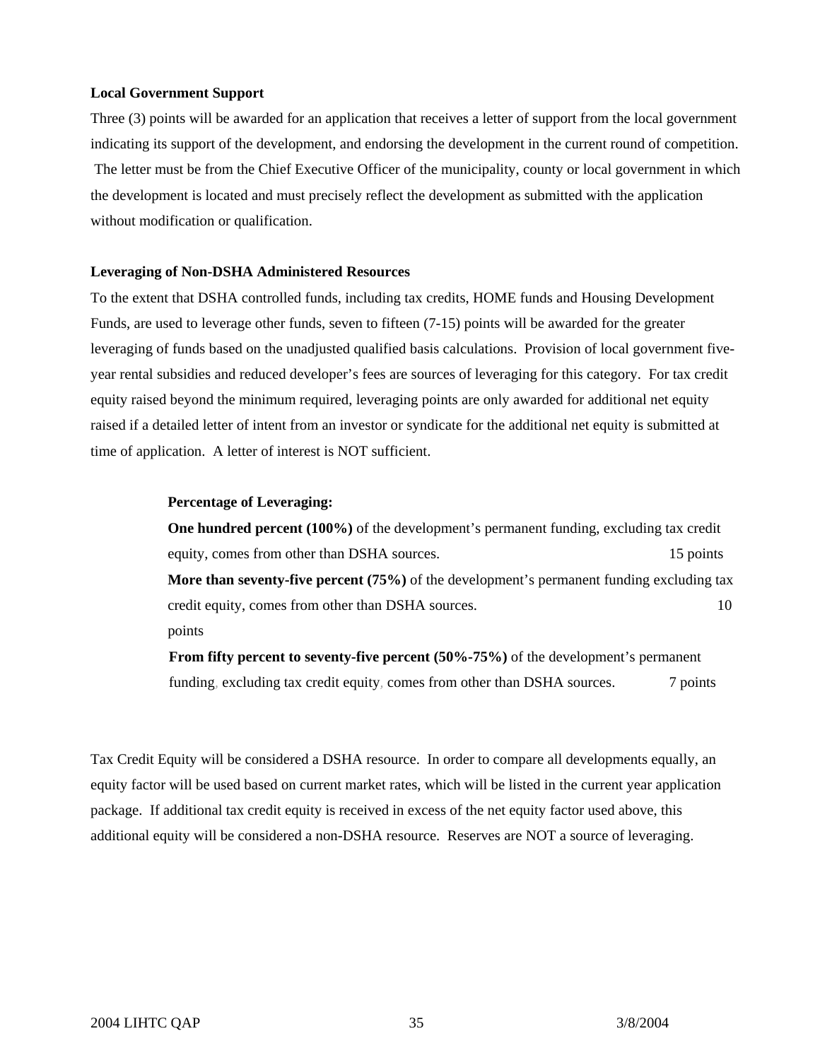**Local Government Support**

Three (3) points will be awarded for an application that receives a letter of support from the local government indicating its support of the development, and endorsing the development in the current round of competition. The letter must be from the Chief Executive Officer of the municipality, county or local government in which the development is located and must precisely reflect the development as submitted with the application without modification or qualification.

**Leveraging of Non-DSHA Administered Resources**

To the extent that DSHA controlled funds, including tax credits, HOME funds and Housing Development Funds, are used to leverage other funds, seven to fifteen (7-15) points will be awarded for the greater leveraging of funds based on the unadjusted qualified basis calculations. Provision of local government five-year rental subsidies and reduced developer's fees are sources of leveraging for this category. For tax credit equity raised beyond the minimum required, leveraging points are only awarded for additional net equity raised if a detailed letter of intent from an investor or syndicate for the additional net equity is submitted at time of application. A letter of interest is NOT sufficient.

**Percentage of Leveraging:**

**One hundred percent (100%)** of the development's permanent funding, excluding tax credit equity, comes from other than DSHA sources. 15 points

**More than seventy-five percent (75%)** of the development's permanent funding excluding tax credit equity, comes from other than DSHA sources. 10 points

**From fifty percent to seventy-five percent (50%-75%)** of the development's permanent funding, excluding tax credit equity, comes from other than DSHA sources. 7 points

Tax Credit Equity will be considered a DSHA resource. In order to compare all developments equally, an equity factor will be used based on current market rates, which will be listed in the current year application package. If additional tax credit equity is received in excess of the net equity factor used above, this additional equity will be considered a non-DSHA resource. Reserves are NOT a source of leveraging.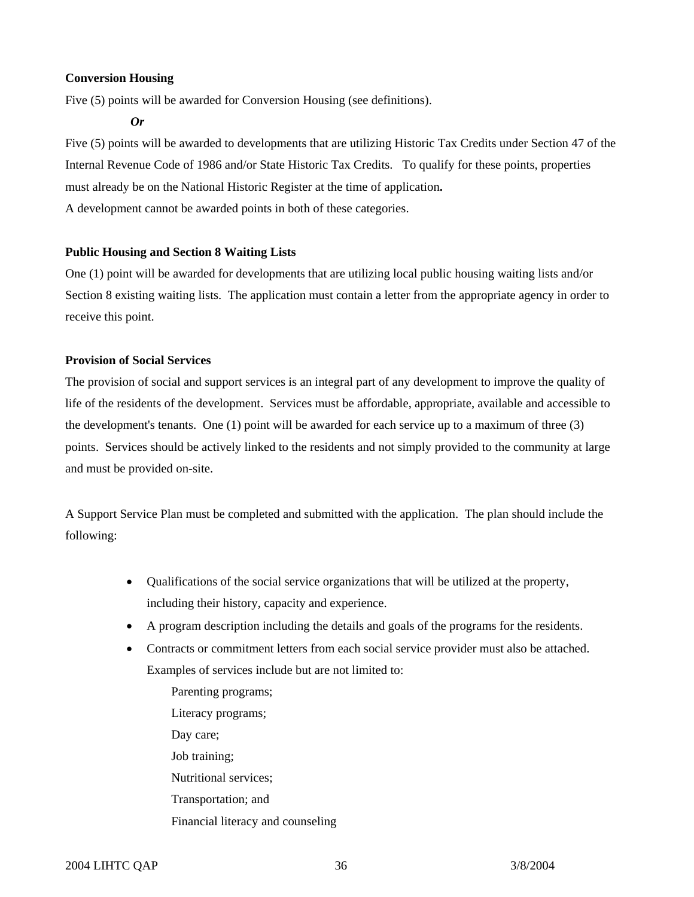**Conversion Housing**

Five (5) points will be awarded for Conversion Housing (see definitions).

***Or***

Five (5) points will be awarded to developments that are utilizing Historic Tax Credits under Section 47 of the Internal Revenue Code of 1986 and/or State Historic Tax Credits. To qualify for these points, properties must already be on the National Historic Register at the time of application**.**

A development cannot be awarded points in both of these categories.

**Public Housing and Section 8 Waiting Lists**

One (1) point will be awarded for developments that are utilizing local public housing waiting lists and/or Section 8 existing waiting lists. The application must contain a letter from the appropriate agency in order to receive this point.

**Provision of Social Services**

The provision of social and support services is an integral part of any development to improve the quality of life of the residents of the development. Services must be affordable, appropriate, available and accessible to the development's tenants. One (1) point will be awarded for each service up to a maximum of three (3) points. Services should be actively linked to the residents and not simply provided to the community at large and must be provided on-site.

A Support Service Plan must be completed and submitted with the application. The plan should include the following:

- Qualifications of the social service organizations that will be utilized at the property, including their history, capacity and experience.
- A program description including the details and goals of the programs for the residents.
- Contracts or commitment letters from each social service provider must also be attached. Examples of services include but are not limited to:
  - Parenting programs;
  - Literacy programs;
  - Day care;
  - Job training;
  - Nutritional services;
  - Transportation; and
  - Financial literacy and counseling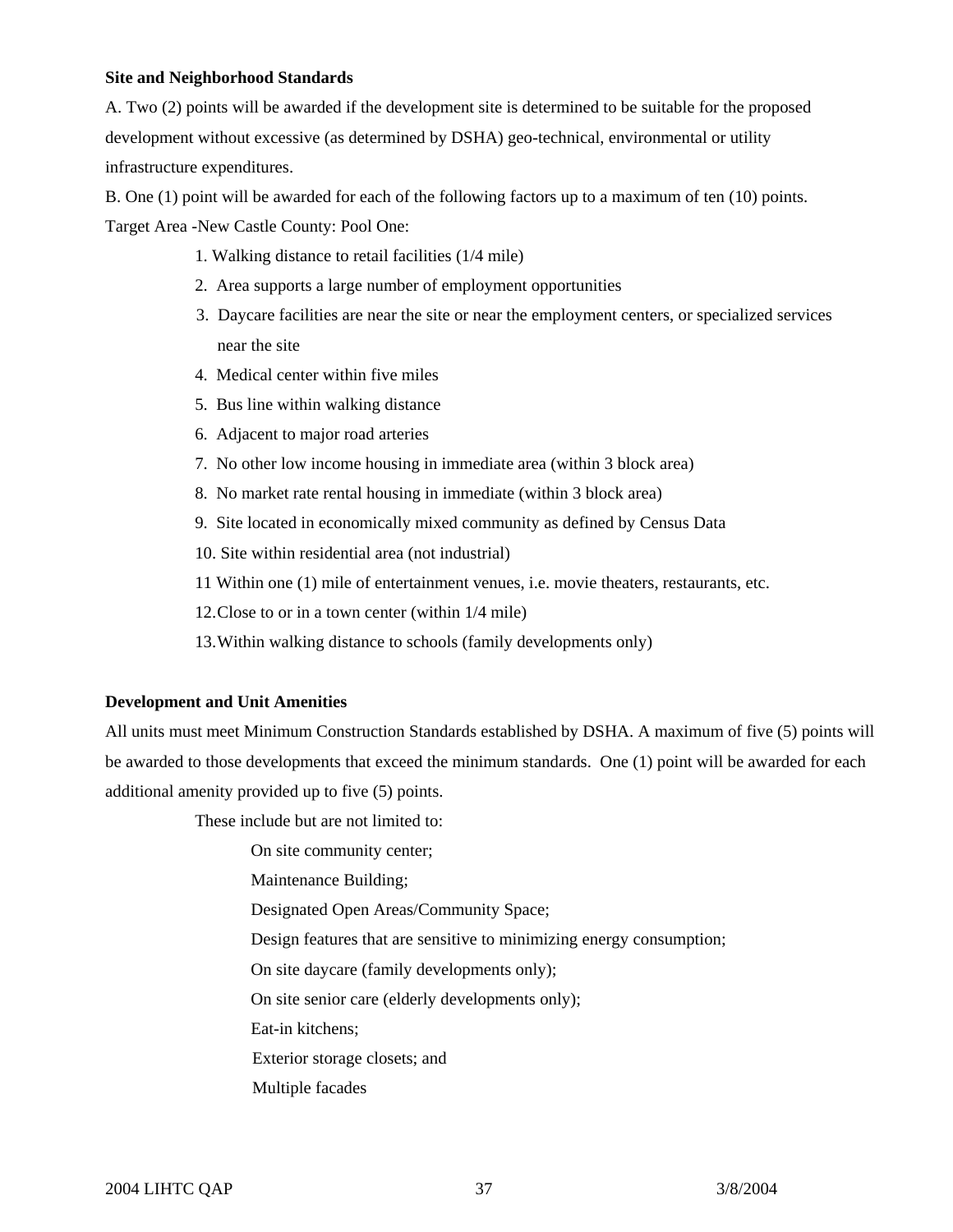**Site and Neighborhood Standards**

A. Two (2) points will be awarded if the development site is determined to be suitable for the proposed development without excessive (as determined by DSHA) geo-technical, environmental or utility infrastructure expenditures.

B. One (1) point will be awarded for each of the following factors up to a maximum of ten (10) points.

Target Area -New Castle County: Pool One:

1. Walking distance to retail facilities (1/4 mile)
2. Area supports a large number of employment opportunities
3. Daycare facilities are near the site or near the employment centers, or specialized services near the site
4. Medical center within five miles
5. Bus line within walking distance
6. Adjacent to major road arteries
7. No other low income housing in immediate area (within 3 block area)
8. No market rate rental housing in immediate (within 3 block area)
9. Site located in economically mixed community as defined by Census Data
10. Site within residential area (not industrial)
11. Within one (1) mile of entertainment venues, i.e. movie theaters, restaurants, etc.
12. Close to or in a town center (within 1/4 mile)
13. Within walking distance to schools (family developments only)

**Development and Unit Amenities**

All units must meet Minimum Construction Standards established by DSHA. A maximum of five (5) points will be awarded to those developments that exceed the minimum standards. One (1) point will be awarded for each additional amenity provided up to five (5) points.

These include but are not limited to:

- On site community center;
- Maintenance Building;
- Designated Open Areas/Community Space;
- Design features that are sensitive to minimizing energy consumption;
- On site daycare (family developments only);
- On site senior care (elderly developments only);
- Eat-in kitchens;
- Exterior storage closets; and
- Multiple facades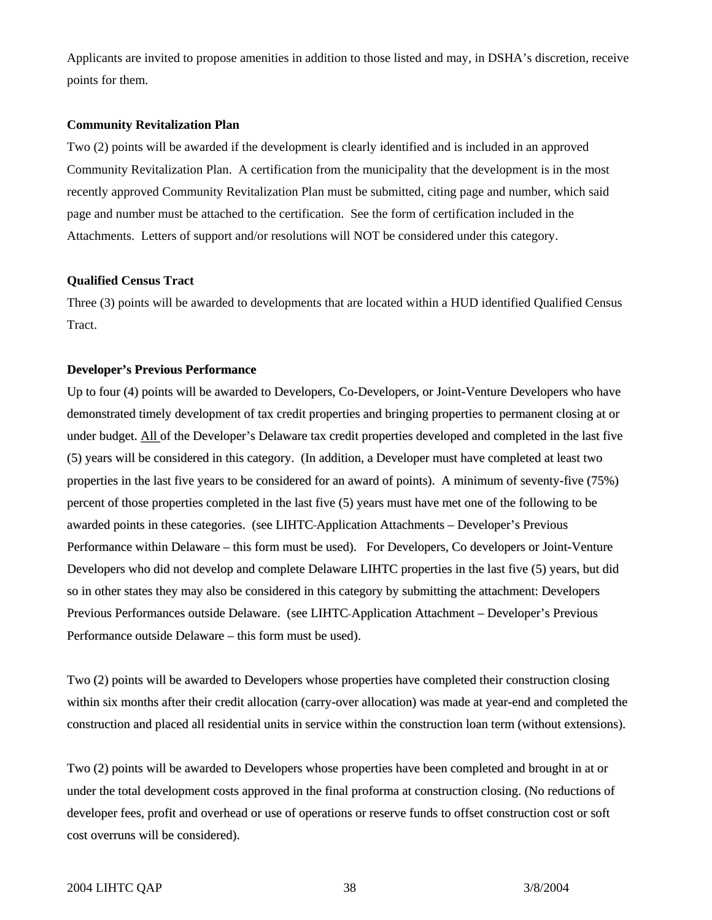Applicants are invited to propose amenities in addition to those listed and may, in DSHA's discretion, receive points for them.

**Community Revitalization Plan**

Two (2) points will be awarded if the development is clearly identified and is included in an approved Community Revitalization Plan. A certification from the municipality that the development is in the most recently approved Community Revitalization Plan must be submitted, citing page and number, which said page and number must be attached to the certification. See the form of certification included in the Attachments. Letters of support and/or resolutions will NOT be considered under this category.

**Qualified Census Tract**

Three (3) points will be awarded to developments that are located within a HUD identified Qualified Census Tract.

**Developer's Previous Performance**

Up to four (4) points will be awarded to Developers, Co-Developers, or Joint-Venture Developers who have demonstrated timely development of tax credit properties and bringing properties to permanent closing at or under budget. <u>All</u> of the Developer's Delaware tax credit properties developed and completed in the last five (5) years will be considered in this category. (In addition, a Developer must have completed at least two properties in the last five years to be considered for an award of points). A minimum of seventy-five (75%) percent of those properties completed in the last five (5) years must have met one of the following to be awarded points in these categories. (see LIHTC Application Attachments – Developer's Previous Performance within Delaware – this form must be used). For Developers, Co developers or Joint-Venture Developers who did not develop and complete Delaware LIHTC properties in the last five (5) years, but did so in other states they may also be considered in this category by submitting the attachment: Developers Previous Performances outside Delaware. (see LIHTC Application Attachment – Developer's Previous Performance outside Delaware – this form must be used).

Two (2) points will be awarded to Developers whose properties have completed their construction closing within six months after their credit allocation (carry-over allocation) was made at year-end and completed the construction and placed all residential units in service within the construction loan term (without extensions).

Two (2) points will be awarded to Developers whose properties have been completed and brought in at or under the total development costs approved in the final proforma at construction closing. (No reductions of developer fees, profit and overhead or use of operations or reserve funds to offset construction cost or soft cost overruns will be considered).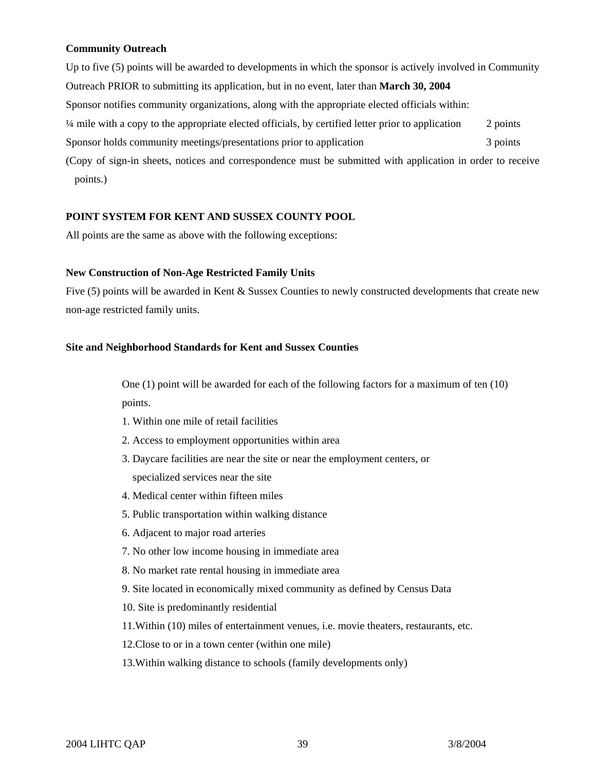**Community Outreach**

Up to five (5) points will be awarded to developments in which the sponsor is actively involved in Community Outreach PRIOR to submitting its application, but in no event, later than **March 30, 2004**

Sponsor notifies community organizations, along with the appropriate elected officials within:

¼ mile with a copy to the appropriate elected officials, by certified letter prior to application 2 points

Sponsor holds community meetings/presentations prior to application 3 points

(Copy of sign-in sheets, notices and correspondence must be submitted with application in order to receive points.)

**POINT SYSTEM FOR KENT AND SUSSEX COUNTY POOL**

All points are the same as above with the following exceptions:

**New Construction of Non-Age Restricted Family Units**

Five (5) points will be awarded in Kent & Sussex Counties to newly constructed developments that create new non-age restricted family units.

**Site and Neighborhood Standards for Kent and Sussex Counties**

One (1) point will be awarded for each of the following factors for a maximum of ten (10) points.

1. Within one mile of retail facilities
2. Access to employment opportunities within area
3. Daycare facilities are near the site or near the employment centers, or specialized services near the site
4. Medical center within fifteen miles
5. Public transportation within walking distance
6. Adjacent to major road arteries
7. No other low income housing in immediate area
8. No market rate rental housing in immediate area
9. Site located in economically mixed community as defined by Census Data
10. Site is predominantly residential
11. Within (10) miles of entertainment venues, i.e. movie theaters, restaurants, etc.
12. Close to or in a town center (within one mile)
13. Within walking distance to schools (family developments only)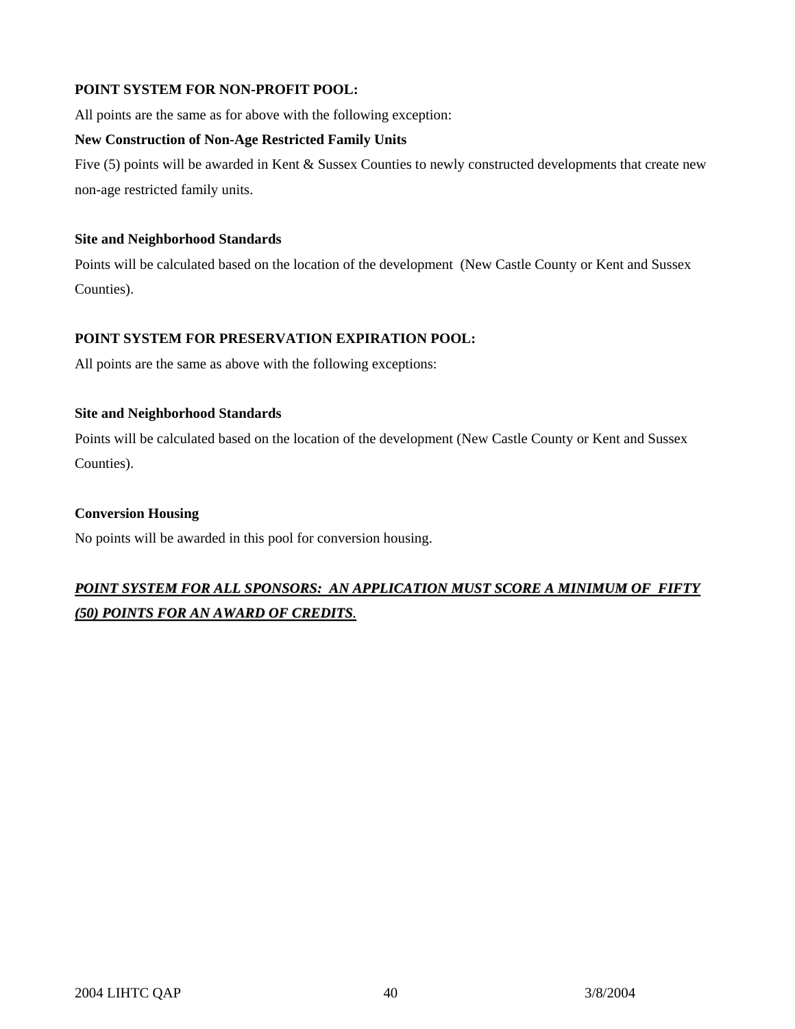**POINT SYSTEM FOR NON-PROFIT POOL:**

All points are the same as for above with the following exception:

**New Construction of Non-Age Restricted Family Units**

Five (5) points will be awarded in Kent & Sussex Counties to newly constructed developments that create new non-age restricted family units.

**Site and Neighborhood Standards**

Points will be calculated based on the location of the development (New Castle County or Kent and Sussex Counties).

**POINT SYSTEM FOR PRESERVATION EXPIRATION POOL:**

All points are the same as above with the following exceptions:

**Site and Neighborhood Standards**

Points will be calculated based on the location of the development (New Castle County or Kent and Sussex Counties).

**Conversion Housing**

No points will be awarded in this pool for conversion housing.

***POINT SYSTEM FOR ALL SPONSORS: AN APPLICATION MUST SCORE A MINIMUM OF FIFTY (50) POINTS FOR AN AWARD OF CREDITS.***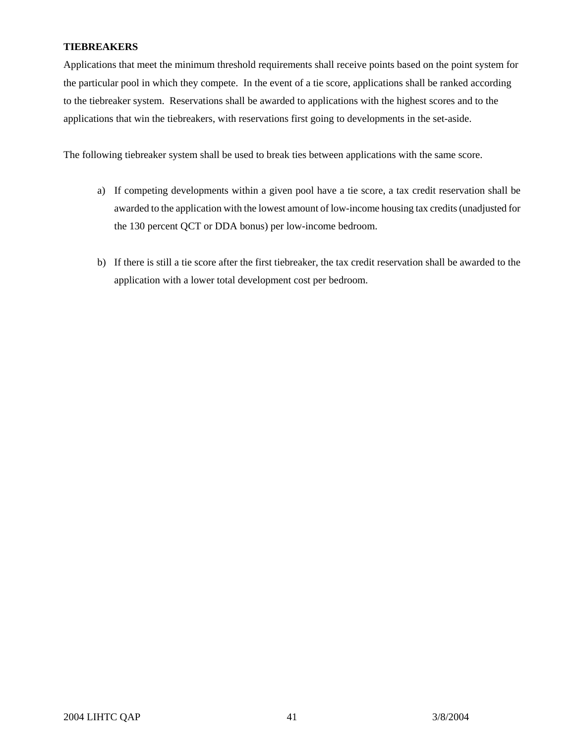**TIEBREAKERS**

Applications that meet the minimum threshold requirements shall receive points based on the point system for the particular pool in which they compete. In the event of a tie score, applications shall be ranked according to the tiebreaker system. Reservations shall be awarded to applications with the highest scores and to the applications that win the tiebreakers, with reservations first going to developments in the set-aside.

The following tiebreaker system shall be used to break ties between applications with the same score.

a) If competing developments within a given pool have a tie score, a tax credit reservation shall be awarded to the application with the lowest amount of low-income housing tax credits (unadjusted for the 130 percent QCT or DDA bonus) per low-income bedroom.

b) If there is still a tie score after the first tiebreaker, the tax credit reservation shall be awarded to the application with a lower total development cost per bedroom.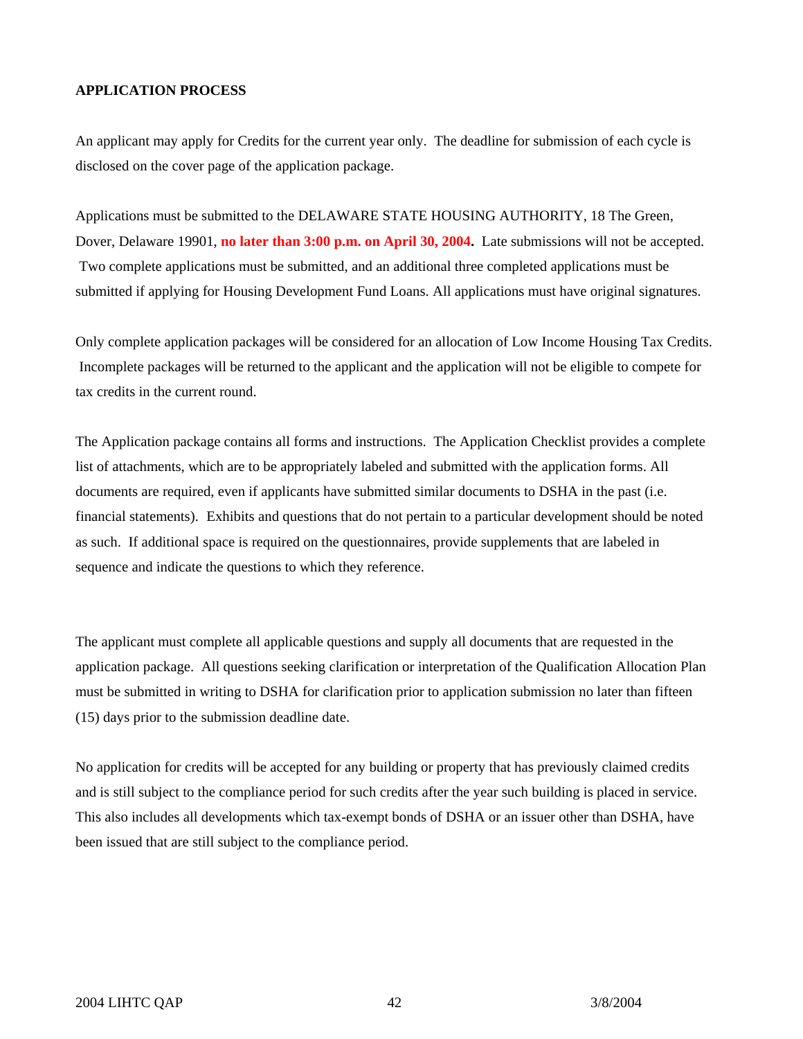**APPLICATION PROCESS**

An applicant may apply for Credits for the current year only. The deadline for submission of each cycle is disclosed on the cover page of the application package.

Applications must be submitted to the DELAWARE STATE HOUSING AUTHORITY, 18 The Green, Dover, Delaware 19901, **no later than 3:00 p.m. on April 30, 2004.** Late submissions will not be accepted. Two complete applications must be submitted, and an additional three completed applications must be submitted if applying for Housing Development Fund Loans. All applications must have original signatures.

Only complete application packages will be considered for an allocation of Low Income Housing Tax Credits. Incomplete packages will be returned to the applicant and the application will not be eligible to compete for tax credits in the current round.

The Application package contains all forms and instructions. The Application Checklist provides a complete list of attachments, which are to be appropriately labeled and submitted with the application forms. All documents are required, even if applicants have submitted similar documents to DSHA in the past (i.e. financial statements). Exhibits and questions that do not pertain to a particular development should be noted as such. If additional space is required on the questionnaires, provide supplements that are labeled in sequence and indicate the questions to which they reference.

The applicant must complete all applicable questions and supply all documents that are requested in the application package. All questions seeking clarification or interpretation of the Qualification Allocation Plan must be submitted in writing to DSHA for clarification prior to application submission no later than fifteen (15) days prior to the submission deadline date.

No application for credits will be accepted for any building or property that has previously claimed credits and is still subject to the compliance period for such credits after the year such building is placed in service. This also includes all developments which tax-exempt bonds of DSHA or an issuer other than DSHA, have been issued that are still subject to the compliance period.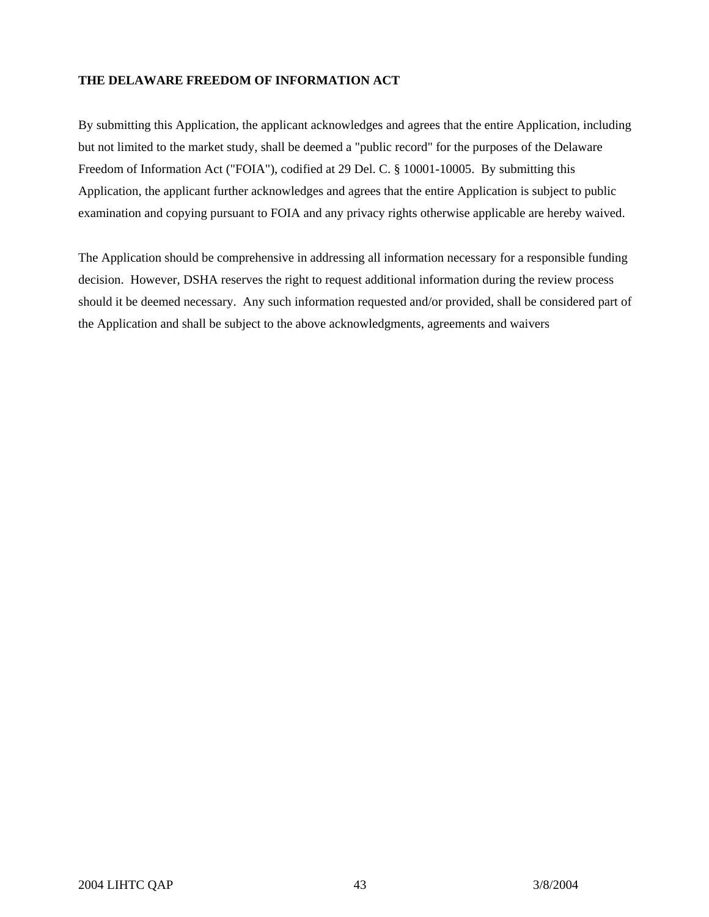**THE DELAWARE FREEDOM OF INFORMATION ACT**

By submitting this Application, the applicant acknowledges and agrees that the entire Application, including but not limited to the market study, shall be deemed a "public record" for the purposes of the Delaware Freedom of Information Act ("FOIA"), codified at 29 Del. C. § 10001-10005. By submitting this Application, the applicant further acknowledges and agrees that the entire Application is subject to public examination and copying pursuant to FOIA and any privacy rights otherwise applicable are hereby waived.

The Application should be comprehensive in addressing all information necessary for a responsible funding decision. However, DSHA reserves the right to request additional information during the review process should it be deemed necessary. Any such information requested and/or provided, shall be considered part of the Application and shall be subject to the above acknowledgments, agreements and waivers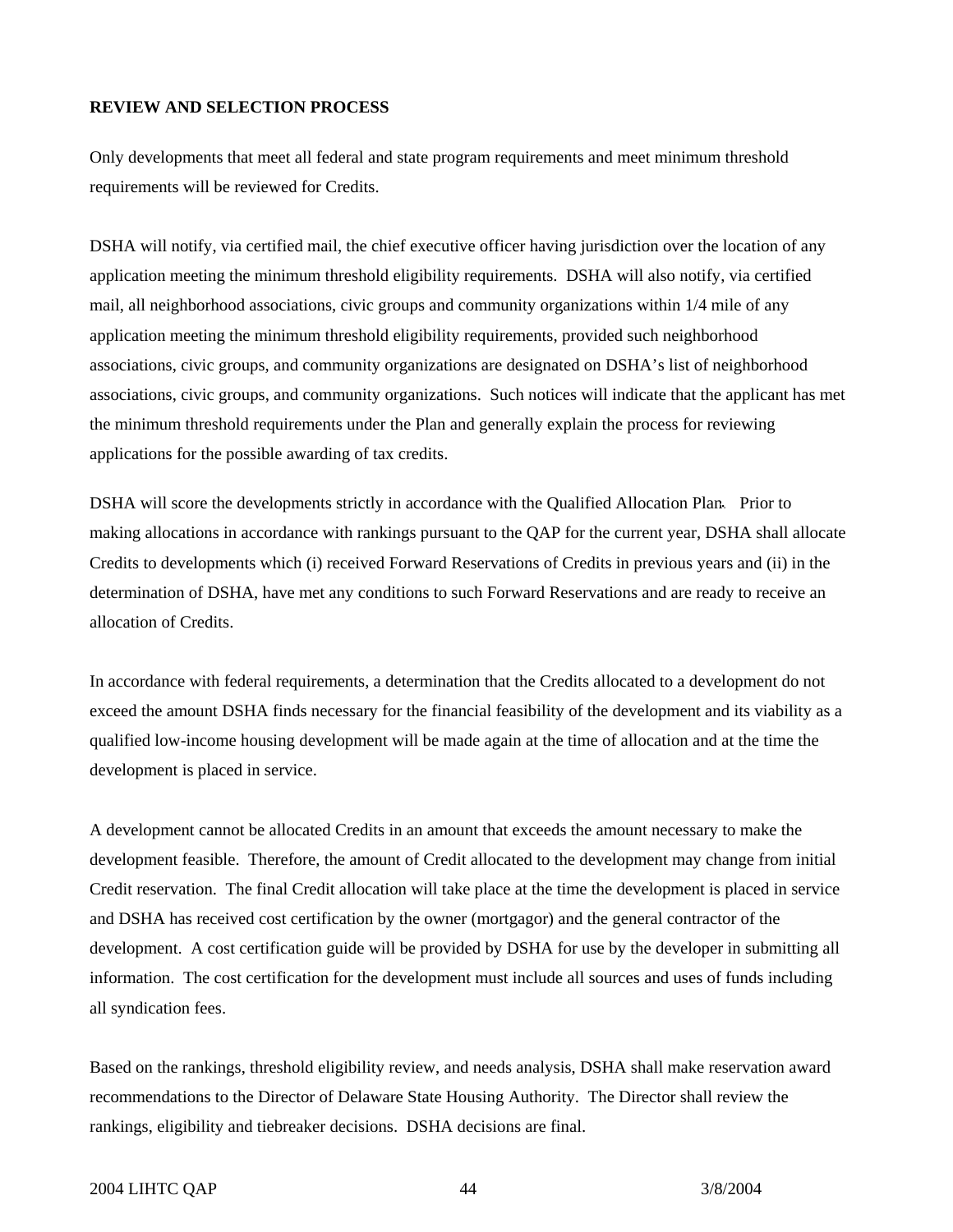**REVIEW AND SELECTION PROCESS**

Only developments that meet all federal and state program requirements and meet minimum threshold requirements will be reviewed for Credits.

DSHA will notify, via certified mail, the chief executive officer having jurisdiction over the location of any application meeting the minimum threshold eligibility requirements. DSHA will also notify, via certified mail, all neighborhood associations, civic groups and community organizations within 1/4 mile of any application meeting the minimum threshold eligibility requirements, provided such neighborhood associations, civic groups, and community organizations are designated on DSHA's list of neighborhood associations, civic groups, and community organizations. Such notices will indicate that the applicant has met the minimum threshold requirements under the Plan and generally explain the process for reviewing applications for the possible awarding of tax credits.

DSHA will score the developments strictly in accordance with the Qualified Allocation Plan. Prior to making allocations in accordance with rankings pursuant to the QAP for the current year, DSHA shall allocate Credits to developments which (i) received Forward Reservations of Credits in previous years and (ii) in the determination of DSHA, have met any conditions to such Forward Reservations and are ready to receive an allocation of Credits.

In accordance with federal requirements, a determination that the Credits allocated to a development do not exceed the amount DSHA finds necessary for the financial feasibility of the development and its viability as a qualified low-income housing development will be made again at the time of allocation and at the time the development is placed in service.

A development cannot be allocated Credits in an amount that exceeds the amount necessary to make the development feasible. Therefore, the amount of Credit allocated to the development may change from initial Credit reservation. The final Credit allocation will take place at the time the development is placed in service and DSHA has received cost certification by the owner (mortgagor) and the general contractor of the development. A cost certification guide will be provided by DSHA for use by the developer in submitting all information. The cost certification for the development must include all sources and uses of funds including all syndication fees.

Based on the rankings, threshold eligibility review, and needs analysis, DSHA shall make reservation award recommendations to the Director of Delaware State Housing Authority. The Director shall review the rankings, eligibility and tiebreaker decisions. DSHA decisions are final.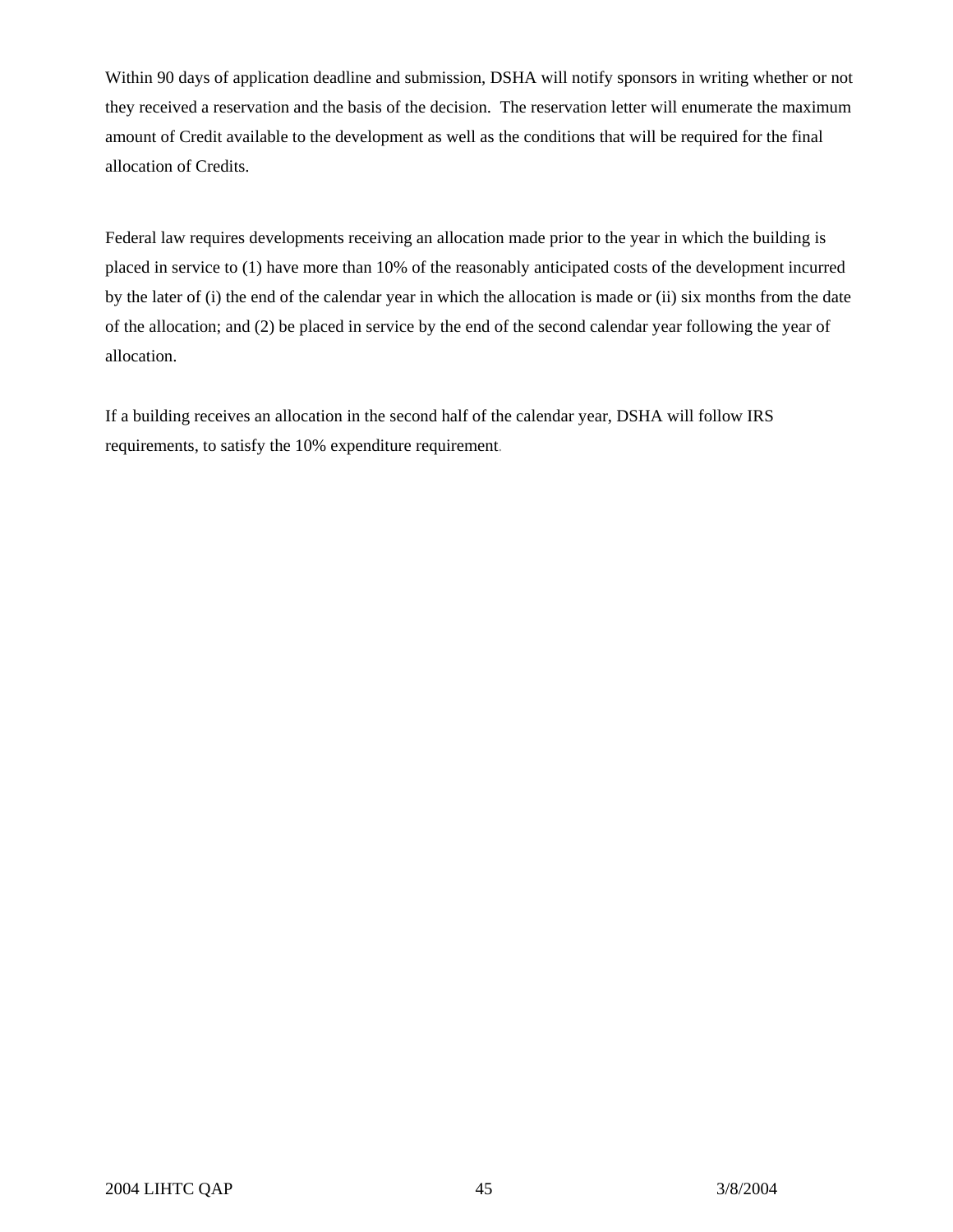Within 90 days of application deadline and submission, DSHA will notify sponsors in writing whether or not they received a reservation and the basis of the decision. The reservation letter will enumerate the maximum amount of Credit available to the development as well as the conditions that will be required for the final allocation of Credits.

Federal law requires developments receiving an allocation made prior to the year in which the building is placed in service to (1) have more than 10% of the reasonably anticipated costs of the development incurred by the later of (i) the end of the calendar year in which the allocation is made or (ii) six months from the date of the allocation; and (2) be placed in service by the end of the second calendar year following the year of allocation.

If a building receives an allocation in the second half of the calendar year, DSHA will follow IRS requirements, to satisfy the 10% expenditure requirement.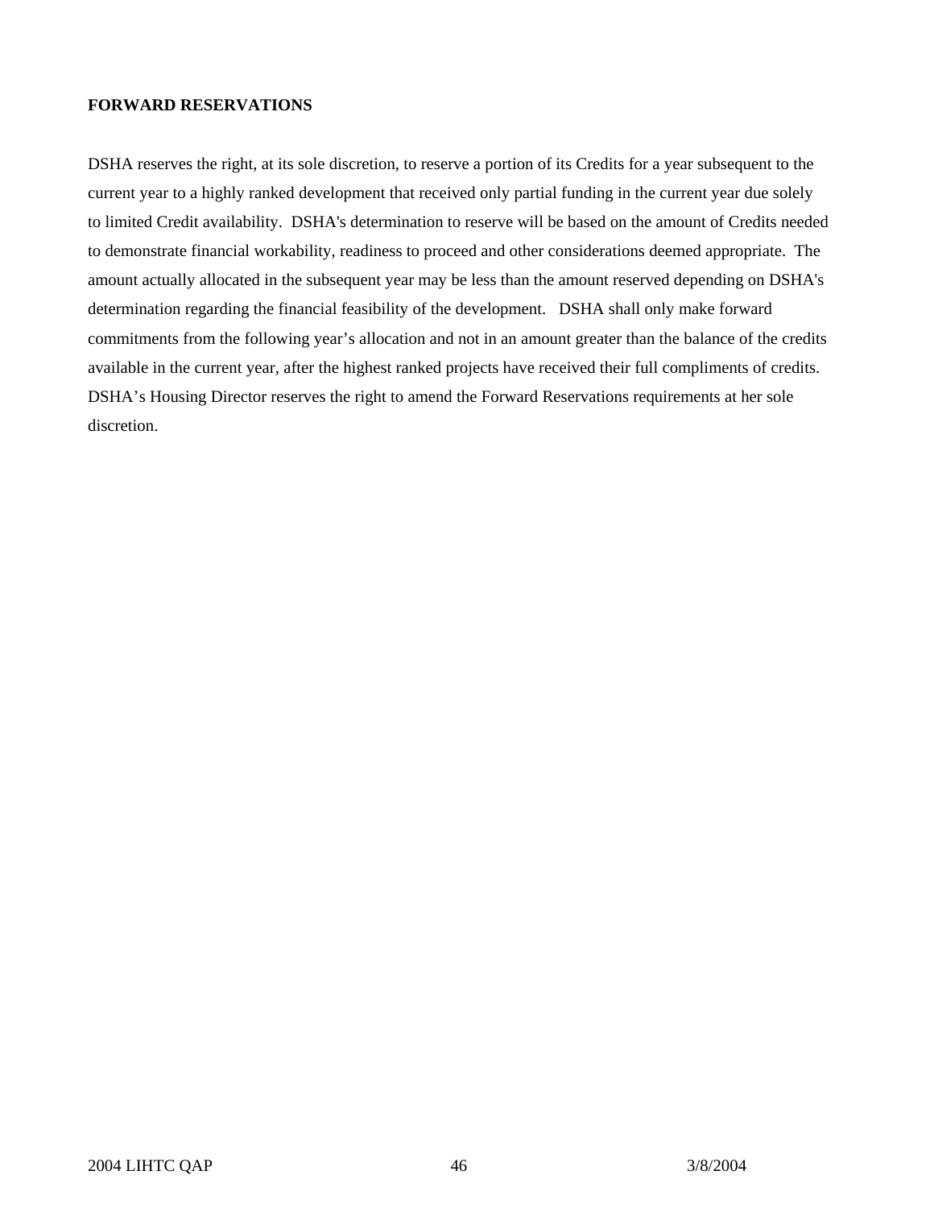**FORWARD RESERVATIONS**

DSHA reserves the right, at its sole discretion, to reserve a portion of its Credits for a year subsequent to the current year to a highly ranked development that received only partial funding in the current year due solely to limited Credit availability. DSHA's determination to reserve will be based on the amount of Credits needed to demonstrate financial workability, readiness to proceed and other considerations deemed appropriate. The amount actually allocated in the subsequent year may be less than the amount reserved depending on DSHA's determination regarding the financial feasibility of the development. DSHA shall only make forward commitments from the following year's allocation and not in an amount greater than the balance of the credits available in the current year, after the highest ranked projects have received their full compliments of credits. DSHA's Housing Director reserves the right to amend the Forward Reservations requirements at her sole discretion.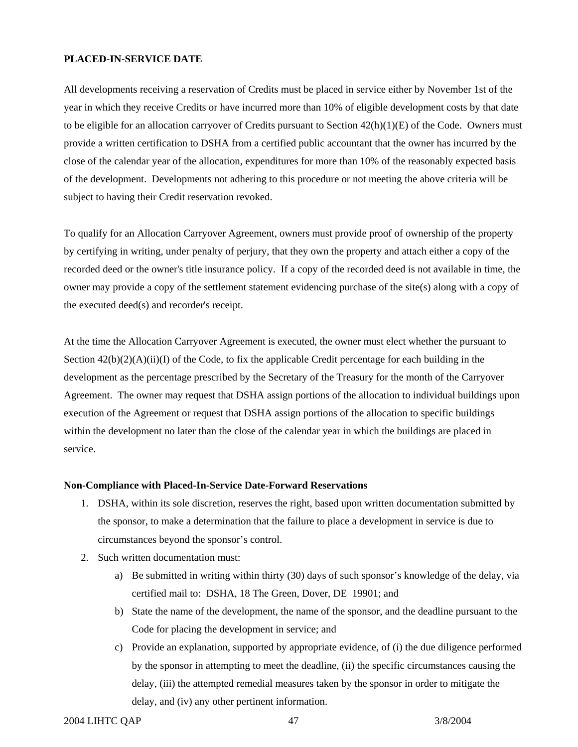**PLACED-IN-SERVICE DATE**

All developments receiving a reservation of Credits must be placed in service either by November 1st of the year in which they receive Credits or have incurred more than 10% of eligible development costs by that date to be eligible for an allocation carryover of Credits pursuant to Section 42(h)(1)(E) of the Code. Owners must provide a written certification to DSHA from a certified public accountant that the owner has incurred by the close of the calendar year of the allocation, expenditures for more than 10% of the reasonably expected basis of the development. Developments not adhering to this procedure or not meeting the above criteria will be subject to having their Credit reservation revoked.

To qualify for an Allocation Carryover Agreement, owners must provide proof of ownership of the property by certifying in writing, under penalty of perjury, that they own the property and attach either a copy of the recorded deed or the owner's title insurance policy. If a copy of the recorded deed is not available in time, the owner may provide a copy of the settlement statement evidencing purchase of the site(s) along with a copy of the executed deed(s) and recorder's receipt.

At the time the Allocation Carryover Agreement is executed, the owner must elect whether the pursuant to Section 42(b)(2)(A)(ii)(I) of the Code, to fix the applicable Credit percentage for each building in the development as the percentage prescribed by the Secretary of the Treasury for the month of the Carryover Agreement. The owner may request that DSHA assign portions of the allocation to individual buildings upon execution of the Agreement or request that DSHA assign portions of the allocation to specific buildings within the development no later than the close of the calendar year in which the buildings are placed in service.

**Non-Compliance with Placed-In-Service Date-Forward Reservations**

1. DSHA, within its sole discretion, reserves the right, based upon written documentation submitted by the sponsor, to make a determination that the failure to place a development in service is due to circumstances beyond the sponsor's control.
2. Such written documentation must:
   a) Be submitted in writing within thirty (30) days of such sponsor's knowledge of the delay, via certified mail to: DSHA, 18 The Green, Dover, DE 19901; and
   b) State the name of the development, the name of the sponsor, and the deadline pursuant to the Code for placing the development in service; and
   c) Provide an explanation, supported by appropriate evidence, of (i) the due diligence performed by the sponsor in attempting to meet the deadline, (ii) the specific circumstances causing the delay, (iii) the attempted remedial measures taken by the sponsor in order to mitigate the delay, and (iv) any other pertinent information.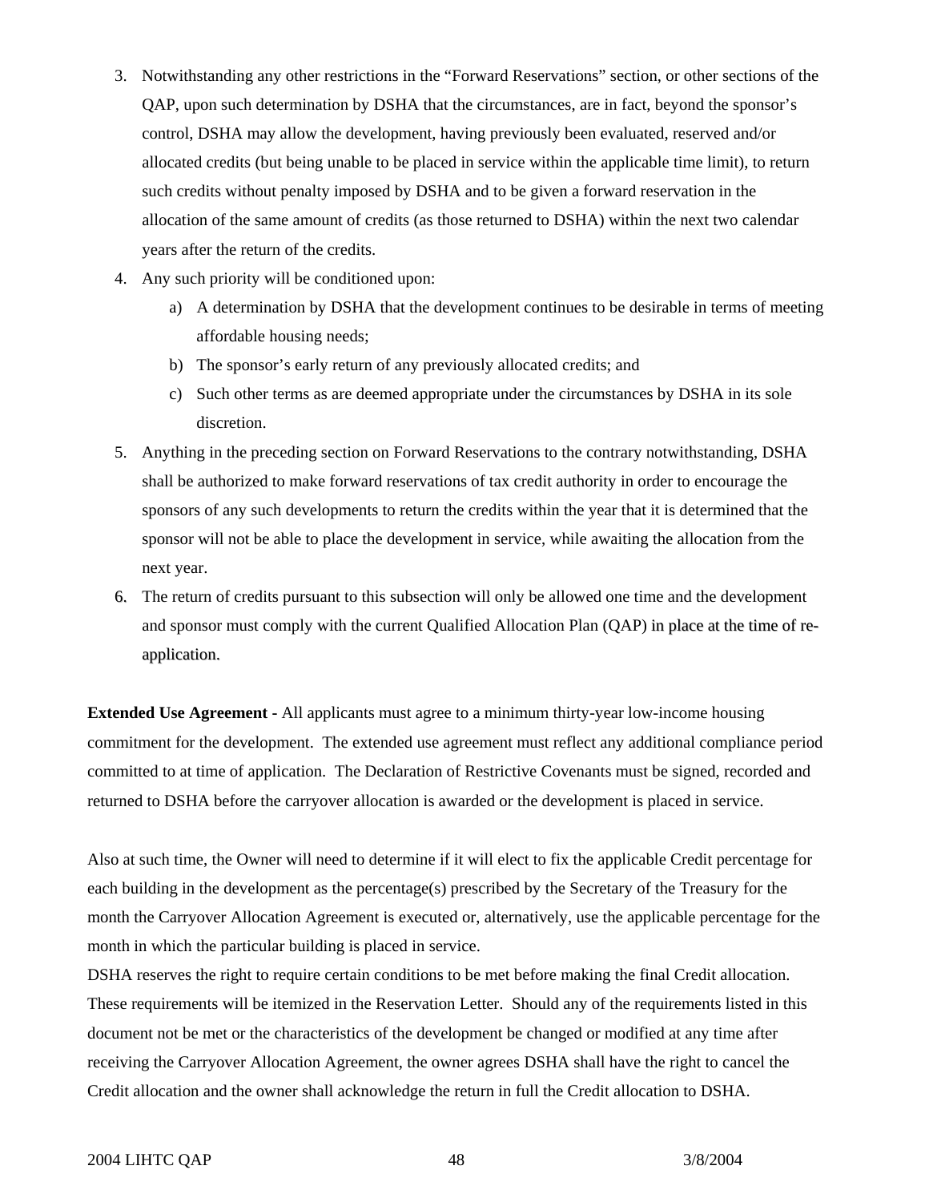3. Notwithstanding any other restrictions in the "Forward Reservations" section, or other sections of the QAP, upon such determination by DSHA that the circumstances, are in fact, beyond the sponsor's control, DSHA may allow the development, having previously been evaluated, reserved and/or allocated credits (but being unable to be placed in service within the applicable time limit), to return such credits without penalty imposed by DSHA and to be given a forward reservation in the allocation of the same amount of credits (as those returned to DSHA) within the next two calendar years after the return of the credits.
4. Any such priority will be conditioned upon:
   a) A determination by DSHA that the development continues to be desirable in terms of meeting affordable housing needs;
   b) The sponsor's early return of any previously allocated credits; and
   c) Such other terms as are deemed appropriate under the circumstances by DSHA in its sole discretion.
5. Anything in the preceding section on Forward Reservations to the contrary notwithstanding, DSHA shall be authorized to make forward reservations of tax credit authority in order to encourage the sponsors of any such developments to return the credits within the year that it is determined that the sponsor will not be able to place the development in service, while awaiting the allocation from the next year.
6. The return of credits pursuant to this subsection will only be allowed one time and the development and sponsor must comply with the current Qualified Allocation Plan (QAP) in place at the time of re-application.

**Extended Use Agreement -** All applicants must agree to a minimum thirty-year low-income housing commitment for the development. The extended use agreement must reflect any additional compliance period committed to at time of application. The Declaration of Restrictive Covenants must be signed, recorded and returned to DSHA before the carryover allocation is awarded or the development is placed in service.

Also at such time, the Owner will need to determine if it will elect to fix the applicable Credit percentage for each building in the development as the percentage(s) prescribed by the Secretary of the Treasury for the month the Carryover Allocation Agreement is executed or, alternatively, use the applicable percentage for the month in which the particular building is placed in service.

DSHA reserves the right to require certain conditions to be met before making the final Credit allocation. These requirements will be itemized in the Reservation Letter. Should any of the requirements listed in this document not be met or the characteristics of the development be changed or modified at any time after receiving the Carryover Allocation Agreement, the owner agrees DSHA shall have the right to cancel the Credit allocation and the owner shall acknowledge the return in full the Credit allocation to DSHA.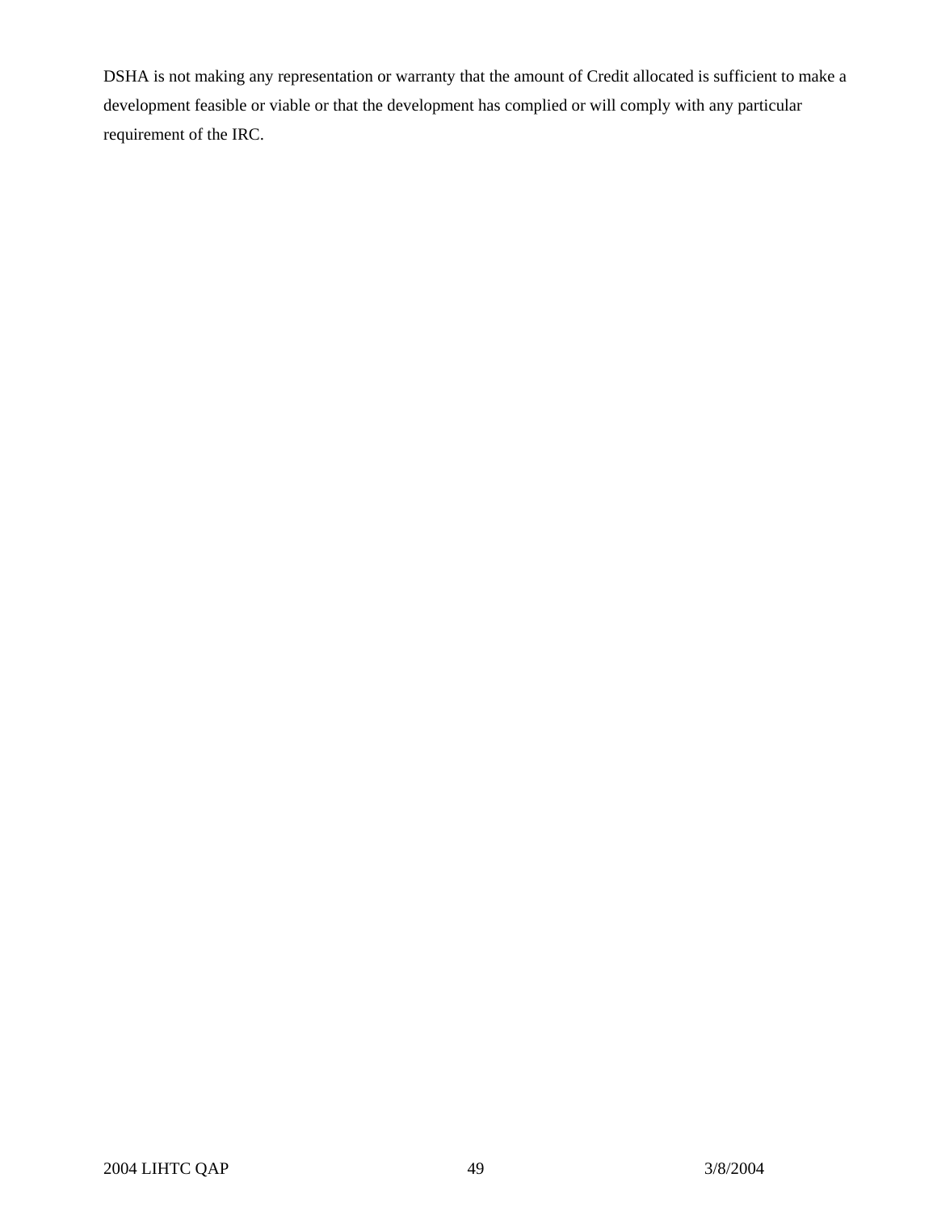DSHA is not making any representation or warranty that the amount of Credit allocated is sufficient to make a development feasible or viable or that the development has complied or will comply with any particular requirement of the IRC.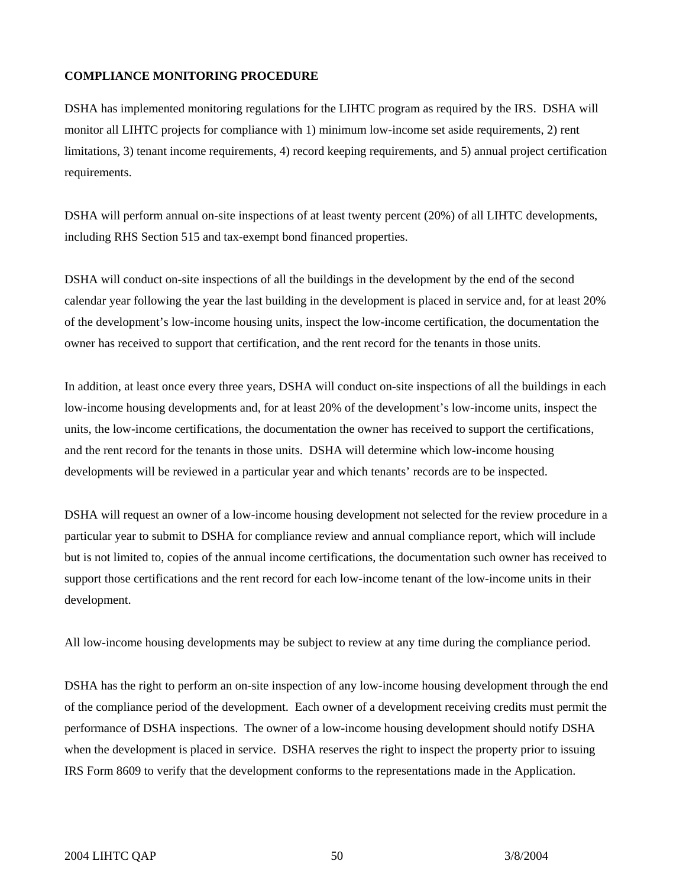**COMPLIANCE MONITORING PROCEDURE**

DSHA has implemented monitoring regulations for the LIHTC program as required by the IRS. DSHA will monitor all LIHTC projects for compliance with 1) minimum low-income set aside requirements, 2) rent limitations, 3) tenant income requirements, 4) record keeping requirements, and 5) annual project certification requirements.

DSHA will perform annual on-site inspections of at least twenty percent (20%) of all LIHTC developments, including RHS Section 515 and tax-exempt bond financed properties.

DSHA will conduct on-site inspections of all the buildings in the development by the end of the second calendar year following the year the last building in the development is placed in service and, for at least 20% of the development's low-income housing units, inspect the low-income certification, the documentation the owner has received to support that certification, and the rent record for the tenants in those units.

In addition, at least once every three years, DSHA will conduct on-site inspections of all the buildings in each low-income housing developments and, for at least 20% of the development's low-income units, inspect the units, the low-income certifications, the documentation the owner has received to support the certifications, and the rent record for the tenants in those units. DSHA will determine which low-income housing developments will be reviewed in a particular year and which tenants' records are to be inspected.

DSHA will request an owner of a low-income housing development not selected for the review procedure in a particular year to submit to DSHA for compliance review and annual compliance report, which will include but is not limited to, copies of the annual income certifications, the documentation such owner has received to support those certifications and the rent record for each low-income tenant of the low-income units in their development.

All low-income housing developments may be subject to review at any time during the compliance period.

DSHA has the right to perform an on-site inspection of any low-income housing development through the end of the compliance period of the development. Each owner of a development receiving credits must permit the performance of DSHA inspections. The owner of a low-income housing development should notify DSHA when the development is placed in service. DSHA reserves the right to inspect the property prior to issuing IRS Form 8609 to verify that the development conforms to the representations made in the Application.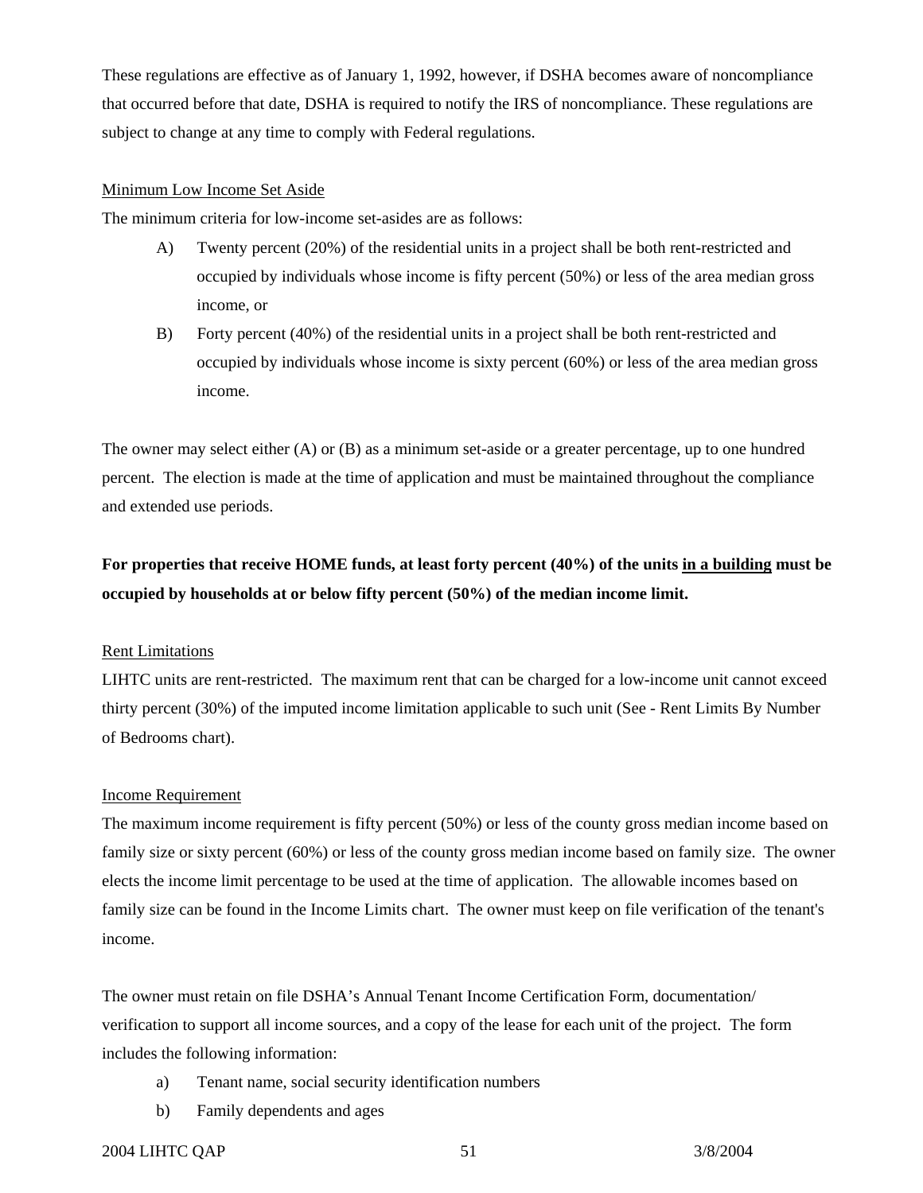These regulations are effective as of January 1, 1992, however, if DSHA becomes aware of noncompliance that occurred before that date, DSHA is required to notify the IRS of noncompliance. These regulations are subject to change at any time to comply with Federal regulations.

<u>Minimum Low Income Set Aside</u>

The minimum criteria for low-income set-asides are as follows:

A) Twenty percent (20%) of the residential units in a project shall be both rent-restricted and occupied by individuals whose income is fifty percent (50%) or less of the area median gross income, or

B) Forty percent (40%) of the residential units in a project shall be both rent-restricted and occupied by individuals whose income is sixty percent (60%) or less of the area median gross income.

The owner may select either (A) or (B) as a minimum set-aside or a greater percentage, up to one hundred percent. The election is made at the time of application and must be maintained throughout the compliance and extended use periods.

**For properties that receive HOME funds, at least forty percent (40%) of the units <u>in a building</u> must be occupied by households at or below fifty percent (50%) of the median income limit.**

<u>Rent Limitations</u>

LIHTC units are rent-restricted. The maximum rent that can be charged for a low-income unit cannot exceed thirty percent (30%) of the imputed income limitation applicable to such unit (See - Rent Limits By Number of Bedrooms chart).

<u>Income Requirement</u>

The maximum income requirement is fifty percent (50%) or less of the county gross median income based on family size or sixty percent (60%) or less of the county gross median income based on family size. The owner elects the income limit percentage to be used at the time of application. The allowable incomes based on family size can be found in the Income Limits chart. The owner must keep on file verification of the tenant's income.

The owner must retain on file DSHA's Annual Tenant Income Certification Form, documentation/ verification to support all income sources, and a copy of the lease for each unit of the project. The form includes the following information:

a) Tenant name, social security identification numbers

b) Family dependents and ages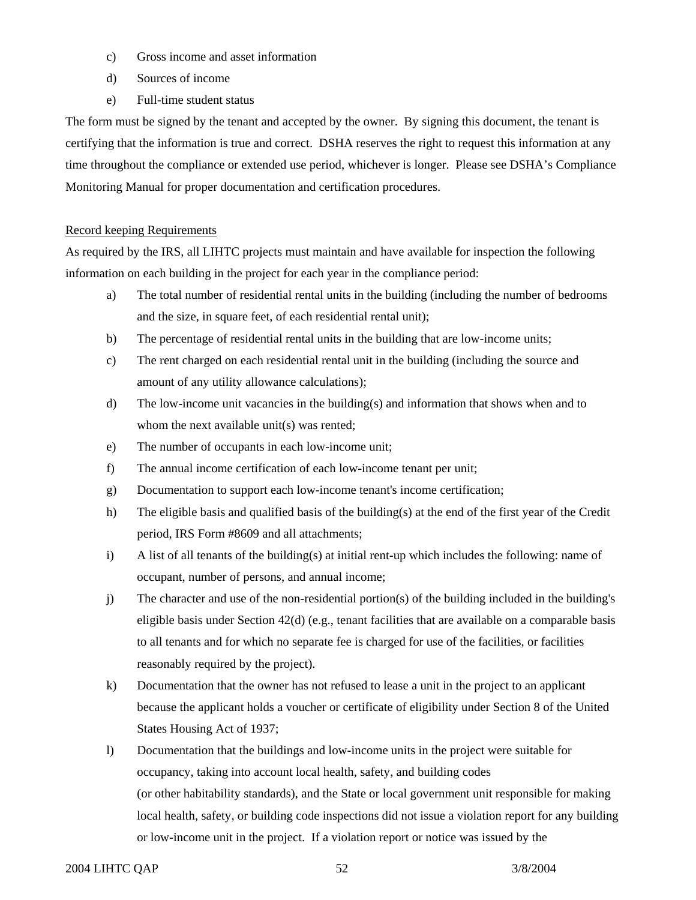c) Gross income and asset information

d) Sources of income

e) Full-time student status

The form must be signed by the tenant and accepted by the owner. By signing this document, the tenant is certifying that the information is true and correct. DSHA reserves the right to request this information at any time throughout the compliance or extended use period, whichever is longer. Please see DSHA's Compliance Monitoring Manual for proper documentation and certification procedures.

<u>Record keeping Requirements</u>

As required by the IRS, all LIHTC projects must maintain and have available for inspection the following information on each building in the project for each year in the compliance period:

a) The total number of residential rental units in the building (including the number of bedrooms and the size, in square feet, of each residential rental unit);

b) The percentage of residential rental units in the building that are low-income units;

c) The rent charged on each residential rental unit in the building (including the source and amount of any utility allowance calculations);

d) The low-income unit vacancies in the building(s) and information that shows when and to whom the next available unit(s) was rented;

e) The number of occupants in each low-income unit;

f) The annual income certification of each low-income tenant per unit;

g) Documentation to support each low-income tenant's income certification;

h) The eligible basis and qualified basis of the building(s) at the end of the first year of the Credit period, IRS Form #8609 and all attachments;

i) A list of all tenants of the building(s) at initial rent-up which includes the following: name of occupant, number of persons, and annual income;

j) The character and use of the non-residential portion(s) of the building included in the building's eligible basis under Section 42(d) (e.g., tenant facilities that are available on a comparable basis to all tenants and for which no separate fee is charged for use of the facilities, or facilities reasonably required by the project).

k) Documentation that the owner has not refused to lease a unit in the project to an applicant because the applicant holds a voucher or certificate of eligibility under Section 8 of the United States Housing Act of 1937;

l) Documentation that the buildings and low-income units in the project were suitable for occupancy, taking into account local health, safety, and building codes (or other habitability standards), and the State or local government unit responsible for making local health, safety, or building code inspections did not issue a violation report for any building or low-income unit in the project. If a violation report or notice was issued by the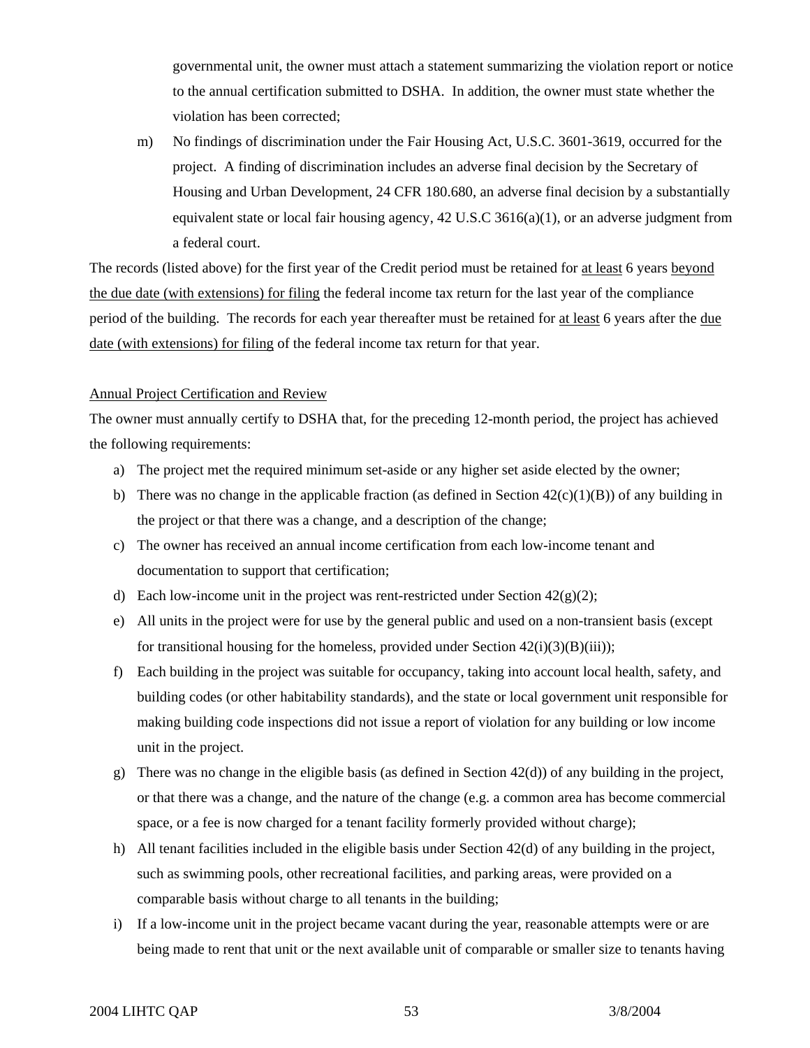governmental unit, the owner must attach a statement summarizing the violation report or notice to the annual certification submitted to DSHA. In addition, the owner must state whether the violation has been corrected;

m) No findings of discrimination under the Fair Housing Act, U.S.C. 3601-3619, occurred for the project. A finding of discrimination includes an adverse final decision by the Secretary of Housing and Urban Development, 24 CFR 180.680, an adverse final decision by a substantially equivalent state or local fair housing agency, 42 U.S.C 3616(a)(1), or an adverse judgment from a federal court.

The records (listed above) for the first year of the Credit period must be retained for <u>at least</u> 6 years <u>beyond the due date (with extensions) for filing</u> the federal income tax return for the last year of the compliance period of the building. The records for each year thereafter must be retained for <u>at least</u> 6 years after the <u>due date (with extensions) for filing</u> of the federal income tax return for that year.

<u>Annual Project Certification and Review</u>

The owner must annually certify to DSHA that, for the preceding 12-month period, the project has achieved the following requirements:

a) The project met the required minimum set-aside or any higher set aside elected by the owner;
b) There was no change in the applicable fraction (as defined in Section 42(c)(1)(B)) of any building in the project or that there was a change, and a description of the change;
c) The owner has received an annual income certification from each low-income tenant and documentation to support that certification;
d) Each low-income unit in the project was rent-restricted under Section 42(g)(2);
e) All units in the project were for use by the general public and used on a non-transient basis (except for transitional housing for the homeless, provided under Section 42(i)(3)(B)(iii));
f) Each building in the project was suitable for occupancy, taking into account local health, safety, and building codes (or other habitability standards), and the state or local government unit responsible for making building code inspections did not issue a report of violation for any building or low income unit in the project.
g) There was no change in the eligible basis (as defined in Section 42(d)) of any building in the project, or that there was a change, and the nature of the change (e.g. a common area has become commercial space, or a fee is now charged for a tenant facility formerly provided without charge);
h) All tenant facilities included in the eligible basis under Section 42(d) of any building in the project, such as swimming pools, other recreational facilities, and parking areas, were provided on a comparable basis without charge to all tenants in the building;
i) If a low-income unit in the project became vacant during the year, reasonable attempts were or are being made to rent that unit or the next available unit of comparable or smaller size to tenants having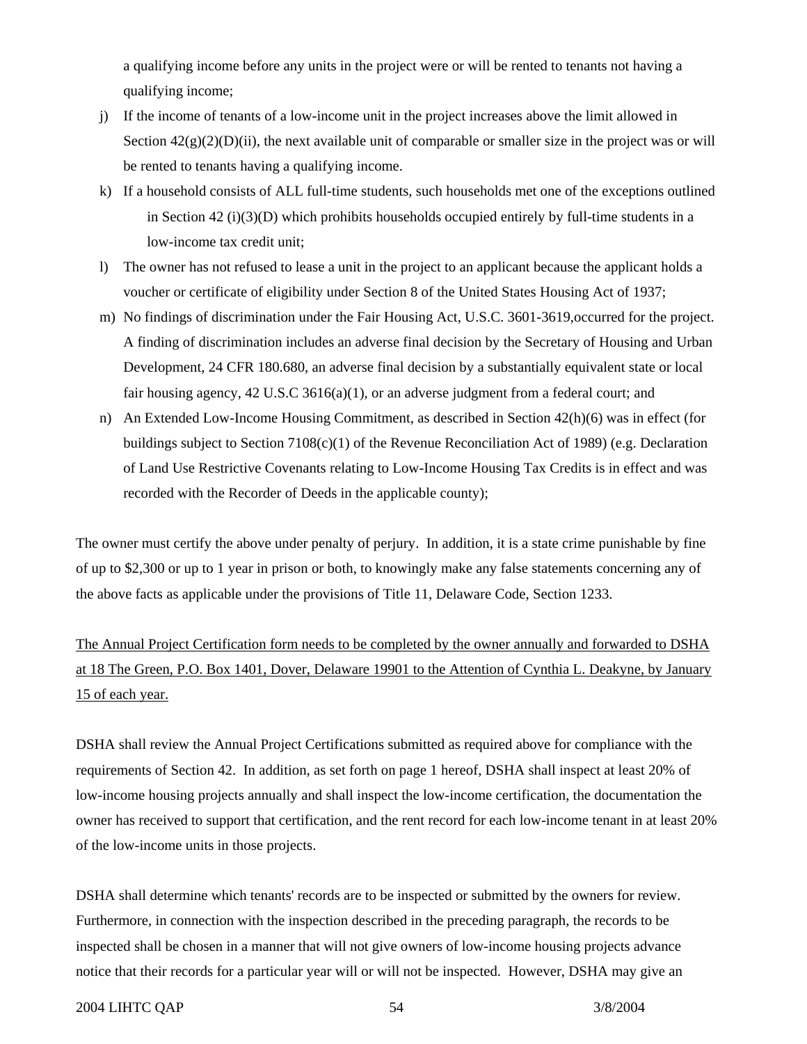a qualifying income before any units in the project were or will be rented to tenants not having a qualifying income;

j) If the income of tenants of a low-income unit in the project increases above the limit allowed in Section 42(g)(2)(D)(ii), the next available unit of comparable or smaller size in the project was or will be rented to tenants having a qualifying income.

k) If a household consists of ALL full-time students, such households met one of the exceptions outlined in Section 42 (i)(3)(D) which prohibits households occupied entirely by full-time students in a low-income tax credit unit;

l) The owner has not refused to lease a unit in the project to an applicant because the applicant holds a voucher or certificate of eligibility under Section 8 of the United States Housing Act of 1937;

m) No findings of discrimination under the Fair Housing Act, U.S.C. 3601-3619,occurred for the project. A finding of discrimination includes an adverse final decision by the Secretary of Housing and Urban Development, 24 CFR 180.680, an adverse final decision by a substantially equivalent state or local fair housing agency, 42 U.S.C 3616(a)(1), or an adverse judgment from a federal court; and

n) An Extended Low-Income Housing Commitment, as described in Section 42(h)(6) was in effect (for buildings subject to Section 7108(c)(1) of the Revenue Reconciliation Act of 1989) (e.g. Declaration of Land Use Restrictive Covenants relating to Low-Income Housing Tax Credits is in effect and was recorded with the Recorder of Deeds in the applicable county);

The owner must certify the above under penalty of perjury. In addition, it is a state crime punishable by fine of up to $2,300 or up to 1 year in prison or both, to knowingly make any false statements concerning any of the above facts as applicable under the provisions of Title 11, Delaware Code, Section 1233.

<u>The Annual Project Certification form needs to be completed by the owner annually and forwarded to DSHA at 18 The Green, P.O. Box 1401, Dover, Delaware 19901 to the Attention of Cynthia L. Deakyne, by January 15 of each year.</u>

DSHA shall review the Annual Project Certifications submitted as required above for compliance with the requirements of Section 42. In addition, as set forth on page 1 hereof, DSHA shall inspect at least 20% of low-income housing projects annually and shall inspect the low-income certification, the documentation the owner has received to support that certification, and the rent record for each low-income tenant in at least 20% of the low-income units in those projects.

DSHA shall determine which tenants' records are to be inspected or submitted by the owners for review. Furthermore, in connection with the inspection described in the preceding paragraph, the records to be inspected shall be chosen in a manner that will not give owners of low-income housing projects advance notice that their records for a particular year will or will not be inspected. However, DSHA may give an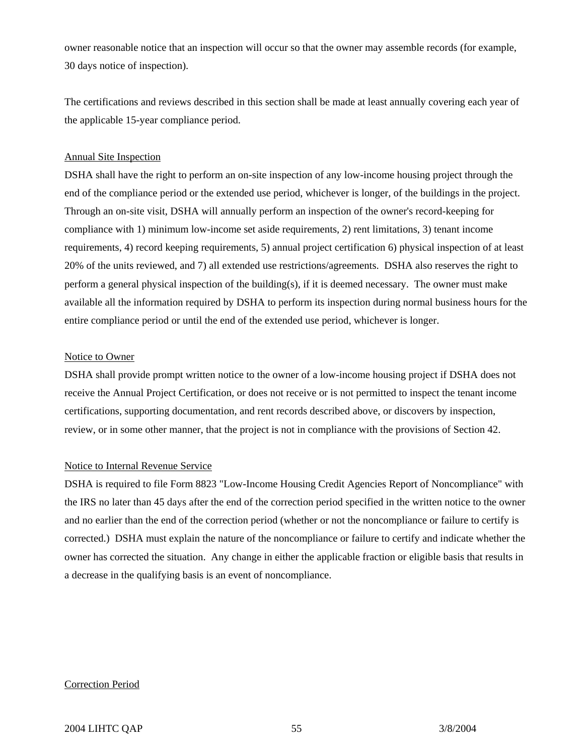owner reasonable notice that an inspection will occur so that the owner may assemble records (for example, 30 days notice of inspection).

The certifications and reviews described in this section shall be made at least annually covering each year of the applicable 15-year compliance period.

Annual Site Inspection

DSHA shall have the right to perform an on-site inspection of any low-income housing project through the end of the compliance period or the extended use period, whichever is longer, of the buildings in the project. Through an on-site visit, DSHA will annually perform an inspection of the owner's record-keeping for compliance with 1) minimum low-income set aside requirements, 2) rent limitations, 3) tenant income requirements, 4) record keeping requirements, 5) annual project certification 6) physical inspection of at least 20% of the units reviewed, and 7) all extended use restrictions/agreements. DSHA also reserves the right to perform a general physical inspection of the building(s), if it is deemed necessary. The owner must make available all the information required by DSHA to perform its inspection during normal business hours for the entire compliance period or until the end of the extended use period, whichever is longer.

Notice to Owner

DSHA shall provide prompt written notice to the owner of a low-income housing project if DSHA does not receive the Annual Project Certification, or does not receive or is not permitted to inspect the tenant income certifications, supporting documentation, and rent records described above, or discovers by inspection, review, or in some other manner, that the project is not in compliance with the provisions of Section 42.

Notice to Internal Revenue Service

DSHA is required to file Form 8823 "Low-Income Housing Credit Agencies Report of Noncompliance" with the IRS no later than 45 days after the end of the correction period specified in the written notice to the owner and no earlier than the end of the correction period (whether or not the noncompliance or failure to certify is corrected.) DSHA must explain the nature of the noncompliance or failure to certify and indicate whether the owner has corrected the situation. Any change in either the applicable fraction or eligible basis that results in a decrease in the qualifying basis is an event of noncompliance.

Correction Period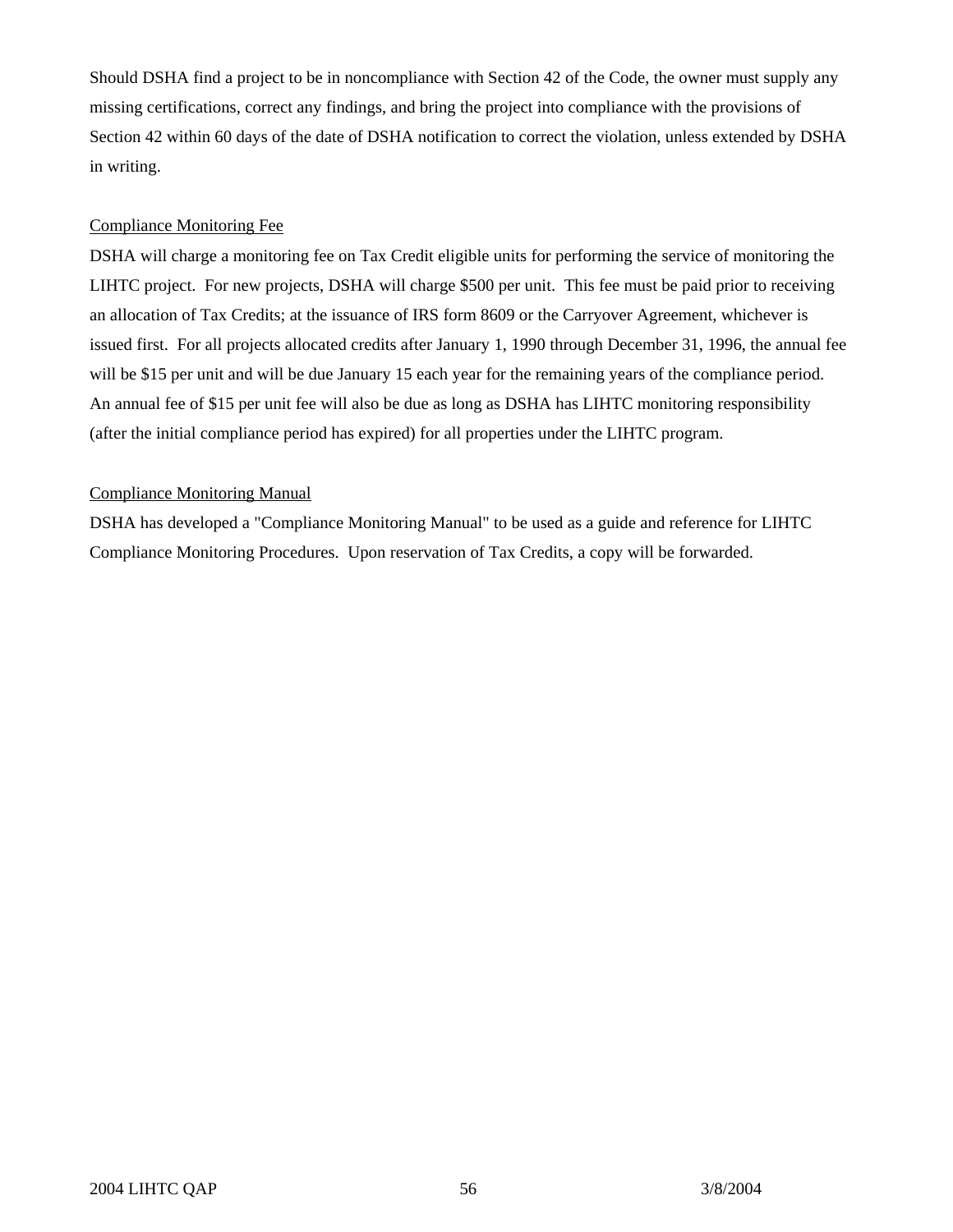Should DSHA find a project to be in noncompliance with Section 42 of the Code, the owner must supply any missing certifications, correct any findings, and bring the project into compliance with the provisions of Section 42 within 60 days of the date of DSHA notification to correct the violation, unless extended by DSHA in writing.

<u>Compliance Monitoring Fee</u>

DSHA will charge a monitoring fee on Tax Credit eligible units for performing the service of monitoring the LIHTC project. For new projects, DSHA will charge $500 per unit. This fee must be paid prior to receiving an allocation of Tax Credits; at the issuance of IRS form 8609 or the Carryover Agreement, whichever is issued first. For all projects allocated credits after January 1, 1990 through December 31, 1996, the annual fee will be $15 per unit and will be due January 15 each year for the remaining years of the compliance period. An annual fee of $15 per unit fee will also be due as long as DSHA has LIHTC monitoring responsibility (after the initial compliance period has expired) for all properties under the LIHTC program.

<u>Compliance Monitoring Manual</u>

DSHA has developed a "Compliance Monitoring Manual" to be used as a guide and reference for LIHTC Compliance Monitoring Procedures. Upon reservation of Tax Credits, a copy will be forwarded.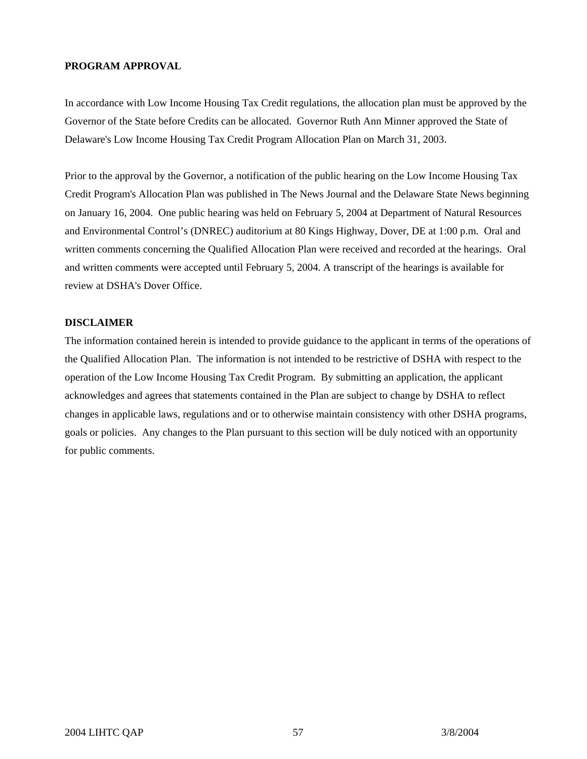**PROGRAM APPROVAL**

In accordance with Low Income Housing Tax Credit regulations, the allocation plan must be approved by the Governor of the State before Credits can be allocated. Governor Ruth Ann Minner approved the State of Delaware's Low Income Housing Tax Credit Program Allocation Plan on March 31, 2003.

Prior to the approval by the Governor, a notification of the public hearing on the Low Income Housing Tax Credit Program's Allocation Plan was published in The News Journal and the Delaware State News beginning on January 16, 2004. One public hearing was held on February 5, 2004 at Department of Natural Resources and Environmental Control's (DNREC) auditorium at 80 Kings Highway, Dover, DE at 1:00 p.m. Oral and written comments concerning the Qualified Allocation Plan were received and recorded at the hearings. Oral and written comments were accepted until February 5, 2004. A transcript of the hearings is available for review at DSHA's Dover Office.

**DISCLAIMER**

The information contained herein is intended to provide guidance to the applicant in terms of the operations of the Qualified Allocation Plan. The information is not intended to be restrictive of DSHA with respect to the operation of the Low Income Housing Tax Credit Program. By submitting an application, the applicant acknowledges and agrees that statements contained in the Plan are subject to change by DSHA to reflect changes in applicable laws, regulations and or to otherwise maintain consistency with other DSHA programs, goals or policies. Any changes to the Plan pursuant to this section will be duly noticed with an opportunity for public comments.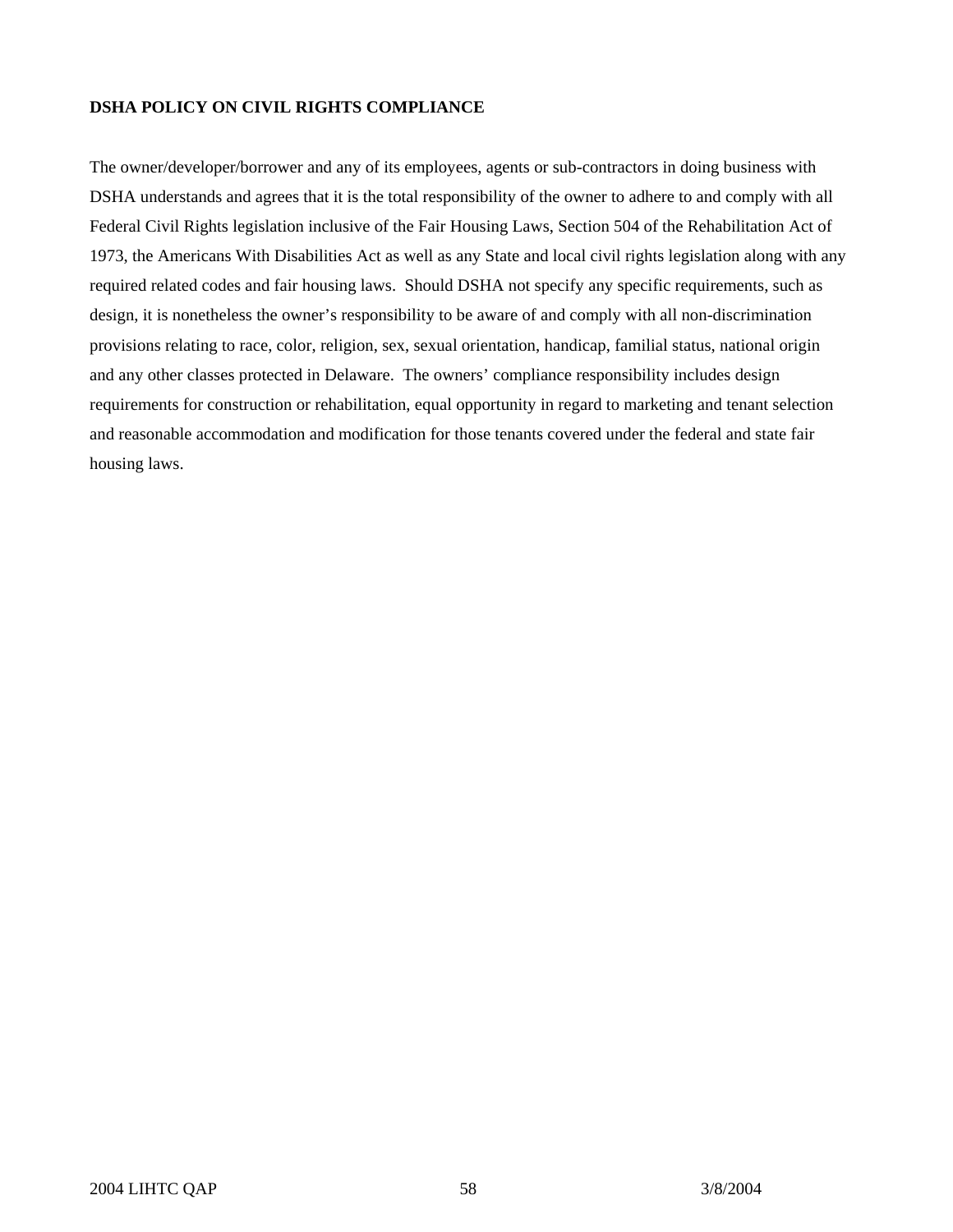**DSHA POLICY ON CIVIL RIGHTS COMPLIANCE**

The owner/developer/borrower and any of its employees, agents or sub-contractors in doing business with DSHA understands and agrees that it is the total responsibility of the owner to adhere to and comply with all Federal Civil Rights legislation inclusive of the Fair Housing Laws, Section 504 of the Rehabilitation Act of 1973, the Americans With Disabilities Act as well as any State and local civil rights legislation along with any required related codes and fair housing laws. Should DSHA not specify any specific requirements, such as design, it is nonetheless the owner's responsibility to be aware of and comply with all non-discrimination provisions relating to race, color, religion, sex, sexual orientation, handicap, familial status, national origin and any other classes protected in Delaware. The owners' compliance responsibility includes design requirements for construction or rehabilitation, equal opportunity in regard to marketing and tenant selection and reasonable accommodation and modification for those tenants covered under the federal and state fair housing laws.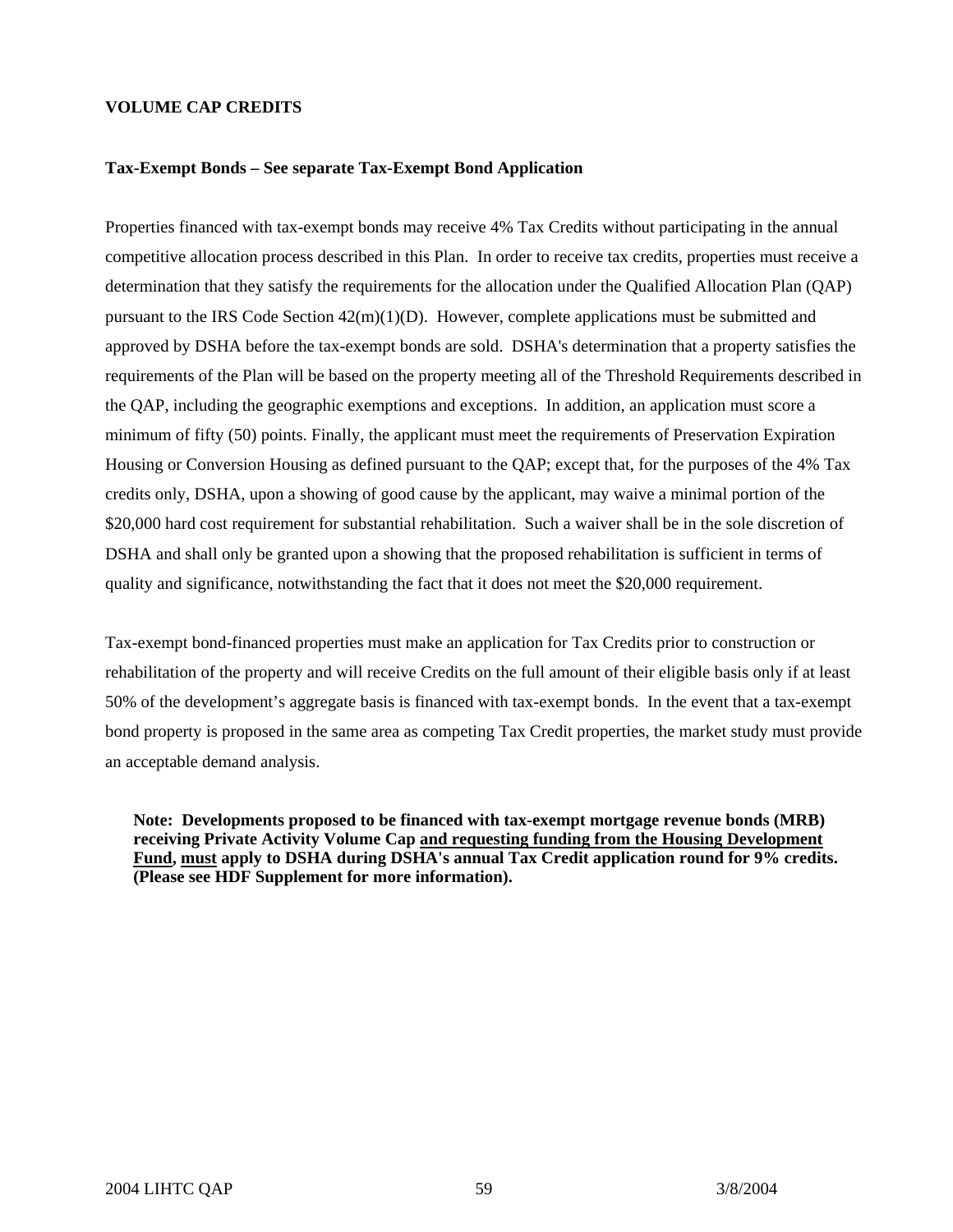**VOLUME CAP CREDITS**

**Tax-Exempt Bonds – See separate Tax-Exempt Bond Application**

Properties financed with tax-exempt bonds may receive 4% Tax Credits without participating in the annual competitive allocation process described in this Plan. In order to receive tax credits, properties must receive a determination that they satisfy the requirements for the allocation under the Qualified Allocation Plan (QAP) pursuant to the IRS Code Section 42(m)(1)(D). However, complete applications must be submitted and approved by DSHA before the tax-exempt bonds are sold. DSHA's determination that a property satisfies the requirements of the Plan will be based on the property meeting all of the Threshold Requirements described in the QAP, including the geographic exemptions and exceptions. In addition, an application must score a minimum of fifty (50) points. Finally, the applicant must meet the requirements of Preservation Expiration Housing or Conversion Housing as defined pursuant to the QAP; except that, for the purposes of the 4% Tax credits only, DSHA, upon a showing of good cause by the applicant, may waive a minimal portion of the $20,000 hard cost requirement for substantial rehabilitation. Such a waiver shall be in the sole discretion of DSHA and shall only be granted upon a showing that the proposed rehabilitation is sufficient in terms of quality and significance, notwithstanding the fact that it does not meet the $20,000 requirement.

Tax-exempt bond-financed properties must make an application for Tax Credits prior to construction or rehabilitation of the property and will receive Credits on the full amount of their eligible basis only if at least 50% of the development's aggregate basis is financed with tax-exempt bonds. In the event that a tax-exempt bond property is proposed in the same area as competing Tax Credit properties, the market study must provide an acceptable demand analysis.

> **Note: Developments proposed to be financed with tax-exempt mortgage revenue bonds (MRB) receiving Private Activity Volume Cap <u>and requesting funding from the Housing Development Fund</u>, <u>must</u> apply to DSHA during DSHA's annual Tax Credit application round for 9% credits. (Please see HDF Supplement for more information).**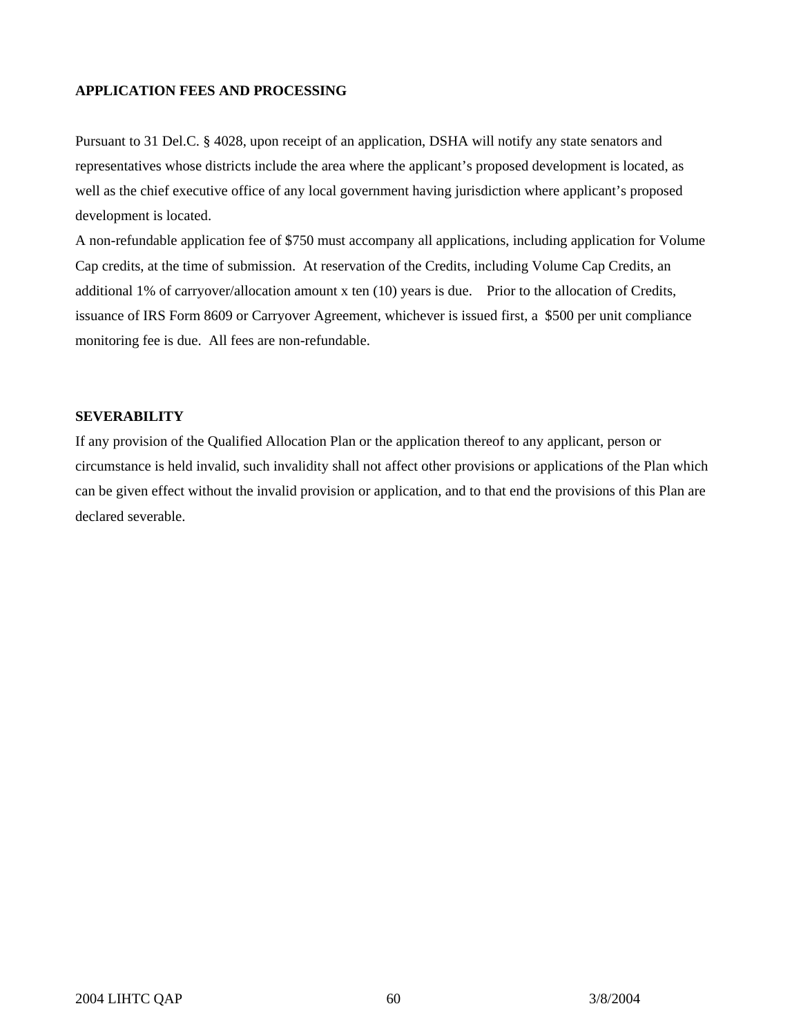**APPLICATION FEES AND PROCESSING**

Pursuant to 31 Del.C. § 4028, upon receipt of an application, DSHA will notify any state senators and representatives whose districts include the area where the applicant's proposed development is located, as well as the chief executive office of any local government having jurisdiction where applicant's proposed development is located.

A non-refundable application fee of $750 must accompany all applications, including application for Volume Cap credits, at the time of submission. At reservation of the Credits, including Volume Cap Credits, an additional 1% of carryover/allocation amount x ten (10) years is due. Prior to the allocation of Credits, issuance of IRS Form 8609 or Carryover Agreement, whichever is issued first, a $500 per unit compliance monitoring fee is due. All fees are non-refundable.

**SEVERABILITY**

If any provision of the Qualified Allocation Plan or the application thereof to any applicant, person or circumstance is held invalid, such invalidity shall not affect other provisions or applications of the Plan which can be given effect without the invalid provision or application, and to that end the provisions of this Plan are declared severable.